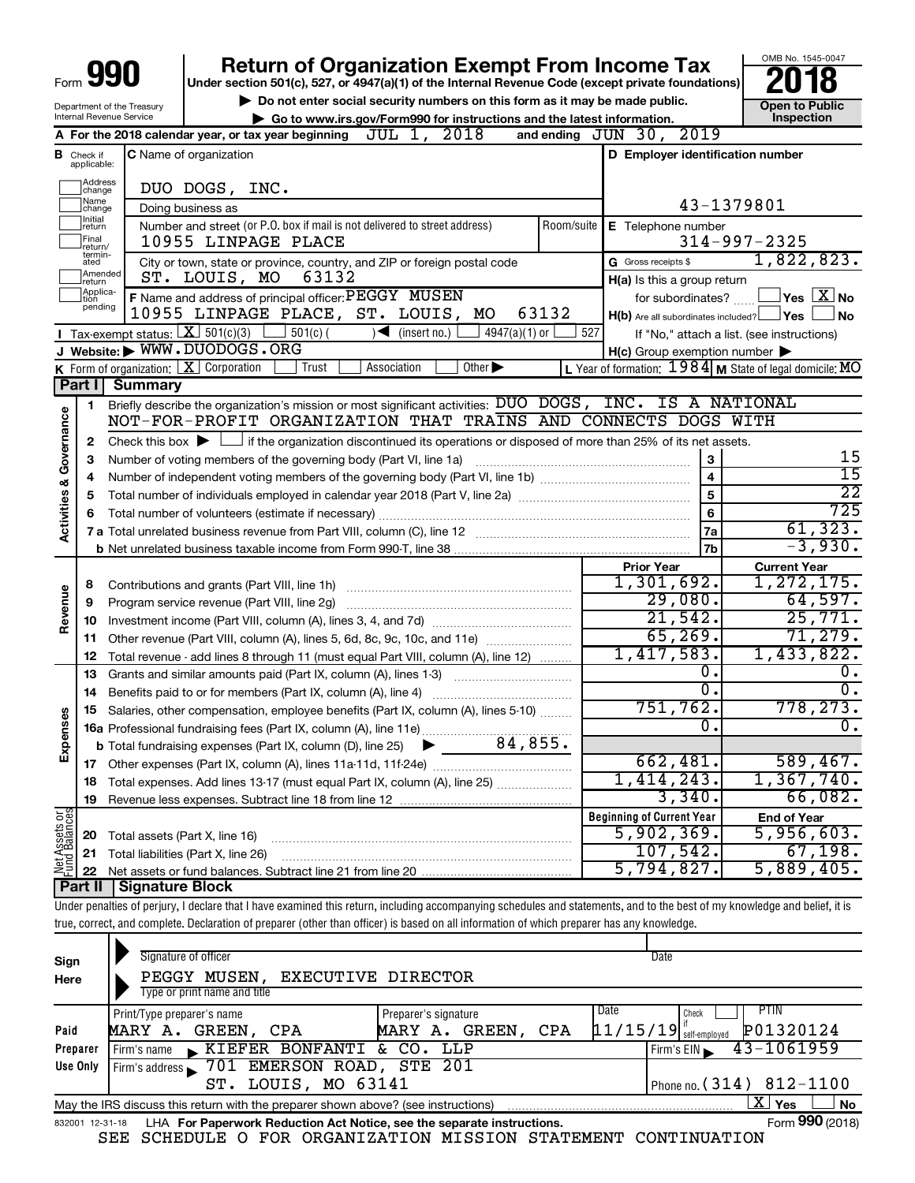Form **990**

# Return of Organization Exempt From Income Tax

**Under section 501(c), 527, or 4947(a)(1) of the Internal Revenue Code (except private foundations)**

▶ Do not enter social security numbers on this form as it may be made public.

▶ Go to www.irs.gov/Form990 for instructions and the latest information.

Department of the Treasury
Internal Revenue Service

OMB No. 1545-0047

**2018**

**Open to Public Inspection**

**A** For the 2018 calendar year, or tax year beginning JUL 1, 2018 and ending JUN 30, 2019

**B** Check if applicable: Address change, Name change, Initial return, Final return/terminated, Amended return, Application pending

**C** Name of organization: DUO DOGS, INC.

Doing business as

Number and street (or P.O. box if mail is not delivered to street address): 10955 LINPAGE PLACE | Room/suite

City or town, state or province, country, and ZIP or foreign postal code: ST. LOUIS, MO 63132

**D** Employer identification number: 43-1379801

**E** Telephone number: 314-997-2325

**G** Gross receipts $ 1,822,823.

**F** Name and address of principal officer: PEGGY MUSEN, 10955 LINPAGE PLACE, ST. LOUIS, MO 63132

**H(a)** Is this a group return for subordinates? ☐ Yes ☒ No

**H(b)** Are all subordinates included? ☐ Yes ☐ No — If "No," attach a list. (see instructions)

**H(c)** Group exemption number ▶

**I** Tax-exempt status: ☒ 501(c)(3) ☐ 501(c) ( ) ◀ (insert no.) ☐ 4947(a)(1) or ☐ 527

**J** Website: ▶ WWW.DUODOGS.ORG

**K** Form of organization: ☒ Corporation ☐ Trust ☐ Association ☐ Other ▶

**L** Year of formation: 1984 **M** State of legal domicile: MO

## Part I Summary

**Activities & Governance**

1. Briefly describe the organization's mission or most significant activities: DUO DOGS, INC. IS A NATIONAL NOT-FOR-PROFIT ORGANIZATION THAT TRAINS AND CONNECTS DOGS WITH
2. Check this box ▶ ☐ if the organization discontinued its operations or disposed of more than 25% of its net assets.

| | | | |
|---|---|---|---|
| 3 | Number of voting members of the governing body (Part VI, line 1a) | 3 | 15 |
| 4 | Number of independent voting members of the governing body (Part VI, line 1b) | 4 | 15 |
| 5 | Total number of individuals employed in calendar year 2018 (Part V, line 2a) | 5 | 22 |
| 6 | Total number of volunteers (estimate if necessary) | 6 | 725 |
| 7a | Total unrelated business revenue from Part VIII, column (C), line 12 | 7a | 61,323. |
| b | Net unrelated business taxable income from Form 990-T, line 38 | 7b | -3,930. |

| | | Prior Year | Current Year |
|---|---|---|---|
| **Revenue** | | | |
| 8 | Contributions and grants (Part VIII, line 1h) | 1,301,692. | 1,272,175. |
| 9 | Program service revenue (Part VIII, line 2g) | 29,080. | 64,597. |
| 10 | Investment income (Part VIII, column (A), lines 3, 4, and 7d) | 21,542. | 25,771. |
| 11 | Other revenue (Part VIII, column (A), lines 5, 6d, 8c, 9c, 10c, and 11e) | 65,269. | 71,279. |
| 12 | Total revenue - add lines 8 through 11 (must equal Part VIII, column (A), line 12) | 1,417,583. | 1,433,822. |
| **Expenses** | | | |
| 13 | Grants and similar amounts paid (Part IX, column (A), lines 1-3) | 0. | 0. |
| 14 | Benefits paid to or for members (Part IX, column (A), line 4) | 0. | 0. |
| 15 | Salaries, other compensation, employee benefits (Part IX, column (A), lines 5-10) | 751,762. | 778,273. |
| 16a | Professional fundraising fees (Part IX, column (A), line 11e) | 0. | 0. |
| b | Total fundraising expenses (Part IX, column (D), line 25) ▶ 84,855. | | |
| 17 | Other expenses (Part IX, column (A), lines 11a-11d, 11f-24e) | 662,481. | 589,467. |
| 18 | Total expenses. Add lines 13-17 (must equal Part IX, column (A), line 25) | 1,414,243. | 1,367,740. |
| 19 | Revenue less expenses. Subtract line 18 from line 12 | 3,340. | 66,082. |

| **Net Assets or Fund Balances** | | Beginning of Current Year | End of Year |
|---|---|---|---|
| 20 | Total assets (Part X, line 16) | 5,902,369. | 5,956,603. |
| 21 | Total liabilities (Part X, line 26) | 107,542. | 67,198. |
| 22 | Net assets or fund balances. Subtract line 21 from line 20 | 5,794,827. | 5,889,405. |

## Part II Signature Block

Under penalties of perjury, I declare that I have examined this return, including accompanying schedules and statements, and to the best of my knowledge and belief, it is true, correct, and complete. Declaration of preparer (other than officer) is based on all information of which preparer has any knowledge.

**Sign Here**

Signature of officer | Date

PEGGY MUSEN, EXECUTIVE DIRECTOR
Type or print name and title

**Paid Preparer Use Only**

| Print/Type preparer's name | Preparer's signature | Date | Check ☐ if self-employed | PTIN |
|---|---|---|---|---|
| MARY A. GREEN, CPA | MARY A. GREEN, CPA | 11/15/19 | | P01320124 |

Firm's name ▶ KIEFER BONFANTI & CO. LLP — Firm's EIN ▶ 43-1061959

Firm's address ▶ 701 EMERSON ROAD, STE 201, ST. LOUIS, MO 63141 — Phone no. (314) 812-1100

May the IRS discuss this return with the preparer shown above? (see instructions) ☒ Yes ☐ No

832001 12-31-18 LHA For Paperwork Reduction Act Notice, see the separate instructions. Form **990** (2018)

SEE SCHEDULE O FOR ORGANIZATION MISSION STATEMENT CONTINUATION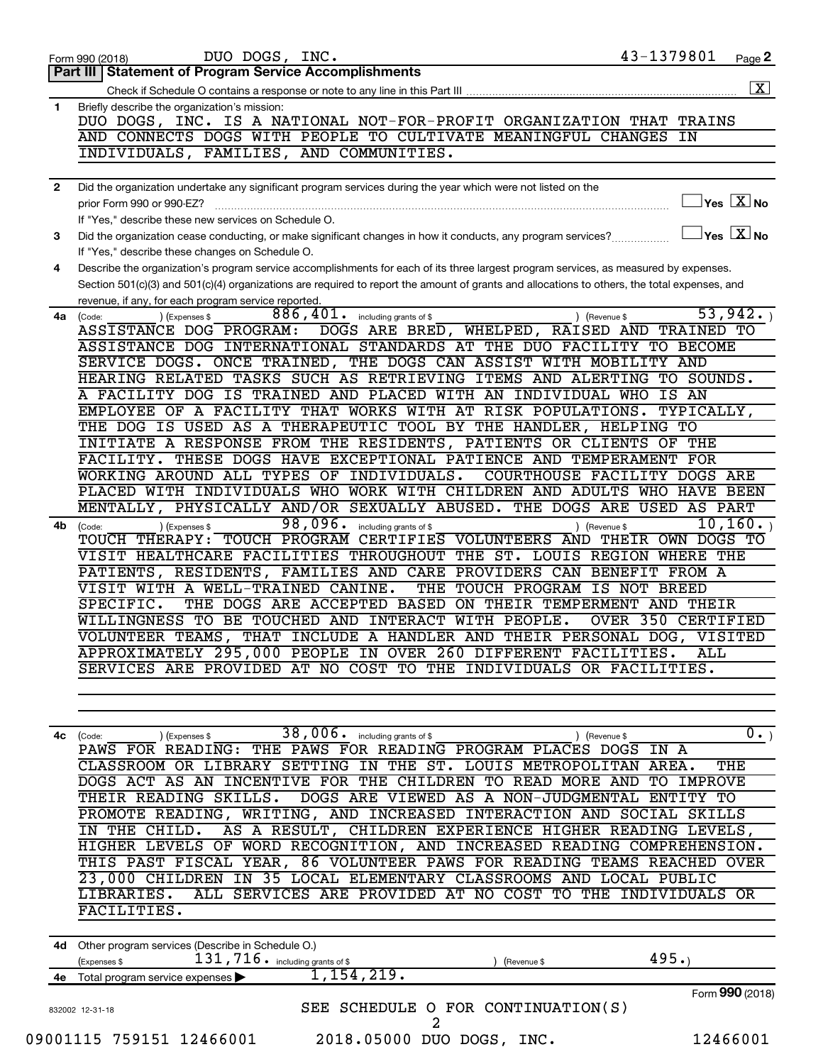Form 990 (2018) DUO DOGS, INC. 43-1379801 Page **2**

## Part III | Statement of Program Service Accomplishments

Check if Schedule O contains a response or note to any line in this Part III .......... [X]

**1** Briefly describe the organization's mission:

DUO DOGS, INC. IS A NATIONAL NOT-FOR-PROFIT ORGANIZATION THAT TRAINS AND CONNECTS DOGS WITH PEOPLE TO CULTIVATE MEANINGFUL CHANGES IN INDIVIDUALS, FAMILIES, AND COMMUNITIES.

**2** Did the organization undertake any significant program services during the year which were not listed on the prior Form 990 or 990-EZ? .......... [ ] Yes [X] No

If "Yes," describe these new services on Schedule O.

**3** Did the organization cease conducting, or make significant changes in how it conducts, any program services? .......... [ ] Yes [X] No

If "Yes," describe these changes on Schedule O.

**4** Describe the organization's program service accomplishments for each of its three largest program services, as measured by expenses. Section 501(c)(3) and 501(c)(4) organizations are required to report the amount of grants and allocations to others, the total expenses, and revenue, if any, for each program service reported.

**4a** (Code: ) (Expenses $ 886,401. including grants of $ ) (Revenue $ 53,942. )

ASSISTANCE DOG PROGRAM: DOGS ARE BRED, WHELPED, RAISED AND TRAINED TO ASSISTANCE DOG INTERNATIONAL STANDARDS AT THE DUO FACILITY TO BECOME SERVICE DOGS. ONCE TRAINED, THE DOGS CAN ASSIST WITH MOBILITY AND HEARING RELATED TASKS SUCH AS RETRIEVING ITEMS AND ALERTING TO SOUNDS. A FACILITY DOG IS TRAINED AND PLACED WITH AN INDIVIDUAL WHO IS AN EMPLOYEE OF A FACILITY THAT WORKS WITH AT RISK POPULATIONS. TYPICALLY, THE DOG IS USED AS A THERAPEUTIC TOOL BY THE HANDLER, HELPING TO INITIATE A RESPONSE FROM THE RESIDENTS, PATIENTS OR CLIENTS OF THE FACILITY. THESE DOGS HAVE EXCEPTIONAL PATIENCE AND TEMPERAMENT FOR WORKING AROUND ALL TYPES OF INDIVIDUALS. COURTHOUSE FACILITY DOGS ARE PLACED WITH INDIVIDUALS WHO WORK WITH CHILDREN AND ADULTS WHO HAVE BEEN MENTALLY, PHYSICALLY AND/OR SEXUALLY ABUSED. THE DOGS ARE USED AS PART

**4b** (Code: ) (Expenses $ 98,096. including grants of $ ) (Revenue $ 10,160. )

TOUCH THERAPY: TOUCH PROGRAM CERTIFIES VOLUNTEERS AND THEIR OWN DOGS TO VISIT HEALTHCARE FACILITIES THROUGHOUT THE ST. LOUIS REGION WHERE THE PATIENTS, RESIDENTS, FAMILIES AND CARE PROVIDERS CAN BENEFIT FROM A VISIT WITH A WELL-TRAINED CANINE. THE TOUCH PROGRAM IS NOT BREED SPECIFIC. THE DOGS ARE ACCEPTED BASED ON THEIR TEMPERMENT AND THEIR WILLINGNESS TO BE TOUCHED AND INTERACT WITH PEOPLE. OVER 350 CERTIFIED VOLUNTEER TEAMS, THAT INCLUDE A HANDLER AND THEIR PERSONAL DOG, VISITED APPROXIMATELY 295,000 PEOPLE IN OVER 260 DIFFERENT FACILITIES. ALL SERVICES ARE PROVIDED AT NO COST TO THE INDIVIDUALS OR FACILITIES.

**4c** (Code: ) (Expenses $ 38,006. including grants of $ ) (Revenue $ 0. )

PAWS FOR READING: THE PAWS FOR READING PROGRAM PLACES DOGS IN A CLASSROOM OR LIBRARY SETTING IN THE ST. LOUIS METROPOLITAN AREA. THE DOGS ACT AS AN INCENTIVE FOR THE CHILDREN TO READ MORE AND TO IMPROVE THEIR READING SKILLS. DOGS ARE VIEWED AS A NON-JUDGMENTAL ENTITY TO PROMOTE READING, WRITING, AND INCREASED INTERACTION AND SOCIAL SKILLS IN THE CHILD. AS A RESULT, CHILDREN EXPERIENCE HIGHER READING LEVELS, HIGHER LEVELS OF WORD RECOGNITION, AND INCREASED READING COMPREHENSION. THIS PAST FISCAL YEAR, 86 VOLUNTEER PAWS FOR READING TEAMS REACHED OVER 23,000 CHILDREN IN 35 LOCAL ELEMENTARY CLASSROOMS AND LOCAL PUBLIC LIBRARIES. ALL SERVICES ARE PROVIDED AT NO COST TO THE INDIVIDUALS OR FACILITIES.

**4d** Other program services (Describe in Schedule O.)

(Expenses $ 131,716. including grants of $ ) (Revenue $ 495.)

**4e** Total program service expenses ▶ 1,154,219.

SEE SCHEDULE O FOR CONTINUATION(S)

Form **990** (2018)

832002 12-31-18

09001115 759151 12466001 2018.05000 DUO DOGS, INC. 12466001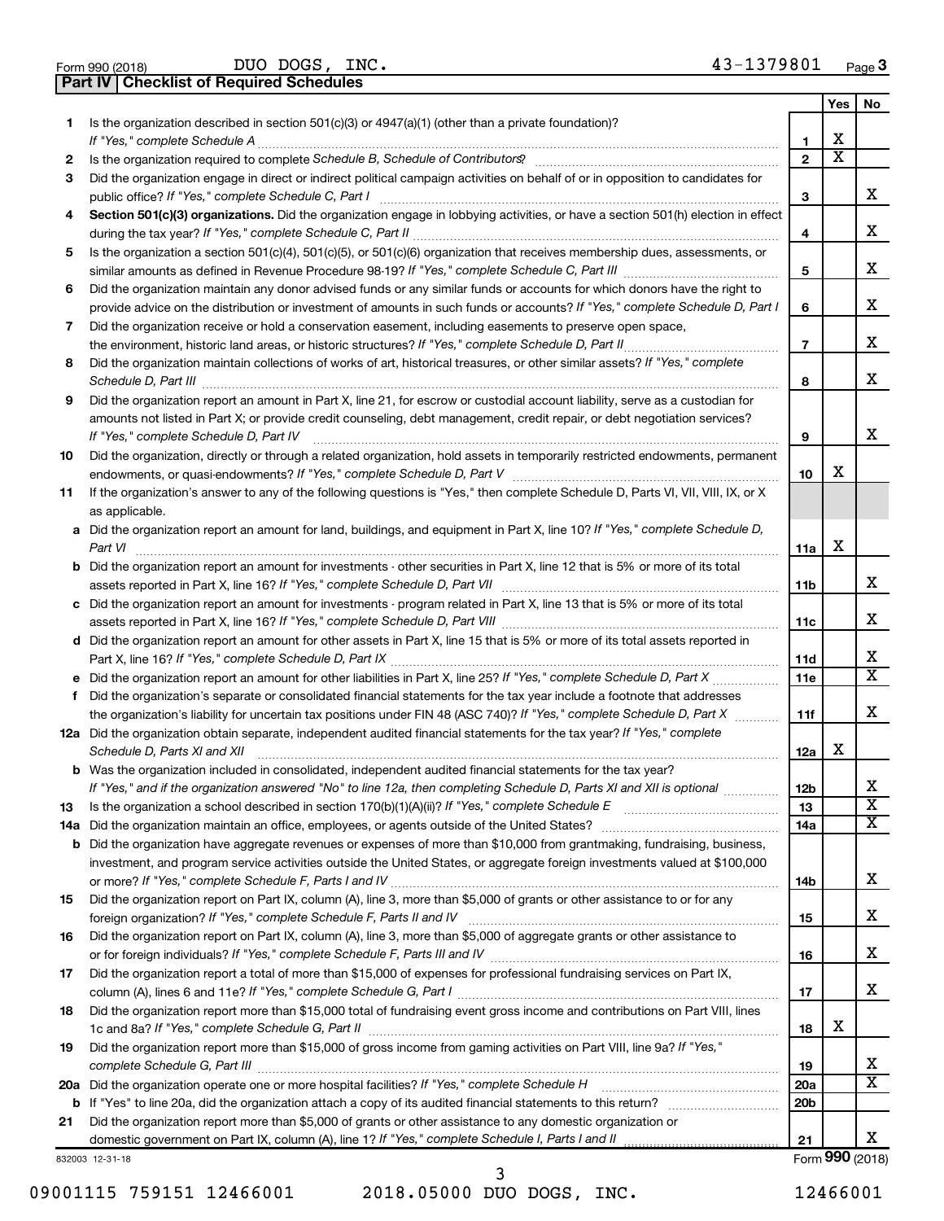Form 990 (2018) DUO DOGS, INC. 43-1379801 Page 3

## Part IV Checklist of Required Schedules

| | | | Yes | No |
|---|---|---|---|---|
| 1 | Is the organization described in section 501(c)(3) or 4947(a)(1) (other than a private foundation)? *If "Yes," complete Schedule A* | 1 | X | |
| 2 | Is the organization required to complete *Schedule B, Schedule of Contributors*? | 2 | X | |
| 3 | Did the organization engage in direct or indirect political campaign activities on behalf of or in opposition to candidates for public office? *If "Yes," complete Schedule C, Part I* | 3 | | X |
| 4 | **Section 501(c)(3) organizations.** Did the organization engage in lobbying activities, or have a section 501(h) election in effect during the tax year? *If "Yes," complete Schedule C, Part II* | 4 | | X |
| 5 | Is the organization a section 501(c)(4), 501(c)(5), or 501(c)(6) organization that receives membership dues, assessments, or similar amounts as defined in Revenue Procedure 98-19? *If "Yes," complete Schedule C, Part III* | 5 | | X |
| 6 | Did the organization maintain any donor advised funds or any similar funds or accounts for which donors have the right to provide advice on the distribution or investment of amounts in such funds or accounts? *If "Yes," complete Schedule D, Part I* | 6 | | X |
| 7 | Did the organization receive or hold a conservation easement, including easements to preserve open space, the environment, historic land areas, or historic structures? *If "Yes," complete Schedule D, Part II* | 7 | | X |
| 8 | Did the organization maintain collections of works of art, historical treasures, or other similar assets? *If "Yes," complete Schedule D, Part III* | 8 | | X |
| 9 | Did the organization report an amount in Part X, line 21, for escrow or custodial account liability, serve as a custodian for amounts not listed in Part X; or provide credit counseling, debt management, credit repair, or debt negotiation services? *If "Yes," complete Schedule D, Part IV* | 9 | | X |
| 10 | Did the organization, directly or through a related organization, hold assets in temporarily restricted endowments, permanent endowments, or quasi-endowments? *If "Yes," complete Schedule D, Part V* | 10 | X | |
| 11 | If the organization's answer to any of the following questions is "Yes," then complete Schedule D, Parts VI, VII, VIII, IX, or X as applicable. | | | |
| a | Did the organization report an amount for land, buildings, and equipment in Part X, line 10? *If "Yes," complete Schedule D, Part VI* | 11a | X | |
| b | Did the organization report an amount for investments - other securities in Part X, line 12 that is 5% or more of its total assets reported in Part X, line 16? *If "Yes," complete Schedule D, Part VII* | 11b | | X |
| c | Did the organization report an amount for investments - program related in Part X, line 13 that is 5% or more of its total assets reported in Part X, line 16? *If "Yes," complete Schedule D, Part VIII* | 11c | | X |
| d | Did the organization report an amount for other assets in Part X, line 15 that is 5% or more of its total assets reported in Part X, line 16? *If "Yes," complete Schedule D, Part IX* | 11d | | X |
| e | Did the organization report an amount for other liabilities in Part X, line 25? *If "Yes," complete Schedule D, Part X* | 11e | | X |
| f | Did the organization's separate or consolidated financial statements for the tax year include a footnote that addresses the organization's liability for uncertain tax positions under FIN 48 (ASC 740)? *If "Yes," complete Schedule D, Part X* | 11f | | X |
| 12a | Did the organization obtain separate, independent audited financial statements for the tax year? *If "Yes," complete Schedule D, Parts XI and XII* | 12a | X | |
| b | Was the organization included in consolidated, independent audited financial statements for the tax year? *If "Yes," and if the organization answered "No" to line 12a, then completing Schedule D, Parts XI and XII is optional* | 12b | | X |
| 13 | Is the organization a school described in section 170(b)(1)(A)(ii)? *If "Yes," complete Schedule E* | 13 | | X |
| 14a | Did the organization maintain an office, employees, or agents outside of the United States? | 14a | | X |
| b | Did the organization have aggregate revenues or expenses of more than $10,000 from grantmaking, fundraising, business, investment, and program service activities outside the United States, or aggregate foreign investments valued at $100,000 or more? *If "Yes," complete Schedule F, Parts I and IV* | 14b | | X |
| 15 | Did the organization report on Part IX, column (A), line 3, more than $5,000 of grants or other assistance to or for any foreign organization? *If "Yes," complete Schedule F, Parts II and IV* | 15 | | X |
| 16 | Did the organization report on Part IX, column (A), line 3, more than $5,000 of aggregate grants or other assistance to or for foreign individuals? *If "Yes," complete Schedule F, Parts III and IV* | 16 | | X |
| 17 | Did the organization report a total of more than $15,000 of expenses for professional fundraising services on Part IX, column (A), lines 6 and 11e? *If "Yes," complete Schedule G, Part I* | 17 | | X |
| 18 | Did the organization report more than $15,000 total of fundraising event gross income and contributions on Part VIII, lines 1c and 8a? *If "Yes," complete Schedule G, Part II* | 18 | X | |
| 19 | Did the organization report more than $15,000 of gross income from gaming activities on Part VIII, line 9a? *If "Yes," complete Schedule G, Part III* | 19 | | X |
| 20a | Did the organization operate one or more hospital facilities? *If "Yes," complete Schedule H* | 20a | | X |
| b | If "Yes" to line 20a, did the organization attach a copy of its audited financial statements to this return? | 20b | | |
| 21 | Did the organization report more than $5,000 of grants or other assistance to any domestic organization or domestic government on Part IX, column (A), line 1? *If "Yes," complete Schedule I, Parts I and II* | 21 | | X |

832003 12-31-18 Form **990** (2018)

09001115 759151 12466001 2018.05000 DUO DOGS, INC. 12466001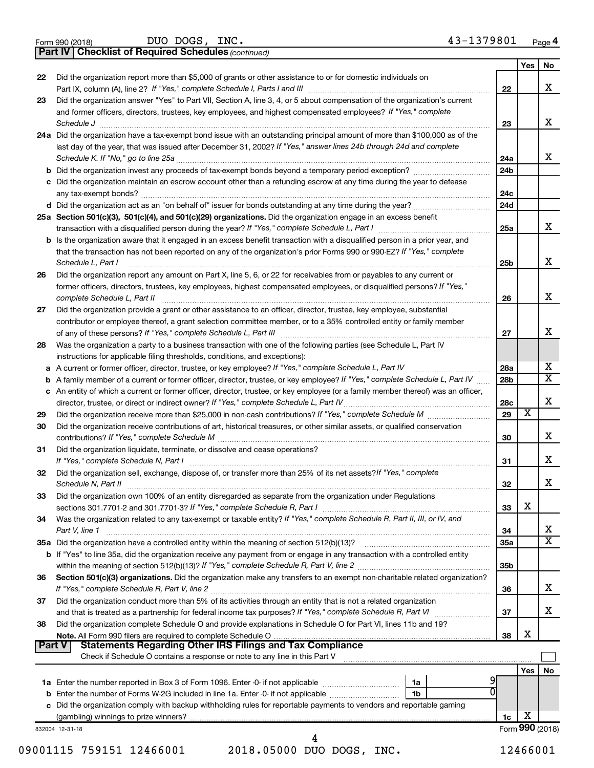Form 990 (2018) DUO DOGS, INC. 43-1379801 Page 4

**Part IV | Checklist of Required Schedules** *(continued)*

| | | | Yes | No |
|---|---|---|---|---|
| 22 | Did the organization report more than $5,000 of grants or other assistance to or for domestic individuals on Part IX, column (A), line 2? *If "Yes," complete Schedule I, Parts I and III* | 22 | | X |
| 23 | Did the organization answer "Yes" to Part VII, Section A, line 3, 4, or 5 about compensation of the organization's current and former officers, directors, trustees, key employees, and highest compensated employees? *If "Yes," complete Schedule J* | 23 | | X |
| 24a | Did the organization have a tax-exempt bond issue with an outstanding principal amount of more than $100,000 as of the last day of the year, that was issued after December 31, 2002? *If "Yes," answer lines 24b through 24d and complete Schedule K. If "No," go to line 25a* | 24a | | X |
| b | Did the organization invest any proceeds of tax-exempt bonds beyond a temporary period exception? | 24b | | |
| c | Did the organization maintain an escrow account other than a refunding escrow at any time during the year to defease any tax-exempt bonds? | 24c | | |
| d | Did the organization act as an "on behalf of" issuer for bonds outstanding at any time during the year? | 24d | | |
| 25a | **Section 501(c)(3), 501(c)(4), and 501(c)(29) organizations.** Did the organization engage in an excess benefit transaction with a disqualified person during the year? *If "Yes," complete Schedule L, Part I* | 25a | | X |
| b | Is the organization aware that it engaged in an excess benefit transaction with a disqualified person in a prior year, and that the transaction has not been reported on any of the organization's prior Forms 990 or 990-EZ? *If "Yes," complete Schedule L, Part I* | 25b | | X |
| 26 | Did the organization report any amount on Part X, line 5, 6, or 22 for receivables from or payables to any current or former officers, directors, trustees, key employees, highest compensated employees, or disqualified persons? *If "Yes," complete Schedule L, Part II* | 26 | | X |
| 27 | Did the organization provide a grant or other assistance to an officer, director, trustee, key employee, substantial contributor or employee thereof, a grant selection committee member, or to a 35% controlled entity or family member of any of these persons? *If "Yes," complete Schedule L, Part III* | 27 | | X |
| 28 | Was the organization a party to a business transaction with one of the following parties (see Schedule L, Part IV instructions for applicable filing thresholds, conditions, and exceptions): | | | |
| a | A current or former officer, director, trustee, or key employee? *If "Yes," complete Schedule L, Part IV* | 28a | | X |
| b | A family member of a current or former officer, director, trustee, or key employee? *If "Yes," complete Schedule L, Part IV* | 28b | | X |
| c | An entity of which a current or former officer, director, trustee, or key employee (or a family member thereof) was an officer, director, trustee, or direct or indirect owner? *If "Yes," complete Schedule L, Part IV* | 28c | | X |
| 29 | Did the organization receive more than $25,000 in non-cash contributions? *If "Yes," complete Schedule M* | 29 | X | |
| 30 | Did the organization receive contributions of art, historical treasures, or other similar assets, or qualified conservation contributions? *If "Yes," complete Schedule M* | 30 | | X |
| 31 | Did the organization liquidate, terminate, or dissolve and cease operations? *If "Yes," complete Schedule N, Part I* | 31 | | X |
| 32 | Did the organization sell, exchange, dispose of, or transfer more than 25% of its net assets? *If "Yes," complete Schedule N, Part II* | 32 | | X |
| 33 | Did the organization own 100% of an entity disregarded as separate from the organization under Regulations sections 301.7701-2 and 301.7701-3? *If "Yes," complete Schedule R, Part I* | 33 | X | |
| 34 | Was the organization related to any tax-exempt or taxable entity? *If "Yes," complete Schedule R, Part II, III, or IV, and Part V, line 1* | 34 | | X |
| 35a | Did the organization have a controlled entity within the meaning of section 512(b)(13)? | 35a | | X |
| b | If "Yes" to line 35a, did the organization receive any payment from or engage in any transaction with a controlled entity within the meaning of section 512(b)(13)? *If "Yes," complete Schedule R, Part V, line 2* | 35b | | |
| 36 | **Section 501(c)(3) organizations.** Did the organization make any transfers to an exempt non-charitable related organization? *If "Yes," complete Schedule R, Part V, line 2* | 36 | | X |
| 37 | Did the organization conduct more than 5% of its activities through an entity that is not a related organization and that is treated as a partnership for federal income tax purposes? *If "Yes," complete Schedule R, Part VI* | 37 | | X |
| 38 | Did the organization complete Schedule O and provide explanations in Schedule O for Part VI, lines 11b and 19? **Note.** All Form 990 filers are required to complete Schedule O | 38 | X | |

**Part V | Statements Regarding Other IRS Filings and Tax Compliance**

Check if Schedule O contains a response or note to any line in this Part V ☐

| | | | | | Yes | No |
|---|---|---|---|---|---|---|
| 1a | Enter the number reported in Box 3 of Form 1096. Enter -0- if not applicable | 1a | 9 | | | |
| b | Enter the number of Forms W-2G included in line 1a. Enter -0- if not applicable | 1b | 0 | | | |
| c | Did the organization comply with backup withholding rules for reportable payments to vendors and reportable gaming (gambling) winnings to prize winners? | | | 1c | X | |

832004 12-31-18 Form **990** (2018)

09001115 759151 12466001 2018.05000 DUO DOGS, INC. 12466001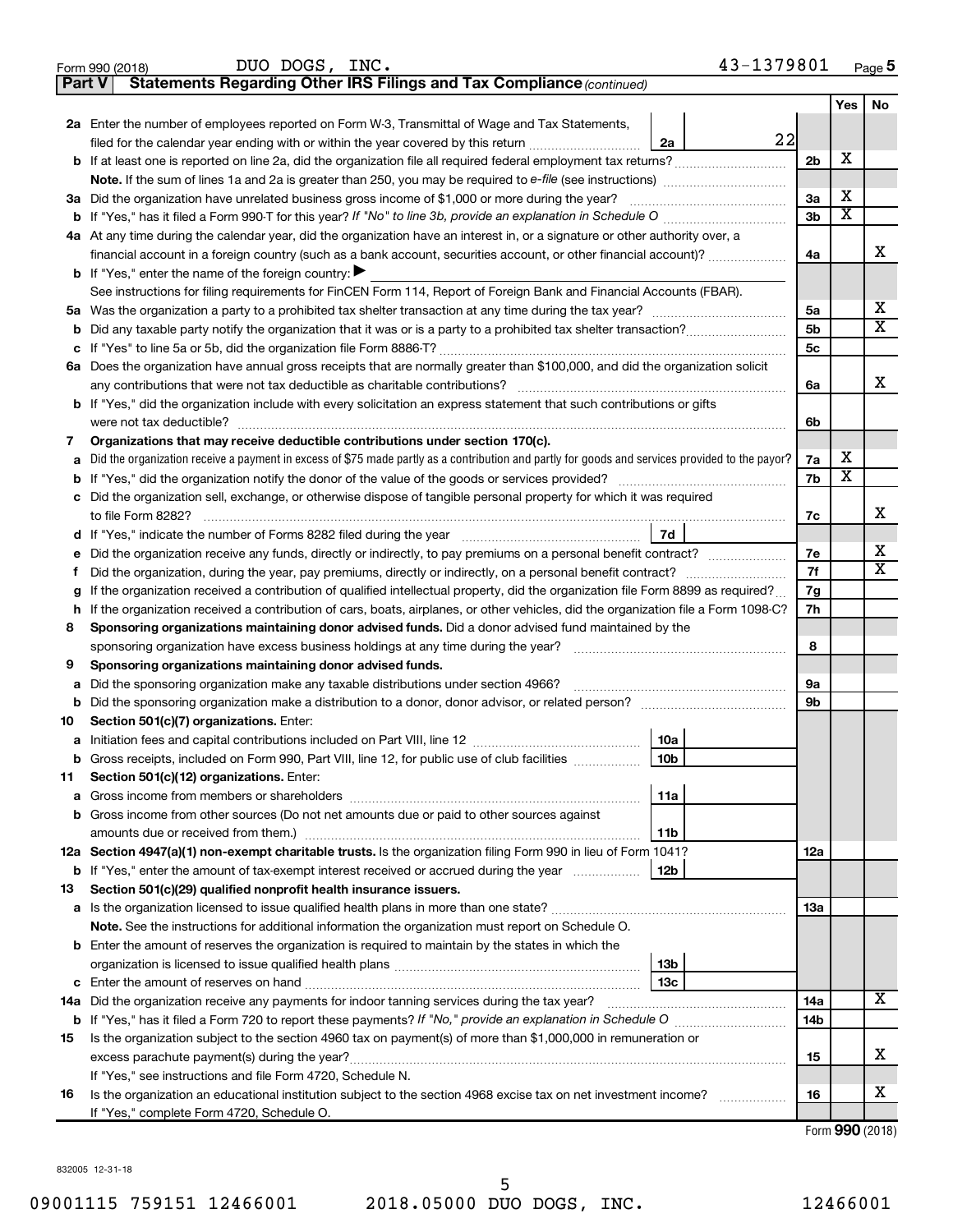Form 990 (2018) DUO DOGS, INC. 43-1379801 Page 5

**Part V Statements Regarding Other IRS Filings and Tax Compliance** *(continued)*

| | | | | Yes | No |
|---|---|---|---|---|---|
| **2a** | Enter the number of employees reported on Form W-3, Transmittal of Wage and Tax Statements, filed for the calendar year ending with or within the year covered by this return | 2a | 22 | | |
| **b** | If at least one is reported on line 2a, did the organization file all required federal employment tax returns? | 2b | | X | |
| | **Note.** If the sum of lines 1a and 2a is greater than 250, you may be required to *e-file* (see instructions) | | | | |
| **3a** | Did the organization have unrelated business gross income of $1,000 or more during the year? | 3a | | X | |
| **b** | If "Yes," has it filed a Form 990-T for this year? *If "No" to line 3b, provide an explanation in Schedule O* | 3b | | X | |
| **4a** | At any time during the calendar year, did the organization have an interest in, or a signature or other authority over, a financial account in a foreign country (such as a bank account, securities account, or other financial account)? | 4a | | | X |
| **b** | If "Yes," enter the name of the foreign country: ▶ | | | | |
| | See instructions for filing requirements for FinCEN Form 114, Report of Foreign Bank and Financial Accounts (FBAR). | | | | |
| **5a** | Was the organization a party to a prohibited tax shelter transaction at any time during the tax year? | 5a | | | X |
| **b** | Did any taxable party notify the organization that it was or is a party to a prohibited tax shelter transaction? | 5b | | | X |
| **c** | If "Yes" to line 5a or 5b, did the organization file Form 8886-T? | 5c | | | |
| **6a** | Does the organization have annual gross receipts that are normally greater than $100,000, and did the organization solicit any contributions that were not tax deductible as charitable contributions? | 6a | | | X |
| **b** | If "Yes," did the organization include with every solicitation an express statement that such contributions or gifts were not tax deductible? | 6b | | | |
| **7** | **Organizations that may receive deductible contributions under section 170(c).** | | | | |
| **a** | Did the organization receive a payment in excess of $75 made partly as a contribution and partly for goods and services provided to the payor? | 7a | | X | |
| **b** | If "Yes," did the organization notify the donor of the value of the goods or services provided? | 7b | | X | |
| **c** | Did the organization sell, exchange, or otherwise dispose of tangible personal property for which it was required to file Form 8282? | 7c | | | X |
| **d** | If "Yes," indicate the number of Forms 8282 filed during the year | 7d | | | |
| **e** | Did the organization receive any funds, directly or indirectly, to pay premiums on a personal benefit contract? | 7e | | | X |
| **f** | Did the organization, during the year, pay premiums, directly or indirectly, on a personal benefit contract? | 7f | | | X |
| **g** | If the organization received a contribution of qualified intellectual property, did the organization file Form 8899 as required? | 7g | | | |
| **h** | If the organization received a contribution of cars, boats, airplanes, or other vehicles, did the organization file a Form 1098-C? | 7h | | | |
| **8** | **Sponsoring organizations maintaining donor advised funds.** Did a donor advised fund maintained by the sponsoring organization have excess business holdings at any time during the year? | 8 | | | |
| **9** | **Sponsoring organizations maintaining donor advised funds.** | | | | |
| **a** | Did the sponsoring organization make any taxable distributions under section 4966? | 9a | | | |
| **b** | Did the sponsoring organization make a distribution to a donor, donor advisor, or related person? | 9b | | | |
| **10** | **Section 501(c)(7) organizations.** Enter: | | | | |
| **a** | Initiation fees and capital contributions included on Part VIII, line 12 | 10a | | | |
| **b** | Gross receipts, included on Form 990, Part VIII, line 12, for public use of club facilities | 10b | | | |
| **11** | **Section 501(c)(12) organizations.** Enter: | | | | |
| **a** | Gross income from members or shareholders | 11a | | | |
| **b** | Gross income from other sources (Do not net amounts due or paid to other sources against amounts due or received from them.) | 11b | | | |
| **12a** | **Section 4947(a)(1) non-exempt charitable trusts.** Is the organization filing Form 990 in lieu of Form 1041? | 12a | | | |
| **b** | If "Yes," enter the amount of tax-exempt interest received or accrued during the year | 12b | | | |
| **13** | **Section 501(c)(29) qualified nonprofit health insurance issuers.** | | | | |
| **a** | Is the organization licensed to issue qualified health plans in more than one state? | 13a | | | |
| | **Note.** See the instructions for additional information the organization must report on Schedule O. | | | | |
| **b** | Enter the amount of reserves the organization is required to maintain by the states in which the organization is licensed to issue qualified health plans | 13b | | | |
| **c** | Enter the amount of reserves on hand | 13c | | | |
| **14a** | Did the organization receive any payments for indoor tanning services during the tax year? | 14a | | | X |
| **b** | If "Yes," has it filed a Form 720 to report these payments? *If "No," provide an explanation in Schedule O* | 14b | | | |
| **15** | Is the organization subject to the section 4960 tax on payment(s) of more than $1,000,000 in remuneration or excess parachute payment(s) during the year? If "Yes," see instructions and file Form 4720, Schedule N. | 15 | | | X |
| **16** | Is the organization an educational institution subject to the section 4968 excise tax on net investment income? If "Yes," complete Form 4720, Schedule O. | 16 | | | X |

Form **990** (2018)

832005 12-31-18

09001115 759151 12466001 2018.05000 DUO DOGS, INC. 12466001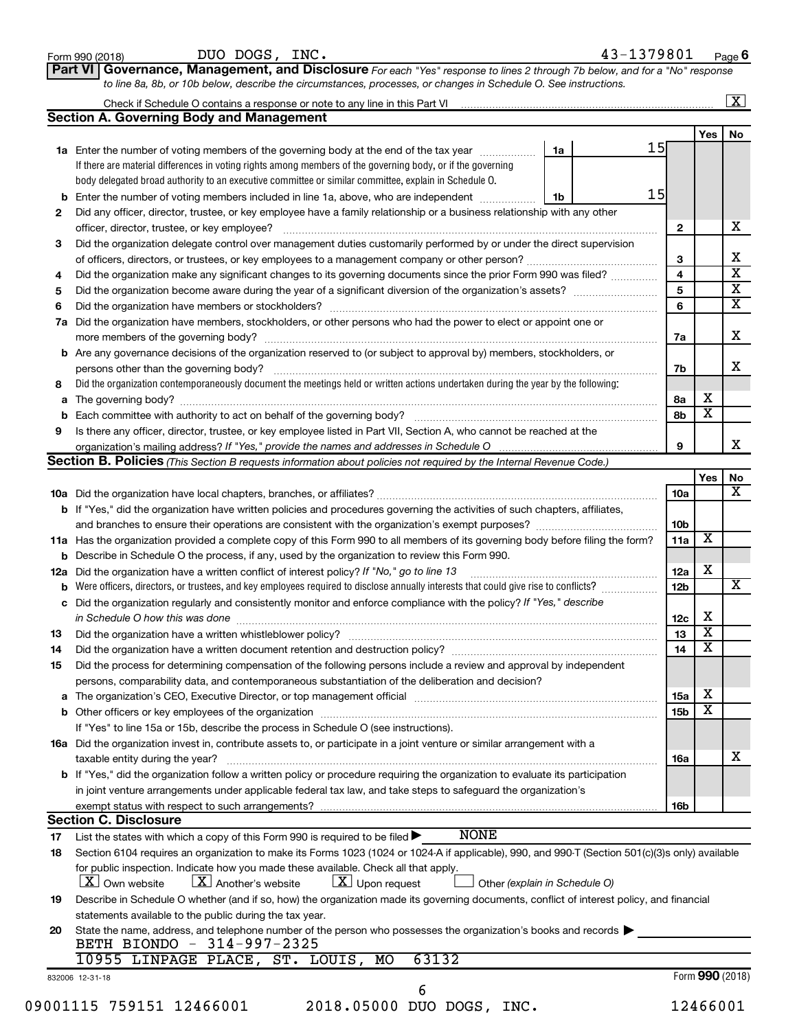Form 990 (2018) DUO DOGS, INC. 43-1379801 Page 6

**Part VI Governance, Management, and Disclosure** *For each "Yes" response to lines 2 through 7b below, and for a "No" response to line 8a, 8b, or 10b below, describe the circumstances, processes, or changes in Schedule O. See instructions.*

Check if Schedule O contains a response or note to any line in this Part VI ..... [X]

## Section A. Governing Body and Management

| | | | | Yes | No |
|---|---|---|---|---|---|
| **1a** | Enter the number of voting members of the governing body at the end of the tax year ..... **1a** 15 | | | | |
| | If there are material differences in voting rights among members of the governing body, or if the governing body delegated broad authority to an executive committee or similar committee, explain in Schedule O. | | | | |
| **b** | Enter the number of voting members included in line 1a, above, who are independent ..... **1b** 15 | | | | |
| **2** | Did any officer, director, trustee, or key employee have a family relationship or a business relationship with any other officer, director, trustee, or key employee? | | 2 | | X |
| **3** | Did the organization delegate control over management duties customarily performed by or under the direct supervision of officers, directors, or trustees, or key employees to a management company or other person? | | 3 | | X |
| **4** | Did the organization make any significant changes to its governing documents since the prior Form 990 was filed? | | 4 | | X |
| **5** | Did the organization become aware during the year of a significant diversion of the organization's assets? | | 5 | | X |
| **6** | Did the organization have members or stockholders? | | 6 | | X |
| **7a** | Did the organization have members, stockholders, or other persons who had the power to elect or appoint one or more members of the governing body? | | 7a | | X |
| **b** | Are any governance decisions of the organization reserved to (or subject to approval by) members, stockholders, or persons other than the governing body? | | 7b | | X |
| **8** | Did the organization contemporaneously document the meetings held or written actions undertaken during the year by the following: | | | | |
| **a** | The governing body? | | 8a | X | |
| **b** | Each committee with authority to act on behalf of the governing body? | | 8b | X | |
| **9** | Is there any officer, director, trustee, or key employee listed in Part VII, Section A, who cannot be reached at the organization's mailing address? *If "Yes," provide the names and addresses in Schedule O* | | 9 | | X |

## Section B. Policies *(This Section B requests information about policies not required by the Internal Revenue Code.)*

| | | | Yes | No |
|---|---|---|---|---|
| **10a** | Did the organization have local chapters, branches, or affiliates? | 10a | | X |
| **b** | If "Yes," did the organization have written policies and procedures governing the activities of such chapters, affiliates, and branches to ensure their operations are consistent with the organization's exempt purposes? | 10b | | |
| **11a** | Has the organization provided a complete copy of this Form 990 to all members of its governing body before filing the form? | 11a | X | |
| **b** | Describe in Schedule O the process, if any, used by the organization to review this Form 990. | | | |
| **12a** | Did the organization have a written conflict of interest policy? *If "No," go to line 13* | 12a | X | |
| **b** | Were officers, directors, or trustees, and key employees required to disclose annually interests that could give rise to conflicts? | 12b | | X |
| **c** | Did the organization regularly and consistently monitor and enforce compliance with the policy? *If "Yes," describe in Schedule O how this was done* | 12c | X | |
| **13** | Did the organization have a written whistleblower policy? | 13 | X | |
| **14** | Did the organization have a written document retention and destruction policy? | 14 | X | |
| **15** | Did the process for determining compensation of the following persons include a review and approval by independent persons, comparability data, and contemporaneous substantiation of the deliberation and decision? | | | |
| **a** | The organization's CEO, Executive Director, or top management official | 15a | X | |
| **b** | Other officers or key employees of the organization | 15b | X | |
| | If "Yes" to line 15a or 15b, describe the process in Schedule O (see instructions). | | | |
| **16a** | Did the organization invest in, contribute assets to, or participate in a joint venture or similar arrangement with a taxable entity during the year? | 16a | | X |
| **b** | If "Yes," did the organization follow a written policy or procedure requiring the organization to evaluate its participation in joint venture arrangements under applicable federal tax law, and take steps to safeguard the organization's exempt status with respect to such arrangements? | 16b | | |

## Section C. Disclosure

**17** List the states with which a copy of this Form 990 is required to be filed ▶ NONE

**18** Section 6104 requires an organization to make its Forms 1023 (1024 or 1024-A if applicable), 990, and 990-T (Section 501(c)(3)s only) available for public inspection. Indicate how you made these available. Check all that apply.

[X] Own website [X] Another's website [X] Upon request [ ] Other *(explain in Schedule O)*

**19** Describe in Schedule O whether (and if so, how) the organization made its governing documents, conflict of interest policy, and financial statements available to the public during the tax year.

**20** State the name, address, and telephone number of the person who possesses the organization's books and records ▶
BETH BIONDO - 314-997-2325
10955 LINPAGE PLACE, ST. LOUIS, MO 63132

832006 12-31-18 Form **990** (2018)

09001115 759151 12466001 2018.05000 DUO DOGS, INC. 12466001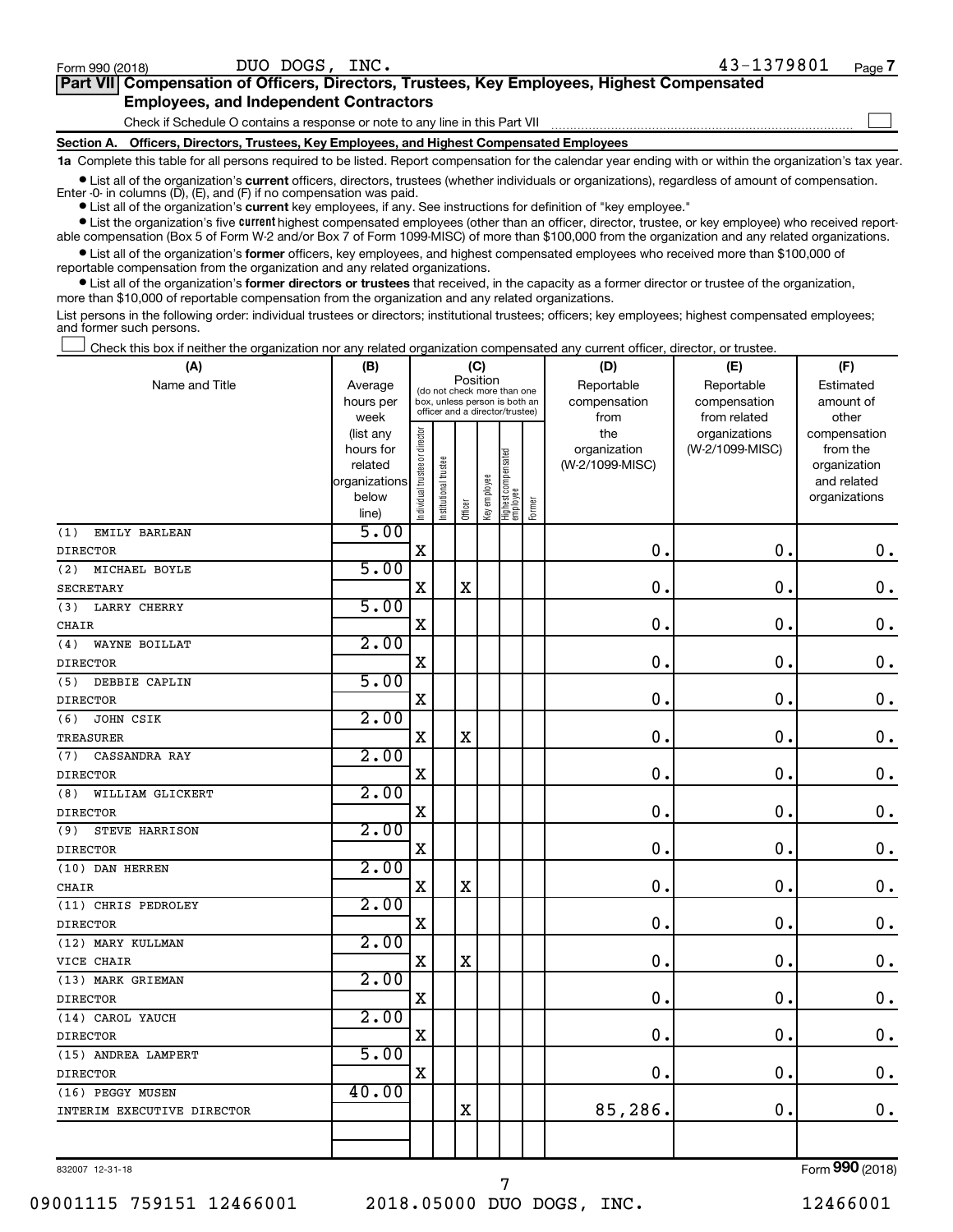Form 990 (2018) DUO DOGS, INC. 43-1379801 Page 7

## Part VII Compensation of Officers, Directors, Trustees, Key Employees, Highest Compensated Employees, and Independent Contractors

Check if Schedule O contains a response or note to any line in this Part VII ☐

**Section A. Officers, Directors, Trustees, Key Employees, and Highest Compensated Employees**

**1a** Complete this table for all persons required to be listed. Report compensation for the calendar year ending with or within the organization's tax year.

- List all of the organization's **current** officers, directors, trustees (whether individuals or organizations), regardless of amount of compensation. Enter -0- in columns (D), (E), and (F) if no compensation was paid.
- List all of the organization's **current** key employees, if any. See instructions for definition of "key employee."
- List the organization's five **current** highest compensated employees (other than an officer, director, trustee, or key employee) who received reportable compensation (Box 5 of Form W-2 and/or Box 7 of Form 1099-MISC) of more than $100,000 from the organization and any related organizations.
- List all of the organization's **former** officers, key employees, and highest compensated employees who received more than $100,000 of reportable compensation from the organization and any related organizations.
- List all of the organization's **former directors or trustees** that received, in the capacity as a former director or trustee of the organization, more than $10,000 of reportable compensation from the organization and any related organizations.

List persons in the following order: individual trustees or directors; institutional trustees; officers; key employees; highest compensated employees; and former such persons.

☐ Check this box if neither the organization nor any related organization compensated any current officer, director, or trustee.

| (A) Name and Title | (B) Average hours per week (list any hours for related organizations below line) | (C) Position: Individual trustee or director | Institutional trustee | Officer | Key employee | Highest compensated employee | Former | (D) Reportable compensation from the organization (W-2/1099-MISC) | (E) Reportable compensation from related organizations (W-2/1099-MISC) | (F) Estimated amount of other compensation from the organization and related organizations |
|---|---|---|---|---|---|---|---|---|---|---|
| (1) EMILY BARLEAN<br>DIRECTOR | 5.00 | X | | | | | | 0. | 0. | 0. |
| (2) MICHAEL BOYLE<br>SECRETARY | 5.00 | X | | X | | | | 0. | 0. | 0. |
| (3) LARRY CHERRY<br>CHAIR | 5.00 | X | | | | | | 0. | 0. | 0. |
| (4) WAYNE BOILLAT<br>DIRECTOR | 2.00 | X | | | | | | 0. | 0. | 0. |
| (5) DEBBIE CAPLIN<br>DIRECTOR | 5.00 | X | | | | | | 0. | 0. | 0. |
| (6) JOHN CSIK<br>TREASURER | 2.00 | X | | X | | | | 0. | 0. | 0. |
| (7) CASSANDRA RAY<br>DIRECTOR | 2.00 | X | | | | | | 0. | 0. | 0. |
| (8) WILLIAM GLICKERT<br>DIRECTOR | 2.00 | X | | | | | | 0. | 0. | 0. |
| (9) STEVE HARRISON<br>DIRECTOR | 2.00 | X | | | | | | 0. | 0. | 0. |
| (10) DAN HERREN<br>CHAIR | 2.00 | X | | X | | | | 0. | 0. | 0. |
| (11) CHRIS PEDROLEY<br>DIRECTOR | 2.00 | X | | | | | | 0. | 0. | 0. |
| (12) MARY KULLMAN<br>VICE CHAIR | 2.00 | X | | X | | | | 0. | 0. | 0. |
| (13) MARK GRIEMAN<br>DIRECTOR | 2.00 | X | | | | | | 0. | 0. | 0. |
| (14) CAROL YAUCH<br>DIRECTOR | 2.00 | X | | | | | | 0. | 0. | 0. |
| (15) ANDREA LAMPERT<br>DIRECTOR | 5.00 | X | | | | | | 0. | 0. | 0. |
| (16) PEGGY MUSEN<br>INTERIM EXECUTIVE DIRECTOR | 40.00 | | | X | | | | 85,286. | 0. | 0. |

832007 12-31-18 Form 990 (2018)

09001115 759151 12466001 2018.05000 DUO DOGS, INC. 12466001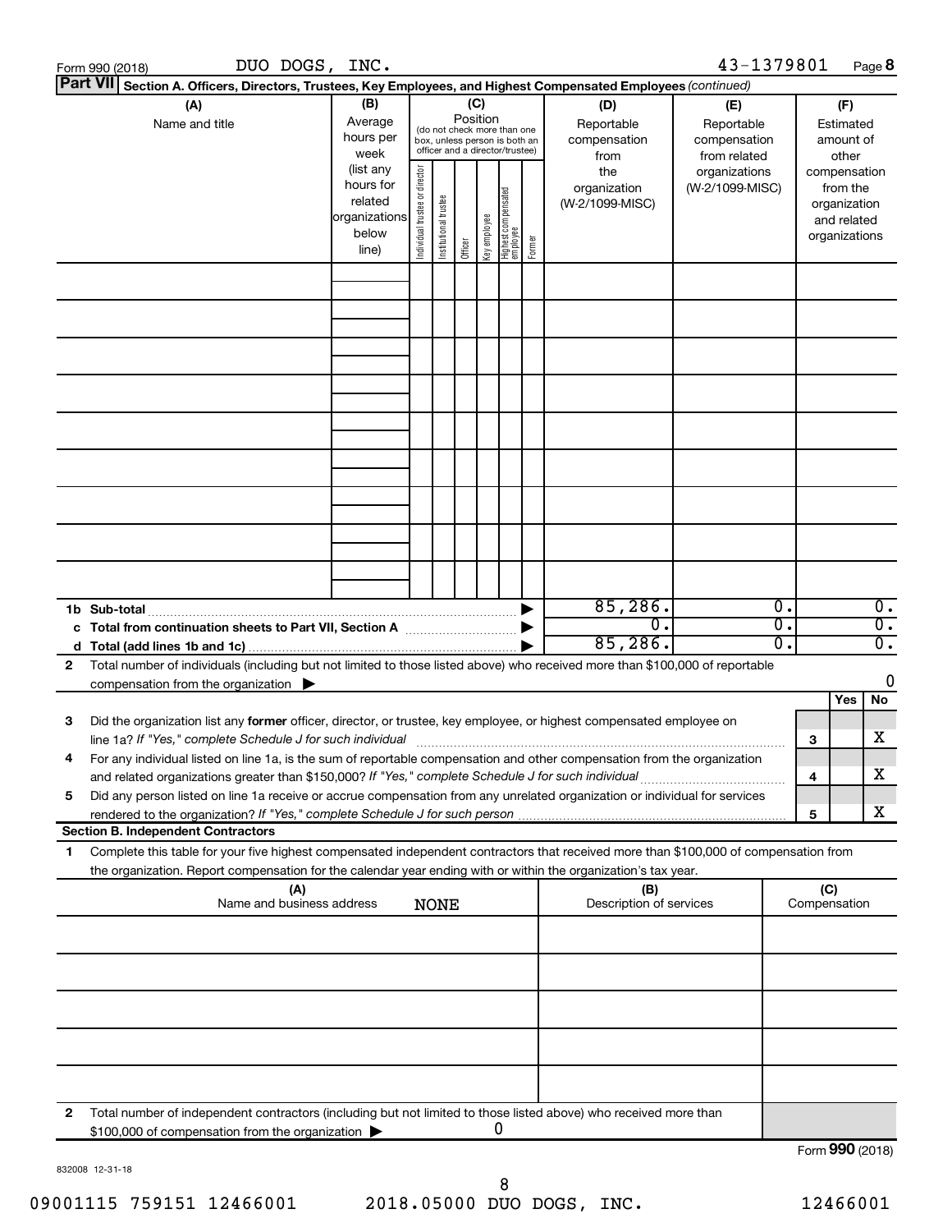Form 990 (2018) DUO DOGS, INC. 43-1379801 Page 8

**Part VII Section A. Officers, Directors, Trustees, Key Employees, and Highest Compensated Employees** *(continued)*

| (A) Name and title | (B) Average hours per week (list any hours for related organizations below line) | (C) Position (do not check more than one box, unless person is both an officer and a director/trustee): Individual trustee or director | Institutional trustee | Officer | Key employee | Highest compensated employee | Former | (D) Reportable compensation from the organization (W-2/1099-MISC) | (E) Reportable compensation from related organizations (W-2/1099-MISC) | (F) Estimated amount of other compensation from the organization and related organizations |
|---|---|---|---|---|---|---|---|---|---|---|
| | | | | | | | | | | |
| | | | | | | | | | | |
| | | | | | | | | | | |
| | | | | | | | | | | |
| | | | | | | | | | | |
| | | | | | | | | | | |
| | | | | | | | | | | |
| | | | | | | | | | | |
| | | | | | | | | | | |
| **1b Sub-total** | | | | | | | | 85,286. | 0. | 0. |
| **c Total from continuation sheets to Part VII, Section A** | | | | | | | | 0. | 0. | 0. |
| **d Total (add lines 1b and 1c)** | | | | | | | | 85,286. | 0. | 0. |

**2** Total number of individuals (including but not limited to those listed above) who received more than $100,000 of reportable compensation from the organization ▶ 0

| | | | Yes | No |
|---|---|---|---|---|
| **3** | Did the organization list any **former** officer, director, or trustee, key employee, or highest compensated employee on line 1a? *If "Yes," complete Schedule J for such individual* | 3 | | X |
| **4** | For any individual listed on line 1a, is the sum of reportable compensation and other compensation from the organization and related organizations greater than $150,000? *If "Yes," complete Schedule J for such individual* | 4 | | X |
| **5** | Did any person listed on line 1a receive or accrue compensation from any unrelated organization or individual for services rendered to the organization? *If "Yes," complete Schedule J for such person* | 5 | | X |

**Section B. Independent Contractors**

**1** Complete this table for your five highest compensated independent contractors that received more than $100,000 of compensation from the organization. Report compensation for the calendar year ending with or within the organization's tax year.

| (A) Name and business address | (B) Description of services | (C) Compensation |
|---|---|---|
| NONE | | |
| | | |
| | | |
| | | |
| | | |
| | | |

**2** Total number of independent contractors (including but not limited to those listed above) who received more than $100,000 of compensation from the organization ▶ 0

Form **990** (2018)

832008 12-31-18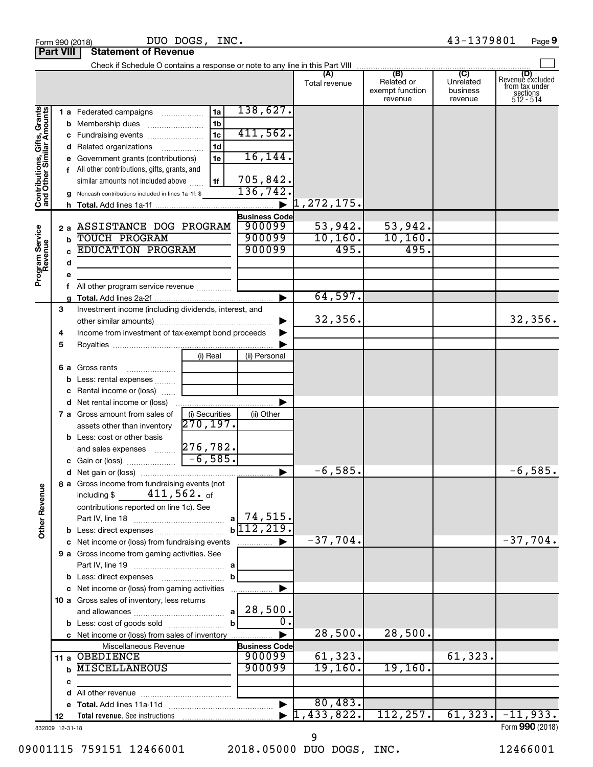Form 990 (2018) DUO DOGS, INC. 43-1379801 Page 9

**Part VIII Statement of Revenue**

Check if Schedule O contains a response or note to any line in this Part VIII

| | | | | (A) Total revenue | (B) Related or exempt function revenue | (C) Unrelated business revenue | (D) Revenue excluded from tax under sections 512 - 514 |
|---|---|---|---|---|---|---|---|
| **Contributions, Gifts, Grants and Other Similar Amounts** | 1 a Federated campaigns | 1a | 138,627. | | | | |
| | b Membership dues | 1b | | | | | |
| | c Fundraising events | 1c | 411,562. | | | | |
| | d Related organizations | 1d | | | | | |
| | e Government grants (contributions) | 1e | 16,144. | | | | |
| | f All other contributions, gifts, grants, and similar amounts not included above | 1f | 705,842. | | | | |
| | g Noncash contributions included in lines 1a-1f: $ | | 136,742. | | | | |
| | h **Total.** Add lines 1a-1f | | | 1,272,175. | | | |
| **Program Service Revenue** | | | Business Code | | | | |
| | 2 a ASSISTANCE DOG PROGRAM | | 900099 | 53,942. | 53,942. | | |
| | b TOUCH PROGRAM | | 900099 | 10,160. | 10,160. | | |
| | c EDUCATION PROGRAM | | 900099 | 495. | 495. | | |
| | d | | | | | | |
| | e | | | | | | |
| | f All other program service revenue | | | | | | |
| | g **Total.** Add lines 2a-2f | | | 64,597. | | | |
| **Other Revenue** | 3 Investment income (including dividends, interest, and other similar amounts) | | | 32,356. | | | 32,356. |
| | 4 Income from investment of tax-exempt bond proceeds | | | | | | |
| | 5 Royalties | | | | | | |
| | | (i) Real | (ii) Personal | | | | |
| | 6 a Gross rents | | | | | | |
| | b Less: rental expenses | | | | | | |
| | c Rental income or (loss) | | | | | | |
| | d Net rental income or (loss) | | | | | | |
| | | (i) Securities | (ii) Other | | | | |
| | 7 a Gross amount from sales of assets other than inventory | 270,197. | | | | | |
| | b Less: cost or other basis and sales expenses | 276,782. | | | | | |
| | c Gain or (loss) | -6,585. | | | | | |
| | d Net gain or (loss) | | | -6,585. | | | -6,585. |
| | 8 a Gross income from fundraising events (not including $ 411,562. of contributions reported on line 1c). See Part IV, line 18 | a | 74,515. | | | | |
| | b Less: direct expenses | b | 112,219. | | | | |
| | c Net income or (loss) from fundraising events | | | -37,704. | | | -37,704. |
| | 9 a Gross income from gaming activities. See Part IV, line 19 | a | | | | | |
| | b Less: direct expenses | b | | | | | |
| | c Net income or (loss) from gaming activities | | | | | | |
| | 10 a Gross sales of inventory, less returns and allowances | a | 28,500. | | | | |
| | b Less: cost of goods sold | b | 0. | | | | |
| | c Net income or (loss) from sales of inventory | | | 28,500. | 28,500. | | |
| | Miscellaneous Revenue | | Business Code | | | | |
| | 11 a OBEDIENCE | | 900099 | 61,323. | | 61,323. | |
| | b MISCELLANEOUS | | 900099 | 19,160. | 19,160. | | |
| | c | | | | | | |
| | d All other revenue | | | | | | |
| | e **Total.** Add lines 11a-11d | | | 80,483. | | | |
| | 12 **Total revenue.** See instructions | | | 1,433,822. | 112,257. | 61,323. | -11,933. |

832009 12-31-18 Form **990** (2018)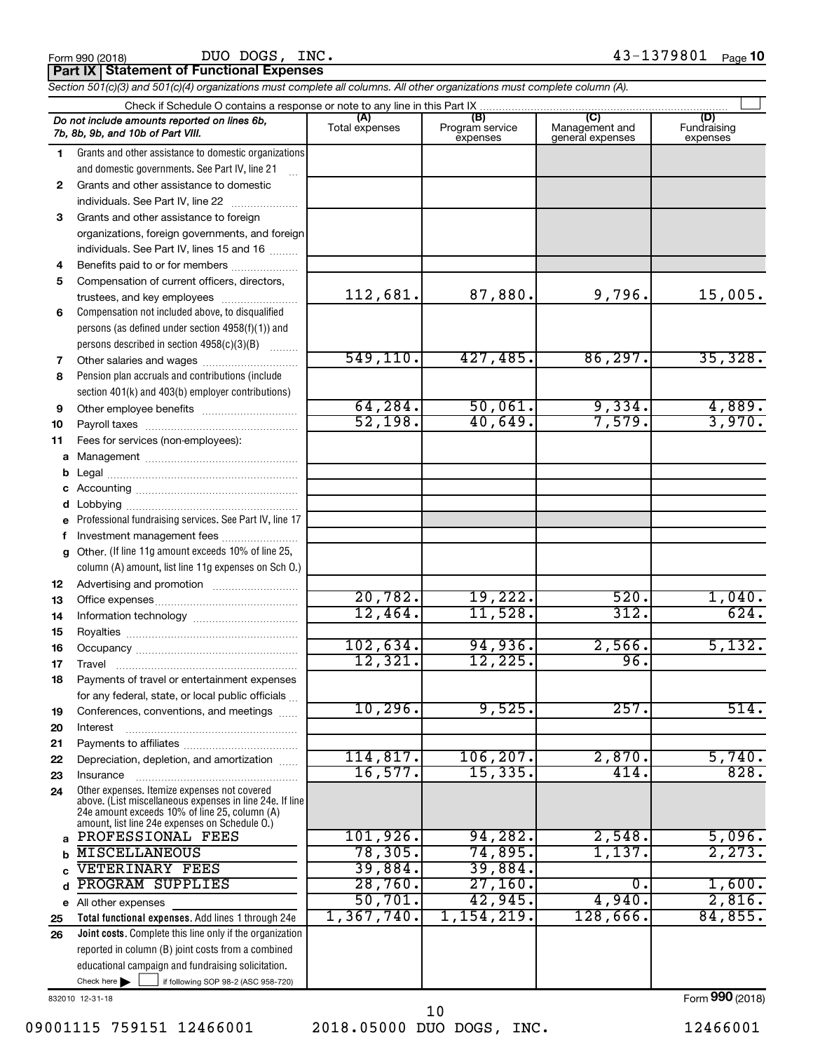Form 990 (2018) DUO DOGS, INC. 43-1379801 Page 10

**Part IX | Statement of Functional Expenses**

*Section 501(c)(3) and 501(c)(4) organizations must complete all columns. All other organizations must complete column (A).*

Check if Schedule O contains a response or note to any line in this Part IX

| *Do not include amounts reported on lines 6b, 7b, 8b, 9b, and 10b of Part VIII.* | (A) Total expenses | (B) Program service expenses | (C) Management and general expenses | (D) Fundraising expenses |
|---|---|---|---|---|
| 1 Grants and other assistance to domestic organizations and domestic governments. See Part IV, line 21 | | | | |
| 2 Grants and other assistance to domestic individuals. See Part IV, line 22 | | | | |
| 3 Grants and other assistance to foreign organizations, foreign governments, and foreign individuals. See Part IV, lines 15 and 16 | | | | |
| 4 Benefits paid to or for members | | | | |
| 5 Compensation of current officers, directors, trustees, and key employees | 112,681. | 87,880. | 9,796. | 15,005. |
| 6 Compensation not included above, to disqualified persons (as defined under section 4958(f)(1)) and persons described in section 4958(c)(3)(B) | | | | |
| 7 Other salaries and wages | 549,110. | 427,485. | 86,297. | 35,328. |
| 8 Pension plan accruals and contributions (include section 401(k) and 403(b) employer contributions) | | | | |
| 9 Other employee benefits | 64,284. | 50,061. | 9,334. | 4,889. |
| 10 Payroll taxes | 52,198. | 40,649. | 7,579. | 3,970. |
| 11 Fees for services (non-employees): | | | | |
| a Management | | | | |
| b Legal | | | | |
| c Accounting | | | | |
| d Lobbying | | | | |
| e Professional fundraising services. See Part IV, line 17 | | | | |
| f Investment management fees | | | | |
| g Other. (If line 11g amount exceeds 10% of line 25, column (A) amount, list line 11g expenses on Sch O.) | | | | |
| 12 Advertising and promotion | | | | |
| 13 Office expenses | 20,782. | 19,222. | 520. | 1,040. |
| 14 Information technology | 12,464. | 11,528. | 312. | 624. |
| 15 Royalties | | | | |
| 16 Occupancy | 102,634. | 94,936. | 2,566. | 5,132. |
| 17 Travel | 12,321. | 12,225. | 96. | |
| 18 Payments of travel or entertainment expenses for any federal, state, or local public officials | | | | |
| 19 Conferences, conventions, and meetings | 10,296. | 9,525. | 257. | 514. |
| 20 Interest | | | | |
| 21 Payments to affiliates | | | | |
| 22 Depreciation, depletion, and amortization | 114,817. | 106,207. | 2,870. | 5,740. |
| 23 Insurance | 16,577. | 15,335. | 414. | 828. |
| 24 Other expenses. Itemize expenses not covered above. (List miscellaneous expenses in line 24e. If line 24e amount exceeds 10% of line 25, column (A) amount, list line 24e expenses on Schedule O.) | | | | |
| a PROFESSIONAL FEES | 101,926. | 94,282. | 2,548. | 5,096. |
| b MISCELLANEOUS | 78,305. | 74,895. | 1,137. | 2,273. |
| c VETERINARY FEES | 39,884. | 39,884. | | |
| d PROGRAM SUPPLIES | 28,760. | 27,160. | 0. | 1,600. |
| e All other expenses | 50,701. | 42,945. | 4,940. | 2,816. |
| 25 **Total functional expenses.** Add lines 1 through 24e | 1,367,740. | 1,154,219. | 128,666. | 84,855. |
| 26 **Joint costs.** Complete this line only if the organization reported in column (B) joint costs from a combined educational campaign and fundraising solicitation. Check here ▶ ☐ if following SOP 98-2 (ASC 958-720) | | | | |

832010 12-31-18 Form **990** (2018)

09001115 759151 12466001 2018.05000 DUO DOGS, INC. 12466001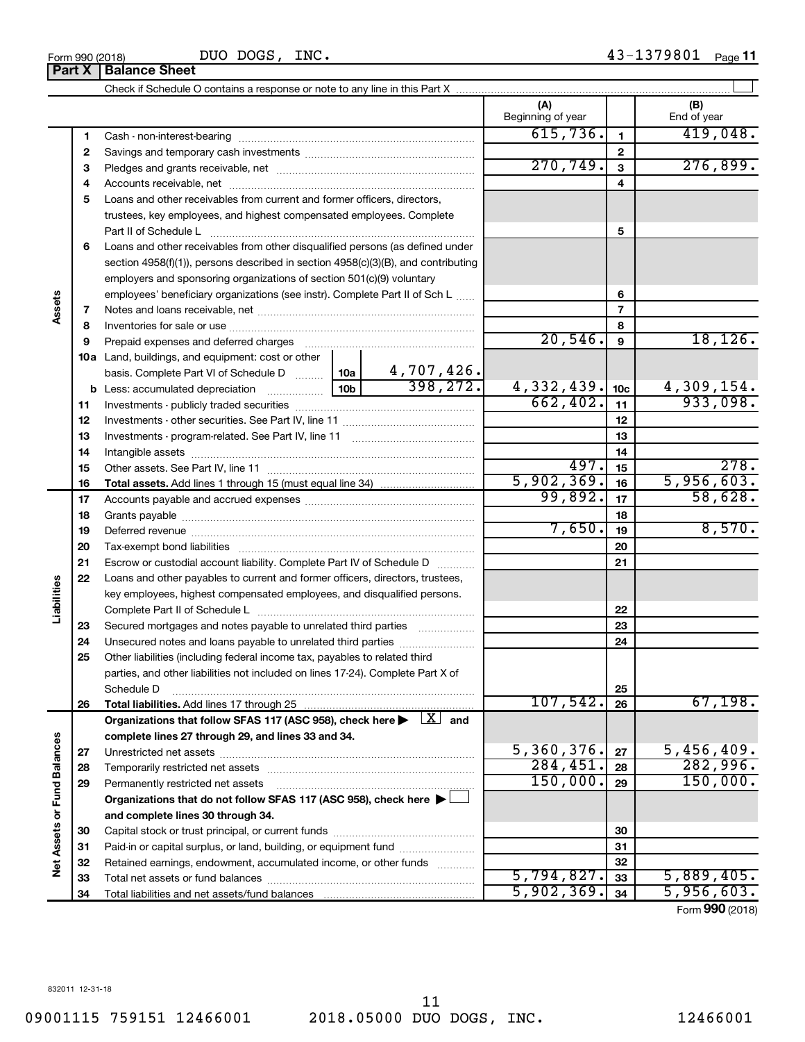Form 990 (2018) DUO DOGS, INC. 43-1379801 Page **11**

**Part X | Balance Sheet**

Check if Schedule O contains a response or note to any line in this Part X ☐

| | | | | (A) Beginning of year | | (B) End of year |
|---|---|---|---|---|---|---|
| **Assets** | 1 | Cash - non-interest-bearing | | 615,736. | 1 | 419,048. |
| | 2 | Savings and temporary cash investments | | | 2 | |
| | 3 | Pledges and grants receivable, net | | 270,749. | 3 | 276,899. |
| | 4 | Accounts receivable, net | | | 4 | |
| | 5 | Loans and other receivables from current and former officers, directors, trustees, key employees, and highest compensated employees. Complete Part II of Schedule L | | | 5 | |
| | 6 | Loans and other receivables from other disqualified persons (as defined under section 4958(f)(1)), persons described in section 4958(c)(3)(B), and contributing employers and sponsoring organizations of section 501(c)(9) voluntary employees' beneficiary organizations (see instr). Complete Part II of Sch L | | | 6 | |
| | 7 | Notes and loans receivable, net | | | 7 | |
| | 8 | Inventories for sale or use | | | 8 | |
| | 9 | Prepaid expenses and deferred charges | | 20,546. | 9 | 18,126. |
| | 10a | Land, buildings, and equipment: cost or other basis. Complete Part VI of Schedule D | 10a 4,707,426. | | | |
| | b | Less: accumulated depreciation | 10b 398,272. | 4,332,439. | 10c | 4,309,154. |
| | 11 | Investments - publicly traded securities | | 662,402. | 11 | 933,098. |
| | 12 | Investments - other securities. See Part IV, line 11 | | | 12 | |
| | 13 | Investments - program-related. See Part IV, line 11 | | | 13 | |
| | 14 | Intangible assets | | | 14 | |
| | 15 | Other assets. See Part IV, line 11 | | 497. | 15 | 278. |
| | 16 | **Total assets.** Add lines 1 through 15 (must equal line 34) | | 5,902,369. | 16 | 5,956,603. |
| **Liabilities** | 17 | Accounts payable and accrued expenses | | 99,892. | 17 | 58,628. |
| | 18 | Grants payable | | | 18 | |
| | 19 | Deferred revenue | | 7,650. | 19 | 8,570. |
| | 20 | Tax-exempt bond liabilities | | | 20 | |
| | 21 | Escrow or custodial account liability. Complete Part IV of Schedule D | | | 21 | |
| | 22 | Loans and other payables to current and former officers, directors, trustees, key employees, highest compensated employees, and disqualified persons. Complete Part II of Schedule L | | | 22 | |
| | 23 | Secured mortgages and notes payable to unrelated third parties | | | 23 | |
| | 24 | Unsecured notes and loans payable to unrelated third parties | | | 24 | |
| | 25 | Other liabilities (including federal income tax, payables to related third parties, and other liabilities not included on lines 17-24). Complete Part X of Schedule D | | | 25 | |
| | 26 | **Total liabilities.** Add lines 17 through 25 | | 107,542. | 26 | 67,198. |
| **Net Assets or Fund Balances** | | **Organizations that follow SFAS 117 (ASC 958), check here ▶ [X] and complete lines 27 through 29, and lines 33 and 34.** | | | | |
| | 27 | Unrestricted net assets | | 5,360,376. | 27 | 5,456,409. |
| | 28 | Temporarily restricted net assets | | 284,451. | 28 | 282,996. |
| | 29 | Permanently restricted net assets | | 150,000. | 29 | 150,000. |
| | | **Organizations that do not follow SFAS 117 (ASC 958), check here ▶ ☐ and complete lines 30 through 34.** | | | | |
| | 30 | Capital stock or trust principal, or current funds | | | 30 | |
| | 31 | Paid-in or capital surplus, or land, building, or equipment fund | | | 31 | |
| | 32 | Retained earnings, endowment, accumulated income, or other funds | | | 32 | |
| | 33 | Total net assets or fund balances | | 5,794,827. | 33 | 5,889,405. |
| | 34 | Total liabilities and net assets/fund balances | | 5,902,369. | 34 | 5,956,603. |

Form **990** (2018)

832011 12-31-18

09001115 759151 12466001 2018.05000 DUO DOGS, INC. 12466001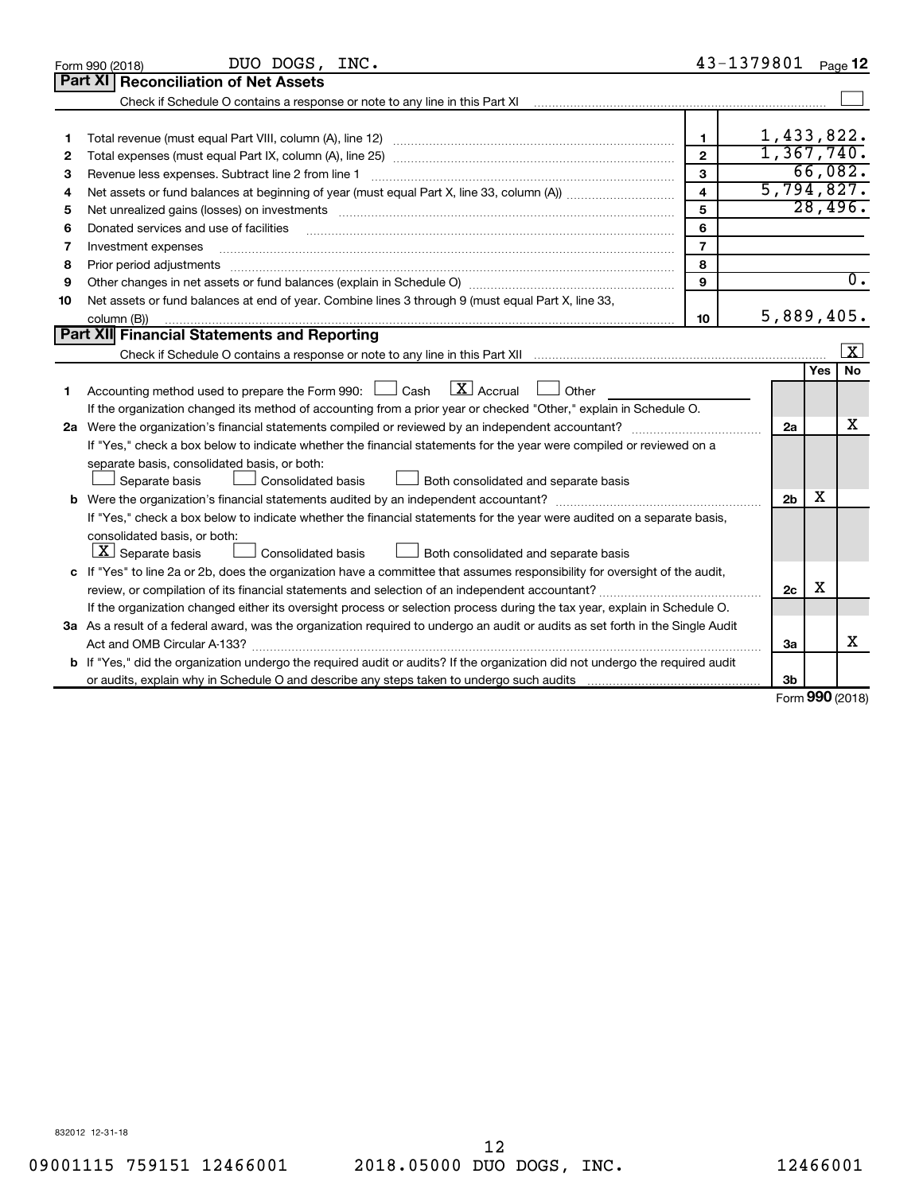Form 990 (2018) DUO DOGS, INC. 43-1379801 Page 12

## Part XI Reconciliation of Net Assets

Check if Schedule O contains a response or note to any line in this Part XI ☐

| | | | |
|---|---|---|---|
| 1 | Total revenue (must equal Part VIII, column (A), line 12) | 1 | 1,433,822. |
| 2 | Total expenses (must equal Part IX, column (A), line 25) | 2 | 1,367,740. |
| 3 | Revenue less expenses. Subtract line 2 from line 1 | 3 | 66,082. |
| 4 | Net assets or fund balances at beginning of year (must equal Part X, line 33, column (A)) | 4 | 5,794,827. |
| 5 | Net unrealized gains (losses) on investments | 5 | 28,496. |
| 6 | Donated services and use of facilities | 6 | |
| 7 | Investment expenses | 7 | |
| 8 | Prior period adjustments | 8 | |
| 9 | Other changes in net assets or fund balances (explain in Schedule O) | 9 | 0. |
| 10 | Net assets or fund balances at end of year. Combine lines 3 through 9 (must equal Part X, line 33, column (B)) | 10 | 5,889,405. |

## Part XII Financial Statements and Reporting

Check if Schedule O contains a response or note to any line in this Part XII ☒

| | | | Yes | No |
|---|---|---|---|---|
| 1 | Accounting method used to prepare the Form 990: ☐ Cash ☒ Accrual ☐ Other<br>If the organization changed its method of accounting from a prior year or checked "Other," explain in Schedule O. | | | |
| 2a | Were the organization's financial statements compiled or reviewed by an independent accountant?<br>If "Yes," check a box below to indicate whether the financial statements for the year were compiled or reviewed on a separate basis, consolidated basis, or both:<br>☐ Separate basis ☐ Consolidated basis ☐ Both consolidated and separate basis | 2a | | X |
| b | Were the organization's financial statements audited by an independent accountant?<br>If "Yes," check a box below to indicate whether the financial statements for the year were audited on a separate basis, consolidated basis, or both:<br>☒ Separate basis ☐ Consolidated basis ☐ Both consolidated and separate basis | 2b | X | |
| c | If "Yes" to line 2a or 2b, does the organization have a committee that assumes responsibility for oversight of the audit, review, or compilation of its financial statements and selection of an independent accountant?<br>If the organization changed either its oversight process or selection process during the tax year, explain in Schedule O. | 2c | X | |
| 3a | As a result of a federal award, was the organization required to undergo an audit or audits as set forth in the Single Audit Act and OMB Circular A-133? | 3a | | X |
| b | If "Yes," did the organization undergo the required audit or audits? If the organization did not undergo the required audit or audits, explain why in Schedule O and describe any steps taken to undergo such audits | 3b | | |

Form 990 (2018)

832012 12-31-18

09001115 759151 12466001 2018.05000 DUO DOGS, INC. 12466001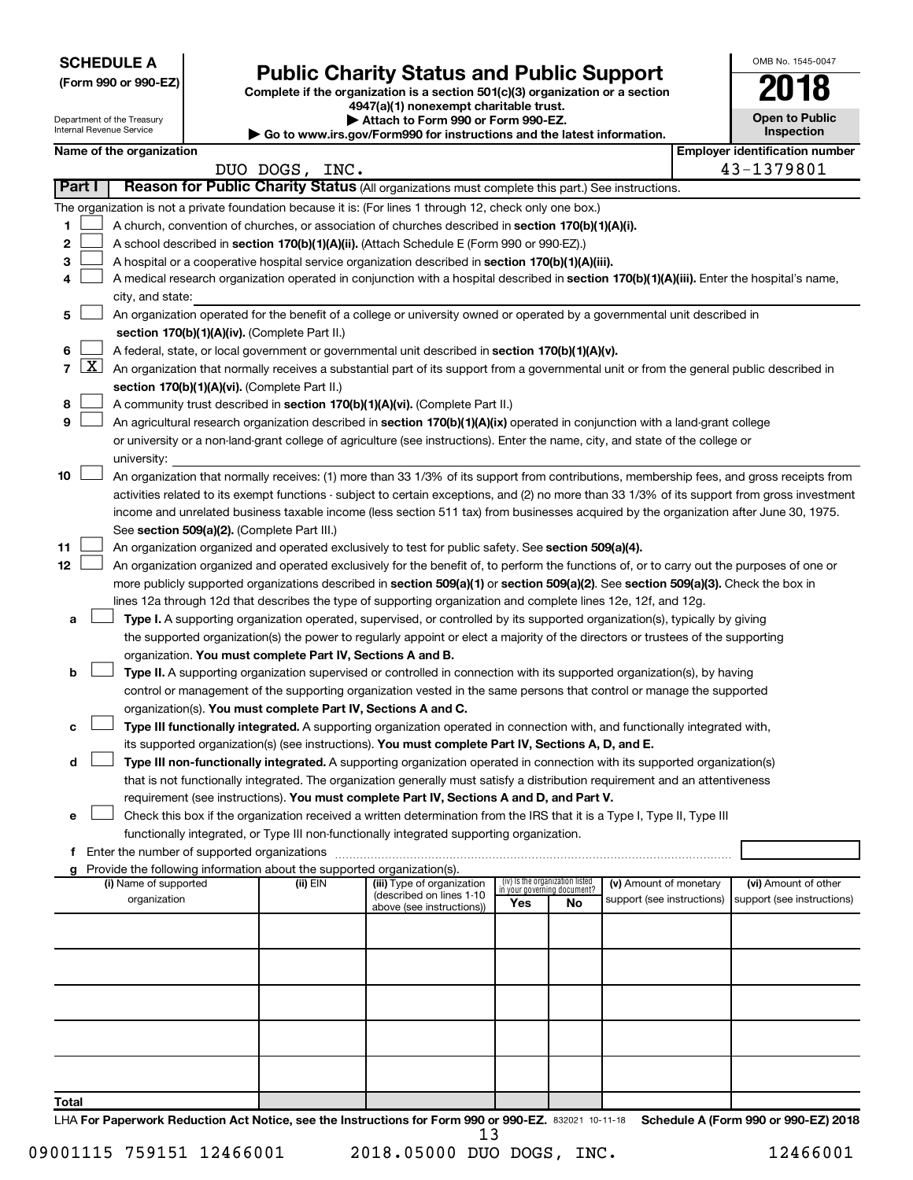**SCHEDULE A**
**(Form 990 or 990-EZ)**

Department of the Treasury
Internal Revenue Service

# Public Charity Status and Public Support

**Complete if the organization is a section 501(c)(3) organization or a section 4947(a)(1) nonexempt charitable trust.**
**▶ Attach to Form 990 or Form 990-EZ.**
**▶ Go to www.irs.gov/Form990 for instructions and the latest information.**

OMB No. 1545-0047

**2018**

**Open to Public Inspection**

| Name of the organization | Employer identification number |
|---|---|
| DUO DOGS, INC. | 43-1379801 |

## Part I — Reason for Public Charity Status (All organizations must complete this part.) See instructions.

The organization is not a private foundation because it is: (For lines 1 through 12, check only one box.)

1. [ ] A church, convention of churches, or association of churches described in **section 170(b)(1)(A)(i).**
2. [ ] A school described in **section 170(b)(1)(A)(ii).** (Attach Schedule E (Form 990 or 990-EZ).)
3. [ ] A hospital or a cooperative hospital service organization described in **section 170(b)(1)(A)(iii).**
4. [ ] A medical research organization operated in conjunction with a hospital described in **section 170(b)(1)(A)(iii).** Enter the hospital's name, city, and state:
5. [ ] An organization operated for the benefit of a college or university owned or operated by a governmental unit described in **section 170(b)(1)(A)(iv).** (Complete Part II.)
6. [ ] A federal, state, or local government or governmental unit described in **section 170(b)(1)(A)(v).**
7. [X] An organization that normally receives a substantial part of its support from a governmental unit or from the general public described in **section 170(b)(1)(A)(vi).** (Complete Part II.)
8. [ ] A community trust described in **section 170(b)(1)(A)(vi).** (Complete Part II.)
9. [ ] An agricultural research organization described in **section 170(b)(1)(A)(ix)** operated in conjunction with a land-grant college or university or a non-land-grant college of agriculture (see instructions). Enter the name, city, and state of the college or university:
10. [ ] An organization that normally receives: (1) more than 33 1/3% of its support from contributions, membership fees, and gross receipts from activities related to its exempt functions - subject to certain exceptions, and (2) no more than 33 1/3% of its support from gross investment income and unrelated business taxable income (less section 511 tax) from businesses acquired by the organization after June 30, 1975. See **section 509(a)(2).** (Complete Part III.)
11. [ ] An organization organized and operated exclusively to test for public safety. See **section 509(a)(4).**
12. [ ] An organization organized and operated exclusively for the benefit of, to perform the functions of, or to carry out the purposes of one or more publicly supported organizations described in **section 509(a)(1)** or **section 509(a)(2)**. See **section 509(a)(3).** Check the box in lines 12a through 12d that describes the type of supporting organization and complete lines 12e, 12f, and 12g.
   - **a** [ ] **Type I.** A supporting organization operated, supervised, or controlled by its supported organization(s), typically by giving the supported organization(s) the power to regularly appoint or elect a majority of the directors or trustees of the supporting organization. **You must complete Part IV, Sections A and B.**
   - **b** [ ] **Type II.** A supporting organization supervised or controlled in connection with its supported organization(s), by having control or management of the supporting organization vested in the same persons that control or manage the supported organization(s). **You must complete Part IV, Sections A and C.**
   - **c** [ ] **Type III functionally integrated.** A supporting organization operated in connection with, and functionally integrated with, its supported organization(s) (see instructions). **You must complete Part IV, Sections A, D, and E.**
   - **d** [ ] **Type III non-functionally integrated.** A supporting organization operated in connection with its supported organization(s) that is not functionally integrated. The organization generally must satisfy a distribution requirement and an attentiveness requirement (see instructions). **You must complete Part IV, Sections A and D, and Part V.**
   - **e** [ ] Check this box if the organization received a written determination from the IRS that it is a Type I, Type II, Type III functionally integrated, or Type III non-functionally integrated supporting organization.
   - **f** Enter the number of supported organizations
   - **g** Provide the following information about the supported organization(s).

| (i) Name of supported organization | (ii) EIN | (iii) Type of organization (described on lines 1-10 above (see instructions)) | (iv) Is the organization listed in your governing document? Yes | No | (v) Amount of monetary support (see instructions) | (vi) Amount of other support (see instructions) |
|---|---|---|---|---|---|---|
| | | | | | | |
| | | | | | | |
| | | | | | | |
| | | | | | | |
| | | | | | | |
| **Total** | | | | | | |

LHA **For Paperwork Reduction Act Notice, see the Instructions for Form 990 or 990-EZ.** 832021 10-11-18 **Schedule A (Form 990 or 990-EZ) 2018**

09001115 759151 12466001 2018.05000 DUO DOGS, INC. 12466001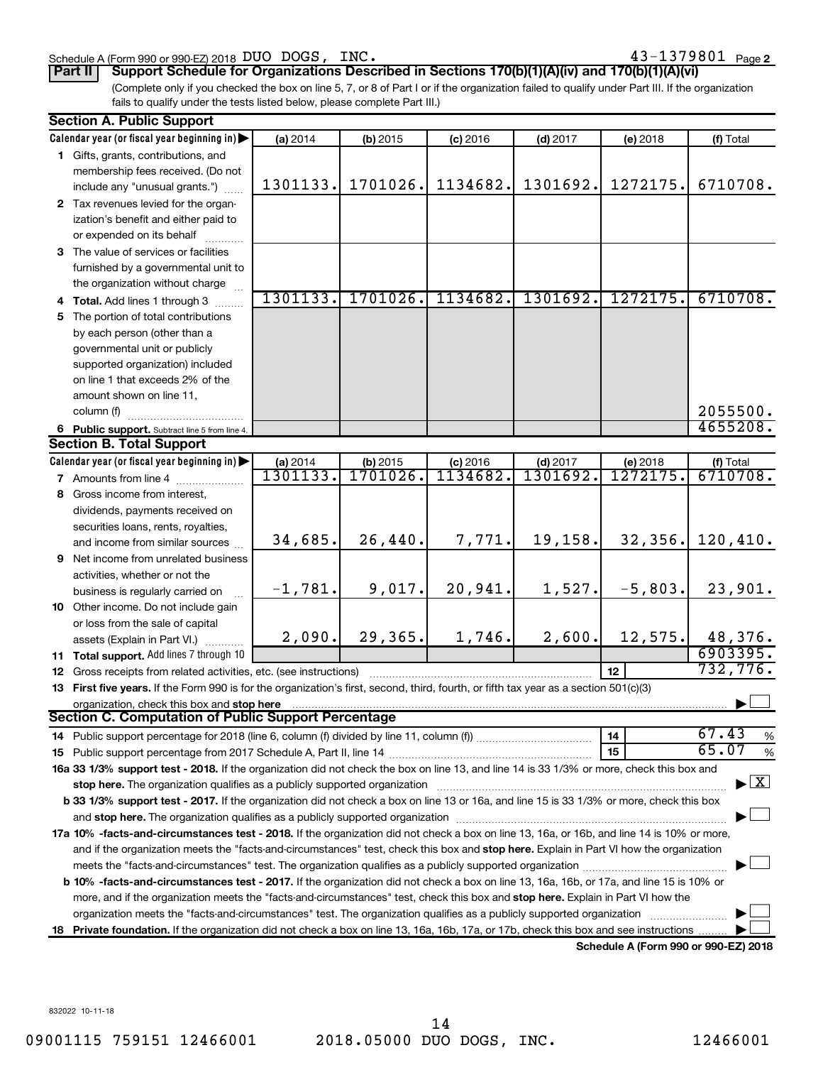Schedule A (Form 990 or 990-EZ) 2018 DUO DOGS, INC. 43-1379801 Page 2

**Part II** **Support Schedule for Organizations Described in Sections 170(b)(1)(A)(iv) and 170(b)(1)(A)(vi)**

(Complete only if you checked the box on line 5, 7, or 8 of Part I or if the organization failed to qualify under Part III. If the organization fails to qualify under the tests listed below, please complete Part III.)

## Section A. Public Support

| Calendar year (or fiscal year beginning in) | (a) 2014 | (b) 2015 | (c) 2016 | (d) 2017 | (e) 2018 | (f) Total |
|---|---|---|---|---|---|---|
| **1** Gifts, grants, contributions, and membership fees received. (Do not include any "unusual grants.") | 1301133. | 1701026. | 1134682. | 1301692. | 1272175. | 6710708. |
| **2** Tax revenues levied for the organization's benefit and either paid to or expended on its behalf | | | | | | |
| **3** The value of services or facilities furnished by a governmental unit to the organization without charge | | | | | | |
| **4** **Total.** Add lines 1 through 3 | 1301133. | 1701026. | 1134682. | 1301692. | 1272175. | 6710708. |
| **5** The portion of total contributions by each person (other than a governmental unit or publicly supported organization) included on line 1 that exceeds 2% of the amount shown on line 11, column (f) | | | | | | 2055500. |
| **6** **Public support.** Subtract line 5 from line 4. | | | | | | 4655208. |

## Section B. Total Support

| Calendar year (or fiscal year beginning in) | (a) 2014 | (b) 2015 | (c) 2016 | (d) 2017 | (e) 2018 | (f) Total |
|---|---|---|---|---|---|---|
| **7** Amounts from line 4 | 1301133. | 1701026. | 1134682. | 1301692. | 1272175. | 6710708. |
| **8** Gross income from interest, dividends, payments received on securities loans, rents, royalties, and income from similar sources | 34,685. | 26,440. | 7,771. | 19,158. | 32,356. | 120,410. |
| **9** Net income from unrelated business activities, whether or not the business is regularly carried on | -1,781. | 9,017. | 20,941. | 1,527. | -5,803. | 23,901. |
| **10** Other income. Do not include gain or loss from the sale of capital assets (Explain in Part VI.) | 2,090. | 29,365. | 1,746. | 2,600. | 12,575. | 48,376. |
| **11** **Total support.** Add lines 7 through 10 | | | | | | 6903395. |
| **12** Gross receipts from related activities, etc. (see instructions) | | | | | 12 | 732,776. |

**13** **First five years.** If the Form 990 is for the organization's first, second, third, fourth, or fifth tax year as a section 501(c)(3) organization, check this box and **stop here** ☐

## Section C. Computation of Public Support Percentage

**14** Public support percentage for 2018 (line 6, column (f) divided by line 11, column (f)) — 14 — 67.43 %

**15** Public support percentage from 2017 Schedule A, Part II, line 14 — 15 — 65.07 %

**16a 33 1/3% support test - 2018.** If the organization did not check the box on line 13, and line 14 is 33 1/3% or more, check this box and **stop here.** The organization qualifies as a publicly supported organization ☒

**b 33 1/3% support test - 2017.** If the organization did not check a box on line 13 or 16a, and line 15 is 33 1/3% or more, check this box and **stop here.** The organization qualifies as a publicly supported organization ☐

**17a 10% -facts-and-circumstances test - 2018.** If the organization did not check a box on line 13, 16a, or 16b, and line 14 is 10% or more, and if the organization meets the "facts-and-circumstances" test, check this box and **stop here.** Explain in Part VI how the organization meets the "facts-and-circumstances" test. The organization qualifies as a publicly supported organization ☐

**b 10% -facts-and-circumstances test - 2017.** If the organization did not check a box on line 13, 16a, 16b, or 17a, and line 15 is 10% or more, and if the organization meets the "facts-and-circumstances" test, check this box and **stop here.** Explain in Part VI how the organization meets the "facts-and-circumstances" test. The organization qualifies as a publicly supported organization ☐

**18** **Private foundation.** If the organization did not check a box on line 13, 16a, 16b, 17a, or 17b, check this box and see instructions ☐

**Schedule A (Form 990 or 990-EZ) 2018**

832022 10-11-18

09001115 759151 12466001 2018.05000 DUO DOGS, INC. 12466001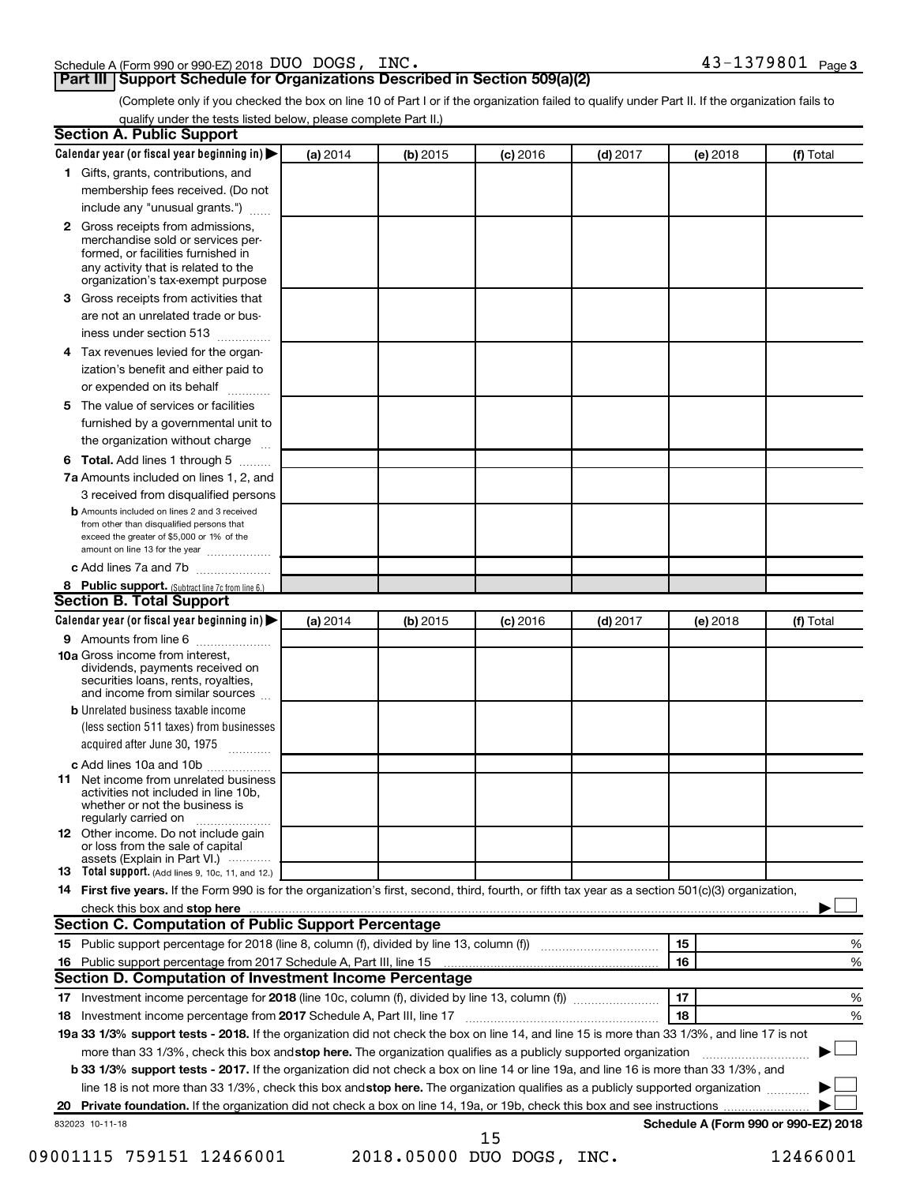Schedule A (Form 990 or 990-EZ) 2018 DUO DOGS, INC. 43-1379801 Page 3

## Part III Support Schedule for Organizations Described in Section 509(a)(2)

(Complete only if you checked the box on line 10 of Part I or if the organization failed to qualify under Part II. If the organization fails to qualify under the tests listed below, please complete Part II.)

### Section A. Public Support

| Calendar year (or fiscal year beginning in) ▶ | (a) 2014 | (b) 2015 | (c) 2016 | (d) 2017 | (e) 2018 | (f) Total |
|---|---|---|---|---|---|---|
| **1** Gifts, grants, contributions, and membership fees received. (Do not include any "unusual grants.") | | | | | | |
| **2** Gross receipts from admissions, merchandise sold or services performed, or facilities furnished in any activity that is related to the organization's tax-exempt purpose | | | | | | |
| **3** Gross receipts from activities that are not an unrelated trade or business under section 513 | | | | | | |
| **4** Tax revenues levied for the organization's benefit and either paid to or expended on its behalf | | | | | | |
| **5** The value of services or facilities furnished by a governmental unit to the organization without charge | | | | | | |
| **6 Total.** Add lines 1 through 5 | | | | | | |
| **7a** Amounts included on lines 1, 2, and 3 received from disqualified persons | | | | | | |
| **b** Amounts included on lines 2 and 3 received from other than disqualified persons that exceed the greater of $5,000 or 1% of the amount on line 13 for the year | | | | | | |
| **c** Add lines 7a and 7b | | | | | | |
| **8 Public support.** (Subtract line 7c from line 6.) | | | | | | |

### Section B. Total Support

| Calendar year (or fiscal year beginning in) ▶ | (a) 2014 | (b) 2015 | (c) 2016 | (d) 2017 | (e) 2018 | (f) Total |
|---|---|---|---|---|---|---|
| **9** Amounts from line 6 | | | | | | |
| **10a** Gross income from interest, dividends, payments received on securities loans, rents, royalties, and income from similar sources | | | | | | |
| **b** Unrelated business taxable income (less section 511 taxes) from businesses acquired after June 30, 1975 | | | | | | |
| **c** Add lines 10a and 10b | | | | | | |
| **11** Net income from unrelated business activities not included in line 10b, whether or not the business is regularly carried on | | | | | | |
| **12** Other income. Do not include gain or loss from the sale of capital assets (Explain in Part VI.) | | | | | | |
| **13 Total support.** (Add lines 9, 10c, 11, and 12.) | | | | | | |

**14 First five years.** If the Form 990 is for the organization's first, second, third, fourth, or fifth tax year as a section 501(c)(3) organization, check this box and **stop here** ▶ ☐

### Section C. Computation of Public Support Percentage

| | | | |
|---|---|---|---|
| **15** Public support percentage for 2018 (line 8, column (f), divided by line 13, column (f)) | 15 | | % |
| **16** Public support percentage from 2017 Schedule A, Part III, line 15 | 16 | | % |

### Section D. Computation of Investment Income Percentage

| | | | |
|---|---|---|---|
| **17** Investment income percentage for **2018** (line 10c, column (f), divided by line 13, column (f)) | 17 | | % |
| **18** Investment income percentage from **2017** Schedule A, Part III, line 17 | 18 | | % |

**19a 33 1/3% support tests - 2018.** If the organization did not check the box on line 14, and line 15 is more than 33 1/3%, and line 17 is not more than 33 1/3%, check this box and **stop here.** The organization qualifies as a publicly supported organization ▶ ☐

**b 33 1/3% support tests - 2017.** If the organization did not check a box on line 14 or line 19a, and line 16 is more than 33 1/3%, and line 18 is not more than 33 1/3%, check this box and **stop here.** The organization qualifies as a publicly supported organization ▶ ☐

**20 Private foundation.** If the organization did not check a box on line 14, 19a, or 19b, check this box and see instructions ▶ ☐

832023 10-11-18 **Schedule A (Form 990 or 990-EZ) 2018**

09001115 759151 12466001 2018.05000 DUO DOGS, INC. 12466001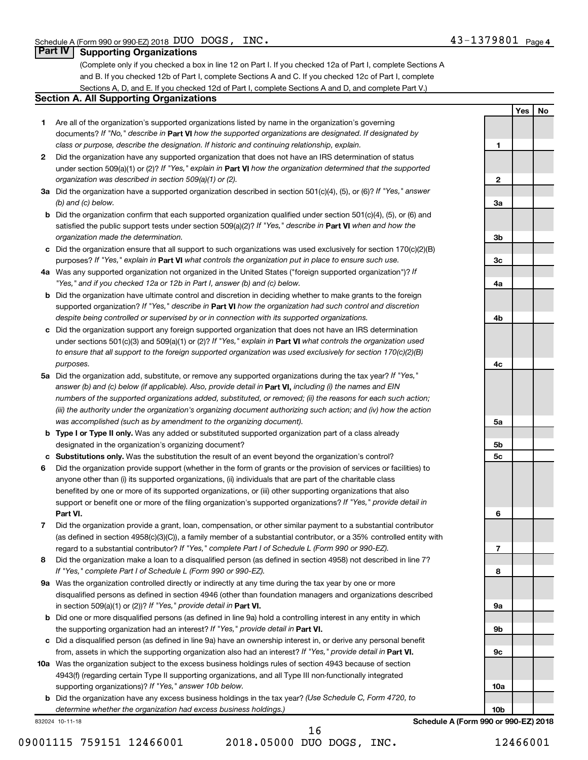Schedule A (Form 990 or 990-EZ) 2018 DUO DOGS, INC. 43-1379801 Page 4

## Part IV Supporting Organizations

(Complete only if you checked a box in line 12 on Part I. If you checked 12a of Part I, complete Sections A and B. If you checked 12b of Part I, complete Sections A and C. If you checked 12c of Part I, complete Sections A, D, and E. If you checked 12d of Part I, complete Sections A and D, and complete Part V.)

### Section A. All Supporting Organizations

| | | | Yes | No |
|---|---|---|---|---|
| **1** | Are all of the organization's supported organizations listed by name in the organization's governing documents? *If "No," describe in* **Part VI** *how the supported organizations are designated. If designated by class or purpose, describe the designation. If historic and continuing relationship, explain.* | 1 | | |
| **2** | Did the organization have any supported organization that does not have an IRS determination of status under section 509(a)(1) or (2)? *If "Yes," explain in* **Part VI** *how the organization determined that the supported organization was described in section 509(a)(1) or (2).* | 2 | | |
| **3a** | Did the organization have a supported organization described in section 501(c)(4), (5), or (6)? *If "Yes," answer (b) and (c) below.* | 3a | | |
| **b** | Did the organization confirm that each supported organization qualified under section 501(c)(4), (5), or (6) and satisfied the public support tests under section 509(a)(2)? *If "Yes," describe in* **Part VI** *when and how the organization made the determination.* | 3b | | |
| **c** | Did the organization ensure that all support to such organizations was used exclusively for section 170(c)(2)(B) purposes? *If "Yes," explain in* **Part VI** *what controls the organization put in place to ensure such use.* | 3c | | |
| **4a** | Was any supported organization not organized in the United States ("foreign supported organization")? *If "Yes," and if you checked 12a or 12b in Part I, answer (b) and (c) below.* | 4a | | |
| **b** | Did the organization have ultimate control and discretion in deciding whether to make grants to the foreign supported organization? *If "Yes," describe in* **Part VI** *how the organization had such control and discretion despite being controlled or supervised by or in connection with its supported organizations.* | 4b | | |
| **c** | Did the organization support any foreign supported organization that does not have an IRS determination under sections 501(c)(3) and 509(a)(1) or (2)? *If "Yes," explain in* **Part VI** *what controls the organization used to ensure that all support to the foreign supported organization was used exclusively for section 170(c)(2)(B) purposes.* | 4c | | |
| **5a** | Did the organization add, substitute, or remove any supported organizations during the tax year? *If "Yes," answer (b) and (c) below (if applicable). Also, provide detail in* **Part VI,** *including (i) the names and EIN numbers of the supported organizations added, substituted, or removed; (ii) the reasons for each such action; (iii) the authority under the organization's organizing document authorizing such action; and (iv) how the action was accomplished (such as by amendment to the organizing document).* | 5a | | |
| **b** | **Type I or Type II only.** Was any added or substituted supported organization part of a class already designated in the organization's organizing document? | 5b | | |
| **c** | **Substitutions only.** Was the substitution the result of an event beyond the organization's control? | 5c | | |
| **6** | Did the organization provide support (whether in the form of grants or the provision of services or facilities) to anyone other than (i) its supported organizations, (ii) individuals that are part of the charitable class benefited by one or more of its supported organizations, or (iii) other supporting organizations that also support or benefit one or more of the filing organization's supported organizations? *If "Yes," provide detail in* **Part VI.** | 6 | | |
| **7** | Did the organization provide a grant, loan, compensation, or other similar payment to a substantial contributor (as defined in section 4958(c)(3)(C)), a family member of a substantial contributor, or a 35% controlled entity with regard to a substantial contributor? *If "Yes," complete Part I of Schedule L (Form 990 or 990-EZ).* | 7 | | |
| **8** | Did the organization make a loan to a disqualified person (as defined in section 4958) not described in line 7? *If "Yes," complete Part I of Schedule L (Form 990 or 990-EZ).* | 8 | | |
| **9a** | Was the organization controlled directly or indirectly at any time during the tax year by one or more disqualified persons as defined in section 4946 (other than foundation managers and organizations described in section 509(a)(1) or (2))? *If "Yes," provide detail in* **Part VI.** | 9a | | |
| **b** | Did one or more disqualified persons (as defined in line 9a) hold a controlling interest in any entity in which the supporting organization had an interest? *If "Yes," provide detail in* **Part VI.** | 9b | | |
| **c** | Did a disqualified person (as defined in line 9a) have an ownership interest in, or derive any personal benefit from, assets in which the supporting organization also had an interest? *If "Yes," provide detail in* **Part VI.** | 9c | | |
| **10a** | Was the organization subject to the excess business holdings rules of section 4943 because of section 4943(f) (regarding certain Type II supporting organizations, and all Type III non-functionally integrated supporting organizations)? *If "Yes," answer 10b below.* | 10a | | |
| **b** | Did the organization have any excess business holdings in the tax year? *(Use Schedule C, Form 4720, to determine whether the organization had excess business holdings.)* | 10b | | |

832024 10-11-18 **Schedule A (Form 990 or 990-EZ) 2018**

09001115 759151 12466001 2018.05000 DUO DOGS, INC. 12466001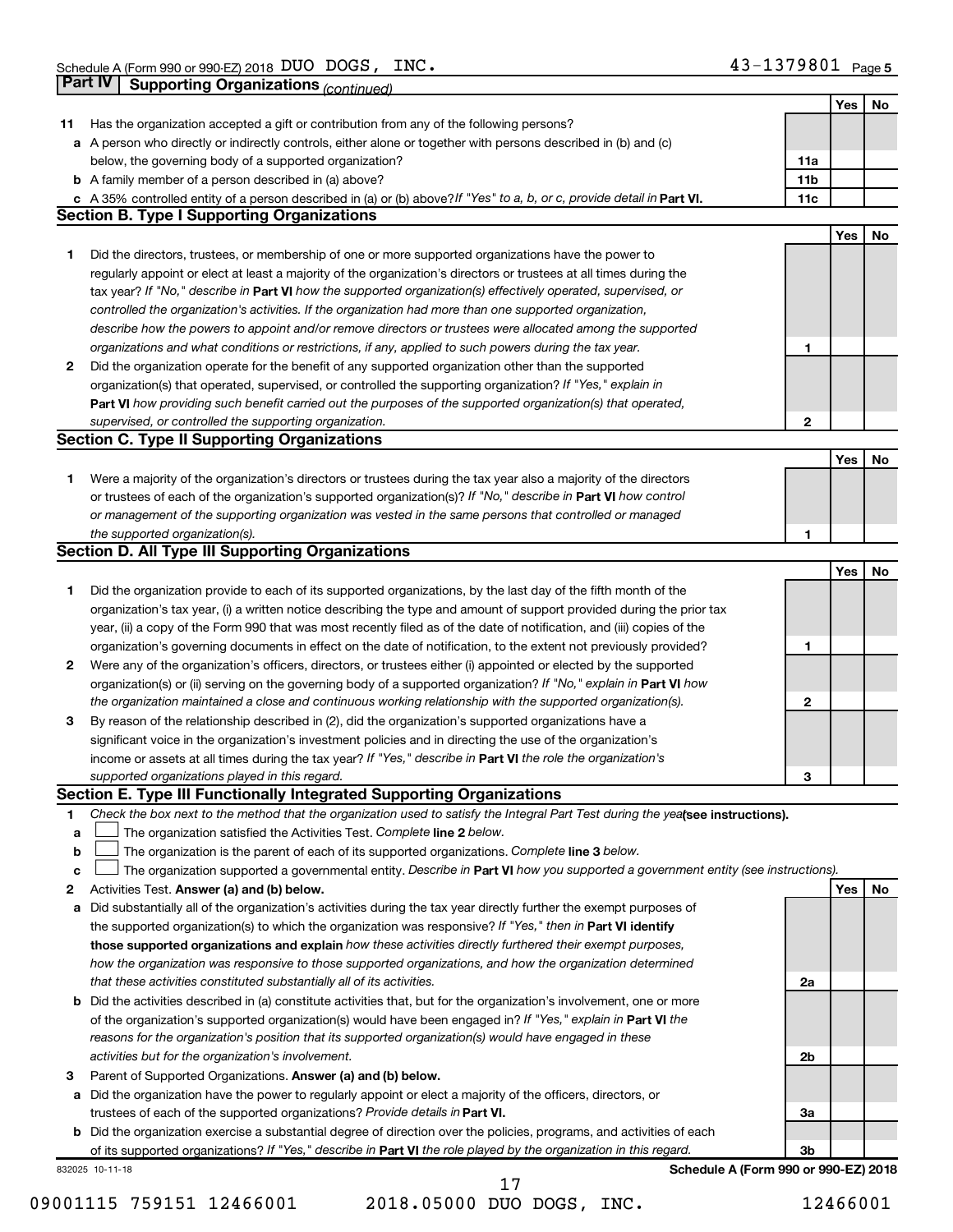Schedule A (Form 990 or 990-EZ) 2018 DUO DOGS, INC. 43-1379801 Page 5

## Part IV Supporting Organizations *(continued)*

| | | | Yes | No |
|---|---|---|---|---|
| **11** | Has the organization accepted a gift or contribution from any of the following persons? | | | |
| **a** | A person who directly or indirectly controls, either alone or together with persons described in (b) and (c) below, the governing body of a supported organization? | 11a | | |
| **b** | A family member of a person described in (a) above? | 11b | | |
| **c** | A 35% controlled entity of a person described in (a) or (b) above? *If "Yes" to a, b, or c, provide detail in* **Part VI.** | 11c | | |

### Section B. Type I Supporting Organizations

| | | | Yes | No |
|---|---|---|---|---|
| **1** | Did the directors, trustees, or membership of one or more supported organizations have the power to regularly appoint or elect at least a majority of the organization's directors or trustees at all times during the tax year? *If "No," describe in* **Part VI** *how the supported organization(s) effectively operated, supervised, or controlled the organization's activities. If the organization had more than one supported organization, describe how the powers to appoint and/or remove directors or trustees were allocated among the supported organizations and what conditions or restrictions, if any, applied to such powers during the tax year.* | 1 | | |
| **2** | Did the organization operate for the benefit of any supported organization other than the supported organization(s) that operated, supervised, or controlled the supporting organization? *If "Yes," explain in* **Part VI** *how providing such benefit carried out the purposes of the supported organization(s) that operated, supervised, or controlled the supporting organization.* | 2 | | |

### Section C. Type II Supporting Organizations

| | | | Yes | No |
|---|---|---|---|---|
| **1** | Were a majority of the organization's directors or trustees during the tax year also a majority of the directors or trustees of each of the organization's supported organization(s)? *If "No," describe in* **Part VI** *how control or management of the supporting organization was vested in the same persons that controlled or managed the supported organization(s).* | 1 | | |

### Section D. All Type III Supporting Organizations

| | | | Yes | No |
|---|---|---|---|---|
| **1** | Did the organization provide to each of its supported organizations, by the last day of the fifth month of the organization's tax year, (i) a written notice describing the type and amount of support provided during the prior tax year, (ii) a copy of the Form 990 that was most recently filed as of the date of notification, and (iii) copies of the organization's governing documents in effect on the date of notification, to the extent not previously provided? | 1 | | |
| **2** | Were any of the organization's officers, directors, or trustees either (i) appointed or elected by the supported organization(s) or (ii) serving on the governing body of a supported organization? *If "No," explain in* **Part VI** *how the organization maintained a close and continuous working relationship with the supported organization(s).* | 2 | | |
| **3** | By reason of the relationship described in (2), did the organization's supported organizations have a significant voice in the organization's investment policies and in directing the use of the organization's income or assets at all times during the tax year? *If "Yes," describe in* **Part VI** *the role the organization's supported organizations played in this regard.* | 3 | | |

### Section E. Type III Functionally Integrated Supporting Organizations

**1** *Check the box next to the method that the organization used to satisfy the Integral Part Test during the year* **(see instructions).**

**a** ☐ The organization satisfied the Activities Test. *Complete* **line 2** *below.*

**b** ☐ The organization is the parent of each of its supported organizations. *Complete* **line 3** *below.*

**c** ☐ The organization supported a governmental entity. *Describe in* **Part VI** *how you supported a government entity (see instructions).*

| | | | Yes | No |
|---|---|---|---|---|
| **2** | Activities Test. **Answer (a) and (b) below.** | | | |
| **a** | Did substantially all of the organization's activities during the tax year directly further the exempt purposes of the supported organization(s) to which the organization was responsive? *If "Yes," then in* **Part VI identify those supported organizations and explain** *how these activities directly furthered their exempt purposes, how the organization was responsive to those supported organizations, and how the organization determined that these activities constituted substantially all of its activities.* | 2a | | |
| **b** | Did the activities described in (a) constitute activities that, but for the organization's involvement, one or more of the organization's supported organization(s) would have been engaged in? *If "Yes," explain in* **Part VI** *the reasons for the organization's position that its supported organization(s) would have engaged in these activities but for the organization's involvement.* | 2b | | |
| **3** | Parent of Supported Organizations. **Answer (a) and (b) below.** | | | |
| **a** | Did the organization have the power to regularly appoint or elect a majority of the officers, directors, or trustees of each of the supported organizations? *Provide details in* **Part VI.** | 3a | | |
| **b** | Did the organization exercise a substantial degree of direction over the policies, programs, and activities of each of its supported organizations? *If "Yes," describe in* **Part VI** *the role played by the organization in this regard.* | 3b | | |

832025 10-11-18 **Schedule A (Form 990 or 990-EZ) 2018**

09001115 759151 12466001 2018.05000 DUO DOGS, INC. 12466001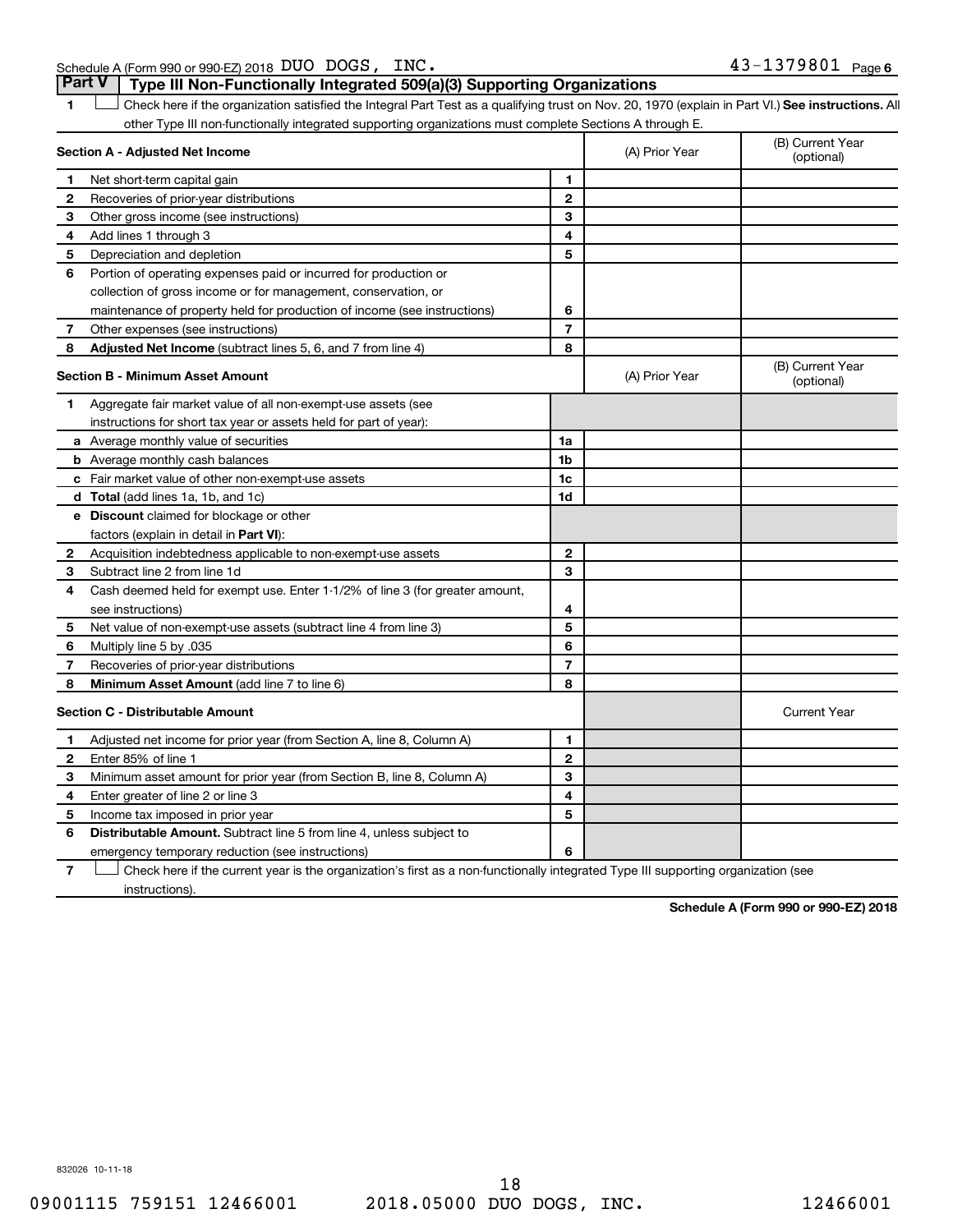Schedule A (Form 990 or 990-EZ) 2018 DUO DOGS, INC. 43-1379801 Page 6

## Part V Type III Non-Functionally Integrated 509(a)(3) Supporting Organizations

1 ☐ Check here if the organization satisfied the Integral Part Test as a qualifying trust on Nov. 20, 1970 (explain in Part VI.) **See instructions.** All other Type III non-functionally integrated supporting organizations must complete Sections A through E.

| **Section A - Adjusted Net Income** | | | (A) Prior Year | (B) Current Year (optional) |
|---|---|---|---|---|
| 1 | Net short-term capital gain | 1 | | |
| 2 | Recoveries of prior-year distributions | 2 | | |
| 3 | Other gross income (see instructions) | 3 | | |
| 4 | Add lines 1 through 3 | 4 | | |
| 5 | Depreciation and depletion | 5 | | |
| 6 | Portion of operating expenses paid or incurred for production or collection of gross income or for management, conservation, or maintenance of property held for production of income (see instructions) | 6 | | |
| 7 | Other expenses (see instructions) | 7 | | |
| 8 | **Adjusted Net Income** (subtract lines 5, 6, and 7 from line 4) | 8 | | |

| **Section B - Minimum Asset Amount** | | | (A) Prior Year | (B) Current Year (optional) |
|---|---|---|---|---|
| 1 | Aggregate fair market value of all non-exempt-use assets (see instructions for short tax year or assets held for part of year): | | | |
| a | Average monthly value of securities | 1a | | |
| b | Average monthly cash balances | 1b | | |
| c | Fair market value of other non-exempt-use assets | 1c | | |
| d | **Total** (add lines 1a, 1b, and 1c) | 1d | | |
| e | **Discount** claimed for blockage or other factors (explain in detail in **Part VI**): | | | |
| 2 | Acquisition indebtedness applicable to non-exempt-use assets | 2 | | |
| 3 | Subtract line 2 from line 1d | 3 | | |
| 4 | Cash deemed held for exempt use. Enter 1-1/2% of line 3 (for greater amount, see instructions) | 4 | | |
| 5 | Net value of non-exempt-use assets (subtract line 4 from line 3) | 5 | | |
| 6 | Multiply line 5 by .035 | 6 | | |
| 7 | Recoveries of prior-year distributions | 7 | | |
| 8 | **Minimum Asset Amount** (add line 7 to line 6) | 8 | | |

| **Section C - Distributable Amount** | | | | Current Year |
|---|---|---|---|---|
| 1 | Adjusted net income for prior year (from Section A, line 8, Column A) | 1 | | |
| 2 | Enter 85% of line 1 | 2 | | |
| 3 | Minimum asset amount for prior year (from Section B, line 8, Column A) | 3 | | |
| 4 | Enter greater of line 2 or line 3 | 4 | | |
| 5 | Income tax imposed in prior year | 5 | | |
| 6 | **Distributable Amount.** Subtract line 5 from line 4, unless subject to emergency temporary reduction (see instructions) | 6 | | |

7 ☐ Check here if the current year is the organization's first as a non-functionally integrated Type III supporting organization (see instructions).

**Schedule A (Form 990 or 990-EZ) 2018**

832026 10-11-18

09001115 759151 12466001 2018.05000 DUO DOGS, INC. 12466001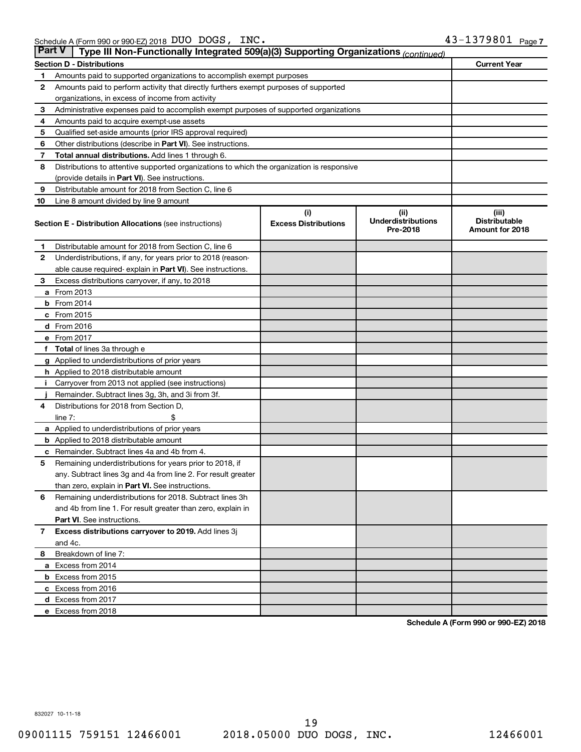Schedule A (Form 990 or 990-EZ) 2018 DUO DOGS, INC. 43-1379801 Page 7

## Part V | Type III Non-Functionally Integrated 509(a)(3) Supporting Organizations *(continued)*

| Section D - Distributions | | Current Year |
|---|---|---|
| 1 | Amounts paid to supported organizations to accomplish exempt purposes | |
| 2 | Amounts paid to perform activity that directly furthers exempt purposes of supported organizations, in excess of income from activity | |
| 3 | Administrative expenses paid to accomplish exempt purposes of supported organizations | |
| 4 | Amounts paid to acquire exempt-use assets | |
| 5 | Qualified set-aside amounts (prior IRS approval required) | |
| 6 | Other distributions (describe in **Part VI**). See instructions. | |
| 7 | **Total annual distributions.** Add lines 1 through 6. | |
| 8 | Distributions to attentive supported organizations to which the organization is responsive (provide details in **Part VI**). See instructions. | |
| 9 | Distributable amount for 2018 from Section C, line 6 | |
| 10 | Line 8 amount divided by line 9 amount | |

| | Section E - Distribution Allocations (see instructions) | (i) Excess Distributions | (ii) Underdistributions Pre-2018 | (iii) Distributable Amount for 2018 |
|---|---|---|---|---|
| 1 | Distributable amount for 2018 from Section C, line 6 | | | |
| 2 | Underdistributions, if any, for years prior to 2018 (reasonable cause required- explain in **Part VI**). See instructions. | | | |
| 3 | Excess distributions carryover, if any, to 2018 | | | |
| a | From 2013 | | | |
| b | From 2014 | | | |
| c | From 2015 | | | |
| d | From 2016 | | | |
| e | From 2017 | | | |
| f | **Total** of lines 3a through e | | | |
| g | Applied to underdistributions of prior years | | | |
| h | Applied to 2018 distributable amount | | | |
| i | Carryover from 2013 not applied (see instructions) | | | |
| j | Remainder. Subtract lines 3g, 3h, and 3i from 3f. | | | |
| 4 | Distributions for 2018 from Section D, line 7: $ | | | |
| a | Applied to underdistributions of prior years | | | |
| b | Applied to 2018 distributable amount | | | |
| c | Remainder. Subtract lines 4a and 4b from 4. | | | |
| 5 | Remaining underdistributions for years prior to 2018, if any. Subtract lines 3g and 4a from line 2. For result greater than zero, explain in **Part VI.** See instructions. | | | |
| 6 | Remaining underdistributions for 2018. Subtract lines 3h and 4b from line 1. For result greater than zero, explain in **Part VI**. See instructions. | | | |
| 7 | **Excess distributions carryover to 2019.** Add lines 3j and 4c. | | | |
| 8 | Breakdown of line 7: | | | |
| a | Excess from 2014 | | | |
| b | Excess from 2015 | | | |
| c | Excess from 2016 | | | |
| d | Excess from 2017 | | | |
| e | Excess from 2018 | | | |

**Schedule A (Form 990 or 990-EZ) 2018**

832027 10-11-18

09001115 759151 12466001 2018.05000 DUO DOGS, INC. 12466001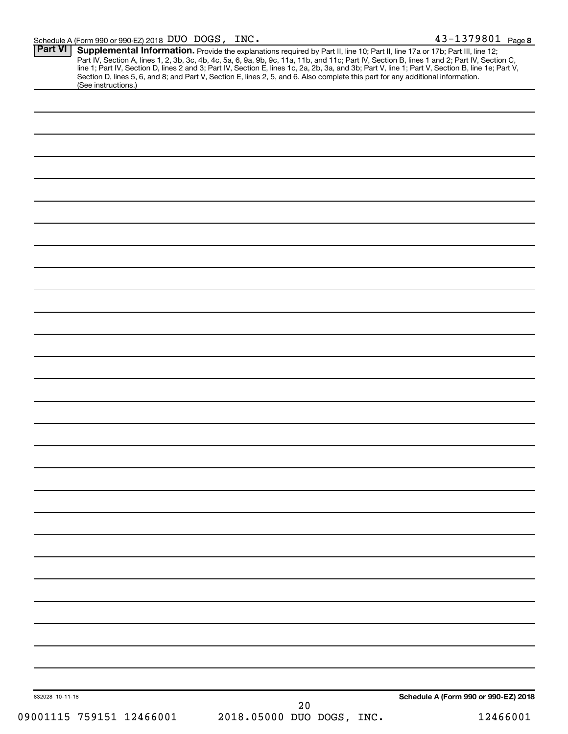Schedule A (Form 990 or 990-EZ) 2018 DUO DOGS, INC. 43-1379801 Page 8

**Part VI** **Supplemental Information.** Provide the explanations required by Part II, line 10; Part II, line 17a or 17b; Part III, line 12; Part IV, Section A, lines 1, 2, 3b, 3c, 4b, 4c, 5a, 6, 9a, 9b, 9c, 11a, 11b, and 11c; Part IV, Section B, lines 1 and 2; Part IV, Section C, line 1; Part IV, Section D, lines 2 and 3; Part IV, Section E, lines 1c, 2a, 2b, 3a, and 3b; Part V, line 1; Part V, Section B, line 1e; Part V, Section D, lines 5, 6, and 8; and Part V, Section E, lines 2, 5, and 6. Also complete this part for any additional information. (See instructions.)

832028 10-11-18

**Schedule A (Form 990 or 990-EZ) 2018**

09001115 759151 12466001 2018.05000 DUO DOGS, INC. 12466001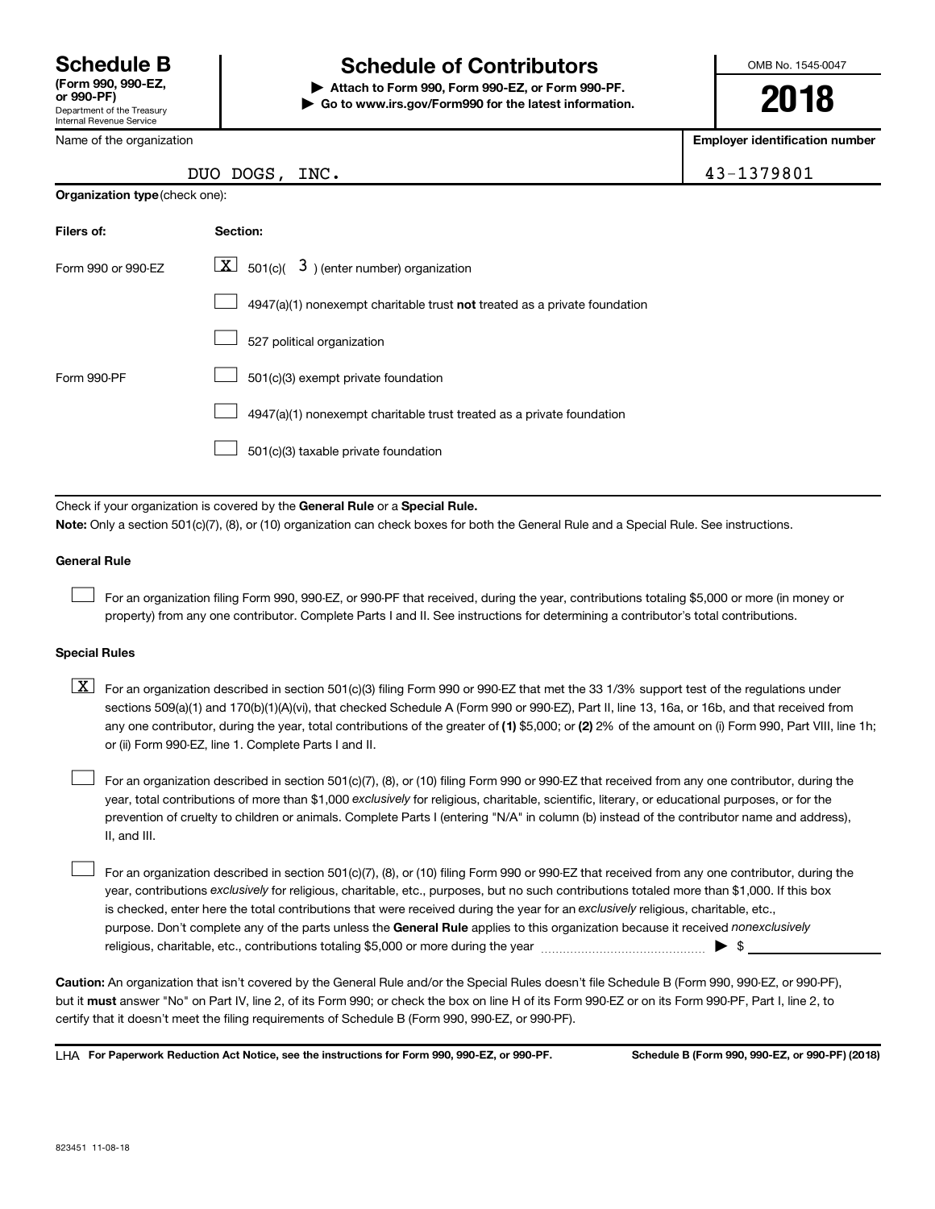# Schedule B

**(Form 990, 990-EZ, or 990-PF)**
Department of the Treasury
Internal Revenue Service

## Schedule of Contributors

▶ **Attach to Form 990, Form 990-EZ, or Form 990-PF.**
▶ **Go to www.irs.gov/Form990 for the latest information.**

OMB No. 1545-0047

**2018**

| Name of the organization | Employer identification number |
|---|---|
| DUO DOGS, INC. | 43-1379801 |

**Organization type** (check one):

| Filers of: | Section: |
|---|---|
| Form 990 or 990-EZ | [X] 501(c)( 3 ) (enter number) organization |
| | [ ] 4947(a)(1) nonexempt charitable trust **not** treated as a private foundation |
| | [ ] 527 political organization |
| Form 990-PF | [ ] 501(c)(3) exempt private foundation |
| | [ ] 4947(a)(1) nonexempt charitable trust treated as a private foundation |
| | [ ] 501(c)(3) taxable private foundation |

Check if your organization is covered by the **General Rule** or a **Special Rule.**

**Note:** Only a section 501(c)(7), (8), or (10) organization can check boxes for both the General Rule and a Special Rule. See instructions.

**General Rule**

[ ] For an organization filing Form 990, 990-EZ, or 990-PF that received, during the year, contributions totaling $5,000 or more (in money or property) from any one contributor. Complete Parts I and II. See instructions for determining a contributor's total contributions.

**Special Rules**

[X] For an organization described in section 501(c)(3) filing Form 990 or 990-EZ that met the 33 1/3% support test of the regulations under sections 509(a)(1) and 170(b)(1)(A)(vi), that checked Schedule A (Form 990 or 990-EZ), Part II, line 13, 16a, or 16b, and that received from any one contributor, during the year, total contributions of the greater of **(1)** $5,000; or **(2)** 2% of the amount on (i) Form 990, Part VIII, line 1h; or (ii) Form 990-EZ, line 1. Complete Parts I and II.

[ ] For an organization described in section 501(c)(7), (8), or (10) filing Form 990 or 990-EZ that received from any one contributor, during the year, total contributions of more than $1,000 *exclusively* for religious, charitable, scientific, literary, or educational purposes, or for the prevention of cruelty to children or animals. Complete Parts I (entering "N/A" in column (b) instead of the contributor name and address), II, and III.

[ ] For an organization described in section 501(c)(7), (8), or (10) filing Form 990 or 990-EZ that received from any one contributor, during the year, contributions *exclusively* for religious, charitable, etc., purposes, but no such contributions totaled more than $1,000. If this box is checked, enter here the total contributions that were received during the year for an *exclusively* religious, charitable, etc., purpose. Don't complete any of the parts unless the **General Rule** applies to this organization because it received *nonexclusively* religious, charitable, etc., contributions totaling $5,000 or more during the year ........ ▶ $ ________

**Caution:** An organization that isn't covered by the General Rule and/or the Special Rules doesn't file Schedule B (Form 990, 990-EZ, or 990-PF), but it **must** answer "No" on Part IV, line 2, of its Form 990; or check the box on line H of its Form 990-EZ or on its Form 990-PF, Part I, line 2, to certify that it doesn't meet the filing requirements of Schedule B (Form 990, 990-EZ, or 990-PF).

LHA **For Paperwork Reduction Act Notice, see the instructions for Form 990, 990-EZ, or 990-PF.** **Schedule B (Form 990, 990-EZ, or 990-PF) (2018)**

823451 11-08-18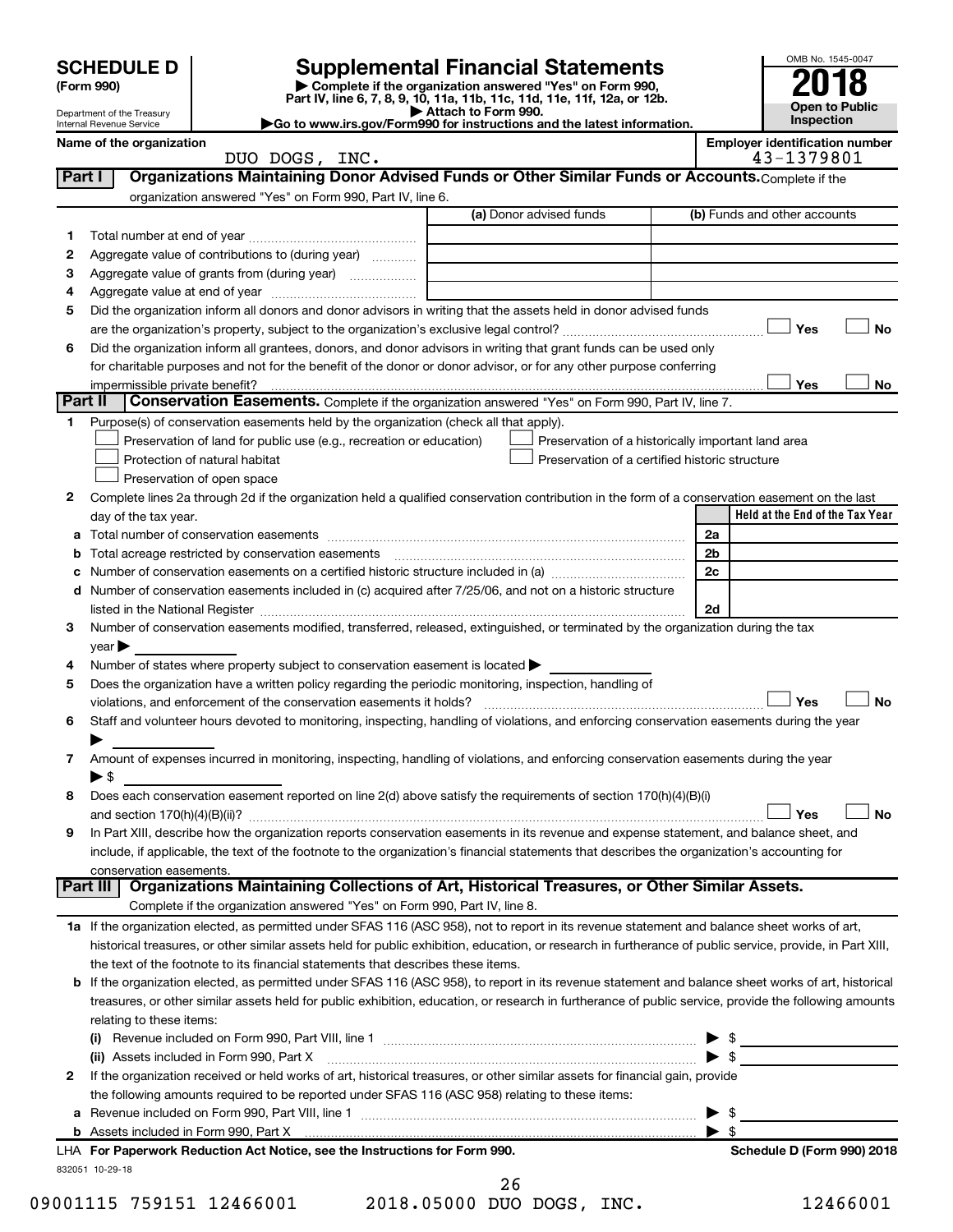# SCHEDULE D (Form 990)

Department of the Treasury
Internal Revenue Service

## Supplemental Financial Statements

▶ Complete if the organization answered "Yes" on Form 990, Part IV, line 6, 7, 8, 9, 10, 11a, 11b, 11c, 11d, 11e, 11f, 12a, or 12b.
▶ Attach to Form 990.
▶Go to www.irs.gov/Form990 for instructions and the latest information.

OMB No. 1545-0047

**2018**

**Open to Public Inspection**

**Name of the organization:** DUO DOGS, INC.

**Employer identification number:** 43-1379801

## Part I Organizations Maintaining Donor Advised Funds or Other Similar Funds or Accounts.

Complete if the organization answered "Yes" on Form 990, Part IV, line 6.

| | | (a) Donor advised funds | (b) Funds and other accounts |
|---|---|---|---|
| 1 | Total number at end of year | | |
| 2 | Aggregate value of contributions to (during year) | | |
| 3 | Aggregate value of grants from (during year) | | |
| 4 | Aggregate value at end of year | | |

5 Did the organization inform all donors and donor advisors in writing that the assets held in donor advised funds are the organization's property, subject to the organization's exclusive legal control? ☐ Yes ☐ No

6 Did the organization inform all grantees, donors, and donor advisors in writing that grant funds can be used only for charitable purposes and not for the benefit of the donor or donor advisor, or for any other purpose conferring impermissible private benefit? ☐ Yes ☐ No

## Part II Conservation Easements.

Complete if the organization answered "Yes" on Form 990, Part IV, line 7.

1 Purpose(s) of conservation easements held by the organization (check all that apply).

- ☐ Preservation of land for public use (e.g., recreation or education)
- ☐ Protection of natural habitat
- ☐ Preservation of open space
- ☐ Preservation of a historically important land area
- ☐ Preservation of a certified historic structure

2 Complete lines 2a through 2d if the organization held a qualified conservation contribution in the form of a conservation easement on the last day of the tax year.

| | | | Held at the End of the Tax Year |
|---|---|---|---|
| a | Total number of conservation easements | 2a | |
| b | Total acreage restricted by conservation easements | 2b | |
| c | Number of conservation easements on a certified historic structure included in (a) | 2c | |
| d | Number of conservation easements included in (c) acquired after 7/25/06, and not on a historic structure listed in the National Register | 2d | |

3 Number of conservation easements modified, transferred, released, extinguished, or terminated by the organization during the tax year ▶

4 Number of states where property subject to conservation easement is located ▶

5 Does the organization have a written policy regarding the periodic monitoring, inspection, handling of violations, and enforcement of the conservation easements it holds? ☐ Yes ☐ No

6 Staff and volunteer hours devoted to monitoring, inspecting, handling of violations, and enforcing conservation easements during the year ▶

7 Amount of expenses incurred in monitoring, inspecting, handling of violations, and enforcing conservation easements during the year ▶ $

8 Does each conservation easement reported on line 2(d) above satisfy the requirements of section 170(h)(4)(B)(i) and section 170(h)(4)(B)(ii)? ☐ Yes ☐ No

9 In Part XIII, describe how the organization reports conservation easements in its revenue and expense statement, and balance sheet, and include, if applicable, the text of the footnote to the organization's financial statements that describes the organization's accounting for conservation easements.

## Part III Organizations Maintaining Collections of Art, Historical Treasures, or Other Similar Assets.

Complete if the organization answered "Yes" on Form 990, Part IV, line 8.

1a If the organization elected, as permitted under SFAS 116 (ASC 958), not to report in its revenue statement and balance sheet works of art, historical treasures, or other similar assets held for public exhibition, education, or research in furtherance of public service, provide, in Part XIII, the text of the footnote to its financial statements that describes these items.

b If the organization elected, as permitted under SFAS 116 (ASC 958), to report in its revenue statement and balance sheet works of art, historical treasures, or other similar assets held for public exhibition, education, or research in furtherance of public service, provide the following amounts relating to these items:

(i) Revenue included on Form 990, Part VIII, line 1 ▶ $

(ii) Assets included in Form 990, Part X ▶ $

2 If the organization received or held works of art, historical treasures, or other similar assets for financial gain, provide the following amounts required to be reported under SFAS 116 (ASC 958) relating to these items:

a Revenue included on Form 990, Part VIII, line 1 ▶ $

b Assets included in Form 990, Part X ▶ $

LHA For Paperwork Reduction Act Notice, see the Instructions for Form 990. Schedule D (Form 990) 2018

832051 10-29-18

09001115 759151 12466001 2018.05000 DUO DOGS, INC. 12466001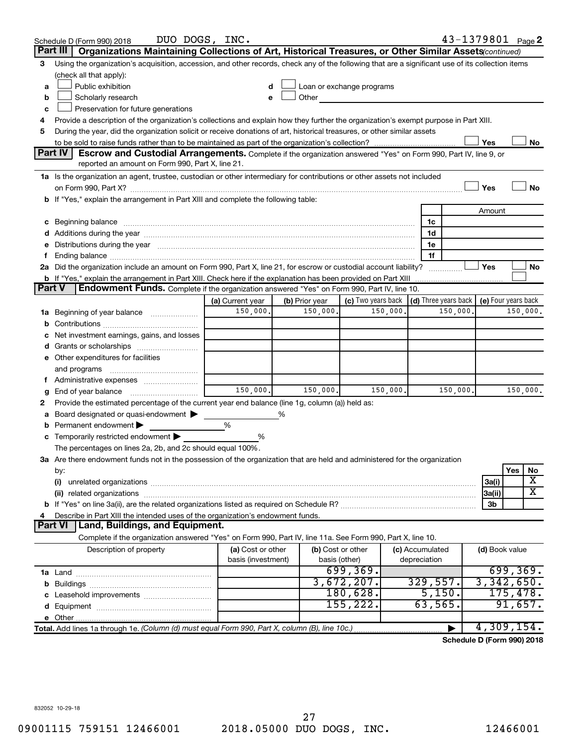Schedule D (Form 990) 2018 DUO DOGS, INC. 43-1379801 Page 2

## Part III Organizations Maintaining Collections of Art, Historical Treasures, or Other Similar Assets *(continued)*

**3** Using the organization's acquisition, accession, and other records, check any of the following that are a significant use of its collection items (check all that apply):

- **a** ☐ Public exhibition
- **b** ☐ Scholarly research
- **c** ☐ Preservation for future generations
- **d** ☐ Loan or exchange programs
- **e** ☐ Other

**4** Provide a description of the organization's collections and explain how they further the organization's exempt purpose in Part XIII.

**5** During the year, did the organization solicit or receive donations of art, historical treasures, or other similar assets to be sold to raise funds rather than to be maintained as part of the organization's collection? ☐ Yes ☐ No

## Part IV Escrow and Custodial Arrangements.

Complete if the organization answered "Yes" on Form 990, Part IV, line 9, or reported an amount on Form 990, Part X, line 21.

**1a** Is the organization an agent, trustee, custodian or other intermediary for contributions or other assets not included on Form 990, Part X? ☐ Yes ☐ No

**b** If "Yes," explain the arrangement in Part XIII and complete the following table:

| | | Amount |
|---|---|---|
| **c** Beginning balance | 1c | |
| **d** Additions during the year | 1d | |
| **e** Distributions during the year | 1e | |
| **f** Ending balance | 1f | |

**2a** Did the organization include an amount on Form 990, Part X, line 21, for escrow or custodial account liability? ☐ Yes ☐ No

**b** If "Yes," explain the arrangement in Part XIII. Check here if the explanation has been provided on Part XIII ☐

## Part V Endowment Funds.

Complete if the organization answered "Yes" on Form 990, Part IV, line 10.

| | (a) Current year | (b) Prior year | (c) Two years back | (d) Three years back | (e) Four years back |
|---|---|---|---|---|---|
| **1a** Beginning of year balance | 150,000. | 150,000. | 150,000. | 150,000. | 150,000. |
| **b** Contributions | | | | | |
| **c** Net investment earnings, gains, and losses | | | | | |
| **d** Grants or scholarships | | | | | |
| **e** Other expenditures for facilities and programs | | | | | |
| **f** Administrative expenses | | | | | |
| **g** End of year balance | 150,000. | 150,000. | 150,000. | 150,000. | 150,000. |

**2** Provide the estimated percentage of the current year end balance (line 1g, column (a)) held as:

- **a** Board designated or quasi-endowment ▶ %
- **b** Permanent endowment ▶ %
- **c** Temporarily restricted endowment ▶ %

The percentages on lines 2a, 2b, and 2c should equal 100%.

**3a** Are there endowment funds not in the possession of the organization that are held and administered for the organization by:

| | | Yes | No |
|---|---|---|---|
| **(i)** unrelated organizations | 3a(i) | | X |
| **(ii)** related organizations | 3a(ii) | | X |
| **b** If "Yes" on line 3a(ii), are the related organizations listed as required on Schedule R? | 3b | | |

**4** Describe in Part XIII the intended uses of the organization's endowment funds.

## Part VI Land, Buildings, and Equipment.

Complete if the organization answered "Yes" on Form 990, Part IV, line 11a. See Form 990, Part X, line 10.

| Description of property | (a) Cost or other basis (investment) | (b) Cost or other basis (other) | (c) Accumulated depreciation | (d) Book value |
|---|---|---|---|---|
| **1a** Land | | 699,369. | | 699,369. |
| **b** Buildings | | 3,672,207. | 329,557. | 3,342,650. |
| **c** Leasehold improvements | | 180,628. | 5,150. | 175,478. |
| **d** Equipment | | 155,222. | 63,565. | 91,657. |
| **e** Other | | | | |
| **Total.** Add lines 1a through 1e. *(Column (d) must equal Form 990, Part X, column (B), line 10c.)* | | | ▶ | 4,309,154. |

**Schedule D (Form 990) 2018**

832052 10-29-18

09001115 759151 12466001 2018.05000 DUO DOGS, INC. 12466001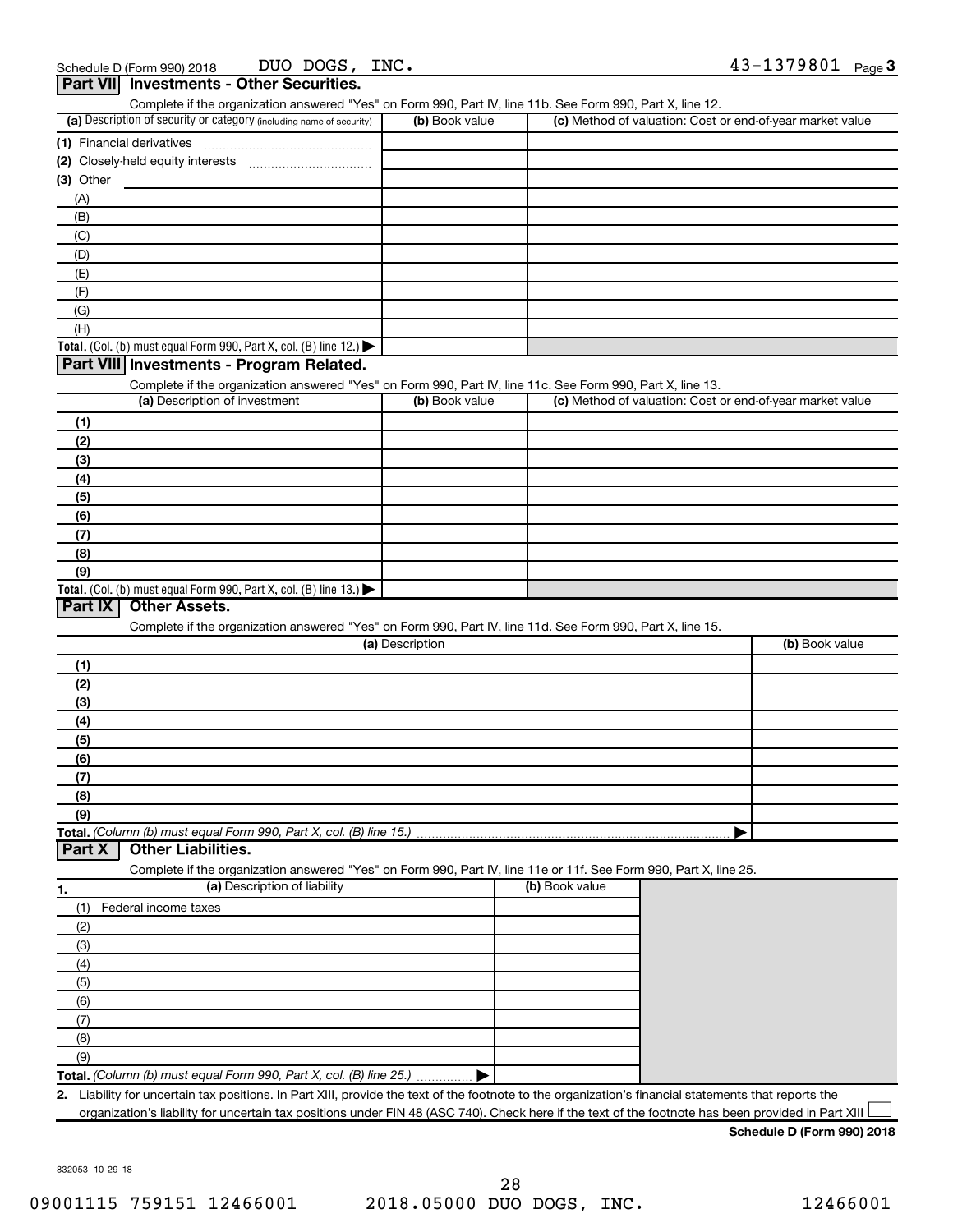Schedule D (Form 990) 2018 DUO DOGS, INC. 43-1379801 Page 3

## Part VII Investments - Other Securities.

Complete if the organization answered "Yes" on Form 990, Part IV, line 11b. See Form 990, Part X, line 12.

| (a) Description of security or category (including name of security) | (b) Book value | (c) Method of valuation: Cost or end-of-year market value |
|---|---|---|
| (1) Financial derivatives | | |
| (2) Closely-held equity interests | | |
| (3) Other | | |
| (A) | | |
| (B) | | |
| (C) | | |
| (D) | | |
| (E) | | |
| (F) | | |
| (G) | | |
| (H) | | |
| **Total.** (Col. (b) must equal Form 990, Part X, col. (B) line 12.) ▶ | | |

## Part VIII Investments - Program Related.

Complete if the organization answered "Yes" on Form 990, Part IV, line 11c. See Form 990, Part X, line 13.

| (a) Description of investment | (b) Book value | (c) Method of valuation: Cost or end-of-year market value |
|---|---|---|
| (1) | | |
| (2) | | |
| (3) | | |
| (4) | | |
| (5) | | |
| (6) | | |
| (7) | | |
| (8) | | |
| (9) | | |
| **Total.** (Col. (b) must equal Form 990, Part X, col. (B) line 13.) ▶ | | |

## Part IX Other Assets.

Complete if the organization answered "Yes" on Form 990, Part IV, line 11d. See Form 990, Part X, line 15.

| (a) Description | (b) Book value |
|---|---|
| (1) | |
| (2) | |
| (3) | |
| (4) | |
| (5) | |
| (6) | |
| (7) | |
| (8) | |
| (9) | |
| **Total.** *(Column (b) must equal Form 990, Part X, col. (B) line 15.)* ▶ | |

## Part X Other Liabilities.

Complete if the organization answered "Yes" on Form 990, Part IV, line 11e or 11f. See Form 990, Part X, line 25.

| 1. (a) Description of liability | (b) Book value |
|---|---|
| (1) Federal income taxes | |
| (2) | |
| (3) | |
| (4) | |
| (5) | |
| (6) | |
| (7) | |
| (8) | |
| (9) | |
| **Total.** *(Column (b) must equal Form 990, Part X, col. (B) line 25.)* ▶ | |

**2.** Liability for uncertain tax positions. In Part XIII, provide the text of the footnote to the organization's financial statements that reports the organization's liability for uncertain tax positions under FIN 48 (ASC 740). Check here if the text of the footnote has been provided in Part XIII ☐

**Schedule D (Form 990) 2018**

832053 10-29-18

09001115 759151 12466001 2018.05000 DUO DOGS, INC. 12466001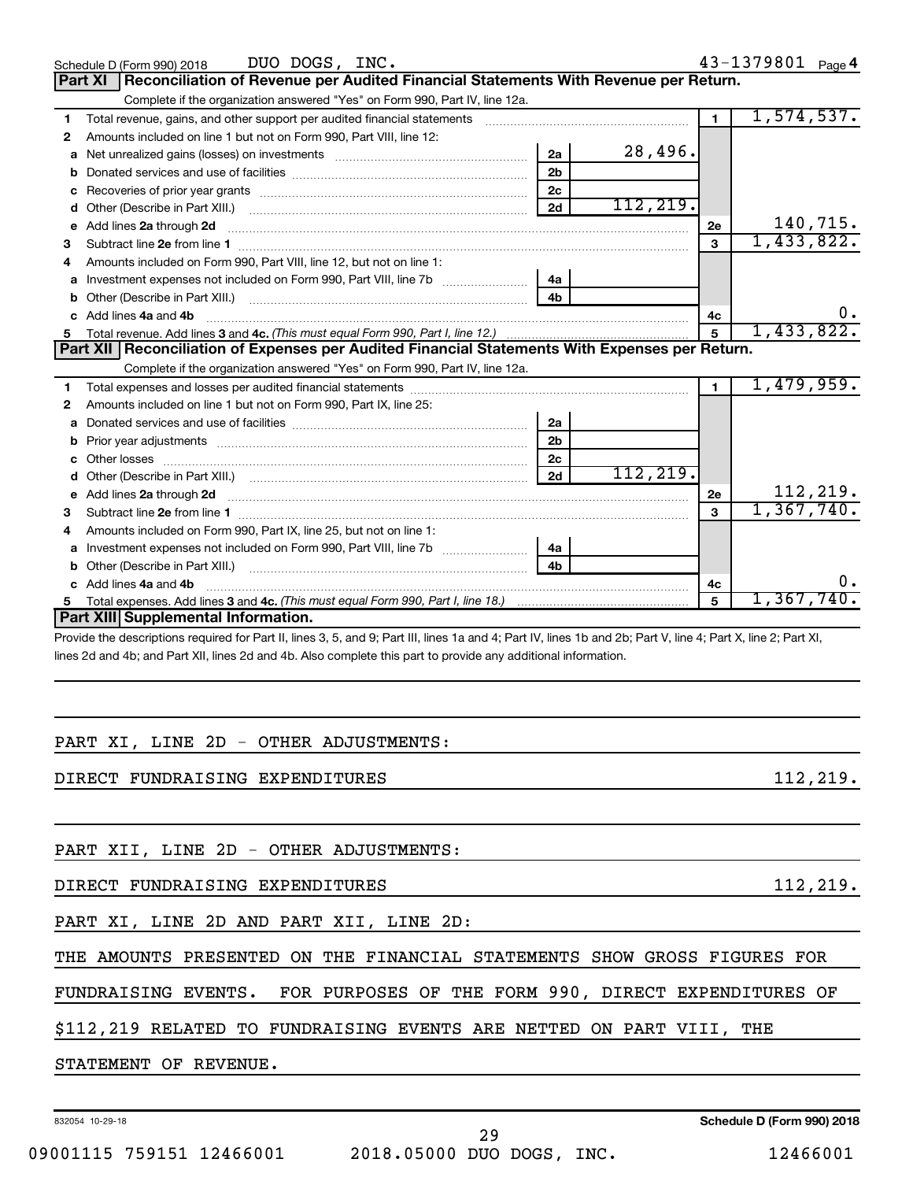Schedule D (Form 990) 2018 DUO DOGS, INC. 43-1379801 Page 4

## Part XI Reconciliation of Revenue per Audited Financial Statements With Revenue per Return.

Complete if the organization answered "Yes" on Form 990, Part IV, line 12a.

| | | | | | |
|---|---|---|---|---|---|
| 1 | Total revenue, gains, and other support per audited financial statements | | | 1 | 1,574,537. |
| 2 | Amounts included on line 1 but not on Form 990, Part VIII, line 12: | | | | |
| a | Net unrealized gains (losses) on investments | 2a | 28,496. | | |
| b | Donated services and use of facilities | 2b | | | |
| c | Recoveries of prior year grants | 2c | | | |
| d | Other (Describe in Part XIII.) | 2d | 112,219. | | |
| e | Add lines 2a through 2d | | | 2e | 140,715. |
| 3 | Subtract line 2e from line 1 | | | 3 | 1,433,822. |
| 4 | Amounts included on Form 990, Part VIII, line 12, but not on line 1: | | | | |
| a | Investment expenses not included on Form 990, Part VIII, line 7b | 4a | | | |
| b | Other (Describe in Part XIII.) | 4b | | | |
| c | Add lines 4a and 4b | | | 4c | 0. |
| 5 | Total revenue. Add lines 3 and 4c. *(This must equal Form 990, Part I, line 12.)* | | | 5 | 1,433,822. |

## Part XII Reconciliation of Expenses per Audited Financial Statements With Expenses per Return.

Complete if the organization answered "Yes" on Form 990, Part IV, line 12a.

| | | | | | |
|---|---|---|---|---|---|
| 1 | Total expenses and losses per audited financial statements | | | 1 | 1,479,959. |
| 2 | Amounts included on line 1 but not on Form 990, Part IX, line 25: | | | | |
| a | Donated services and use of facilities | 2a | | | |
| b | Prior year adjustments | 2b | | | |
| c | Other losses | 2c | | | |
| d | Other (Describe in Part XIII.) | 2d | 112,219. | | |
| e | Add lines 2a through 2d | | | 2e | 112,219. |
| 3 | Subtract line 2e from line 1 | | | 3 | 1,367,740. |
| 4 | Amounts included on Form 990, Part IX, line 25, but not on line 1: | | | | |
| a | Investment expenses not included on Form 990, Part VIII, line 7b | 4a | | | |
| b | Other (Describe in Part XIII.) | 4b | | | |
| c | Add lines 4a and 4b | | | 4c | 0. |
| 5 | Total expenses. Add lines 3 and 4c. *(This must equal Form 990, Part I, line 18.)* | | | 5 | 1,367,740. |

## Part XIII Supplemental Information.

Provide the descriptions required for Part II, lines 3, 5, and 9; Part III, lines 1a and 4; Part IV, lines 1b and 2b; Part V, line 4; Part X, line 2; Part XI, lines 2d and 4b; and Part XII, lines 2d and 4b. Also complete this part to provide any additional information.

PART XI, LINE 2D - OTHER ADJUSTMENTS:

DIRECT FUNDRAISING EXPENDITURES 112,219.

PART XII, LINE 2D - OTHER ADJUSTMENTS:

DIRECT FUNDRAISING EXPENDITURES 112,219.

PART XI, LINE 2D AND PART XII, LINE 2D:

THE AMOUNTS PRESENTED ON THE FINANCIAL STATEMENTS SHOW GROSS FIGURES FOR FUNDRAISING EVENTS. FOR PURPOSES OF THE FORM 990, DIRECT EXPENDITURES OF $112,219 RELATED TO FUNDRAISING EVENTS ARE NETTED ON PART VIII, THE STATEMENT OF REVENUE.

832054 10-29-18 Schedule D (Form 990) 2018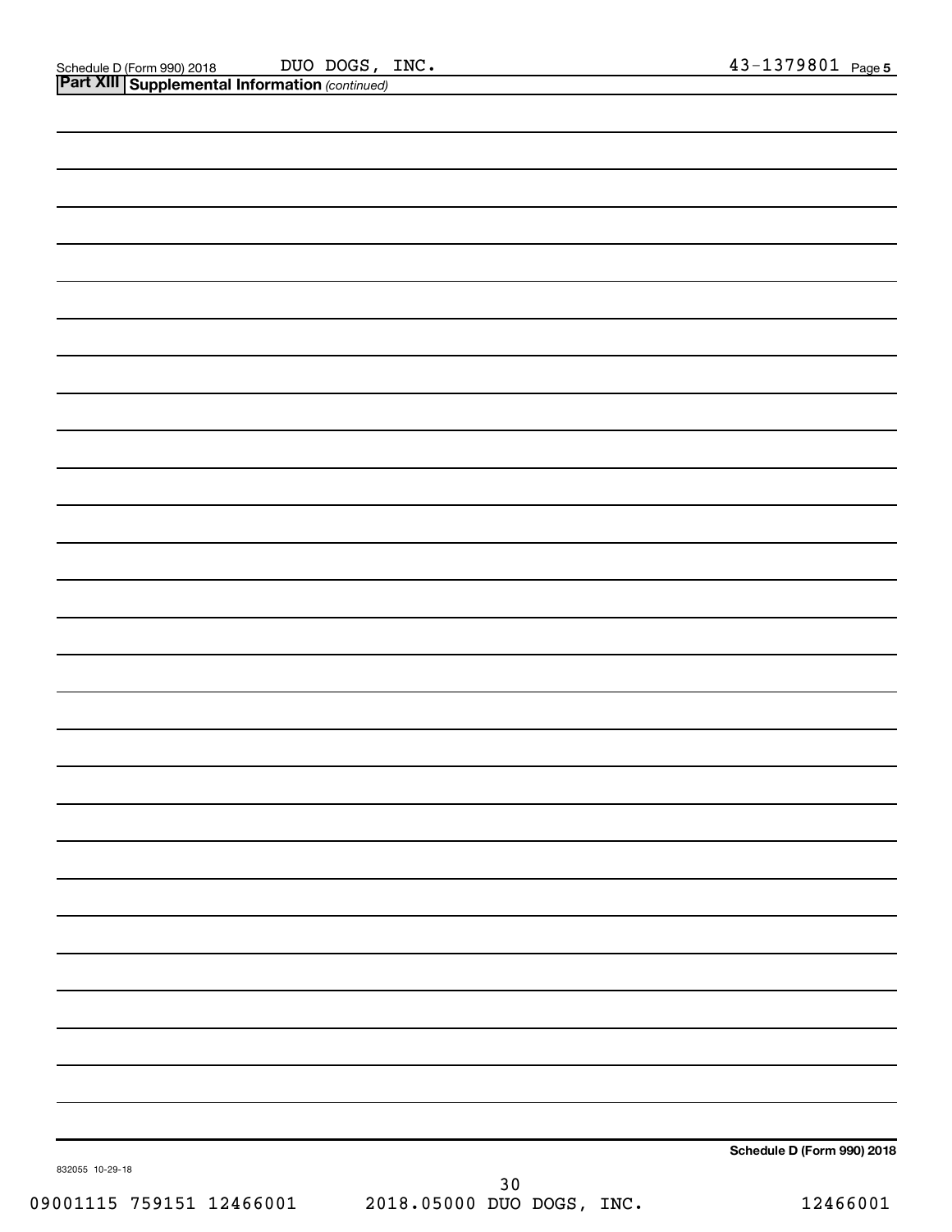Schedule D (Form 990) 2018 DUO DOGS, INC. 43-1379801 Page 5

**Part XIII** **Supplemental Information** *(continued)*

**Schedule D (Form 990) 2018**

832055 10-29-18

09001115 759151 12466001 2018.05000 DUO DOGS, INC. 12466001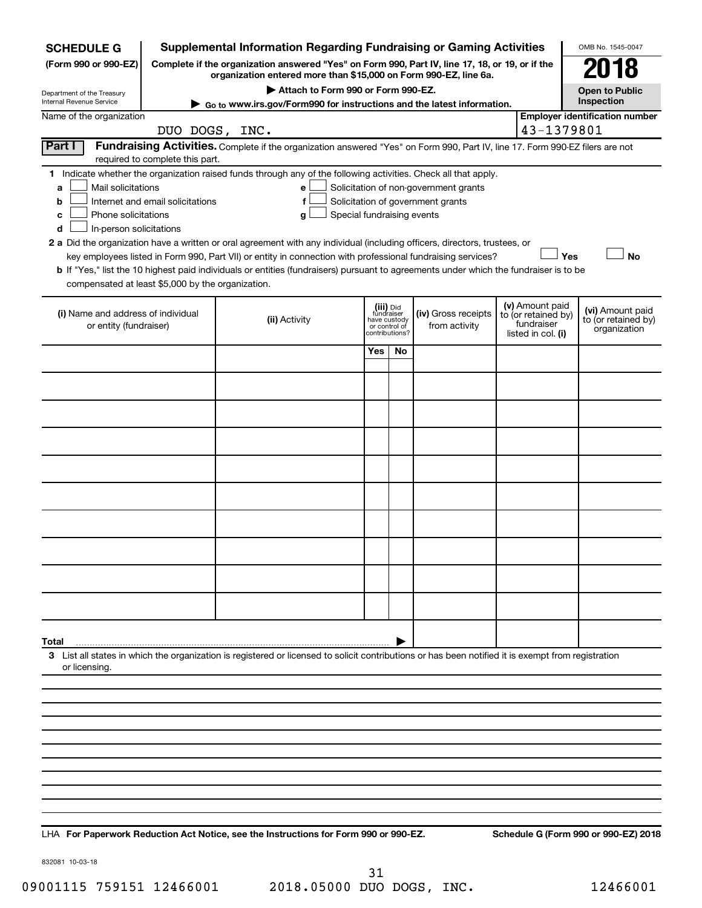**SCHEDULE G** **(Form 990 or 990-EZ)**

Department of the Treasury
Internal Revenue Service

# Supplemental Information Regarding Fundraising or Gaming Activities

**Complete if the organization answered "Yes" on Form 990, Part IV, line 17, 18, or 19, or if the organization entered more than $15,000 on Form 990-EZ, line 6a.**

**▶ Attach to Form 990 or Form 990-EZ.**

**▶ Go to www.irs.gov/Form990 for instructions and the latest information.**

OMB No. 1545-0047

**2018**

**Open to Public Inspection**

Name of the organization: DUO DOGS, INC.

**Employer identification number:** 43-1379801

**Part I** **Fundraising Activities.** Complete if the organization answered "Yes" on Form 990, Part IV, line 17. Form 990-EZ filers are not required to complete this part.

**1** Indicate whether the organization raised funds through any of the following activities. Check all that apply.

- **a** ☐ Mail solicitations
- **b** ☐ Internet and email solicitations
- **c** ☐ Phone solicitations
- **d** ☐ In-person solicitations
- **e** ☐ Solicitation of non-government grants
- **f** ☐ Solicitation of government grants
- **g** ☐ Special fundraising events

**2 a** Did the organization have a written or oral agreement with any individual (including officers, directors, trustees, or key employees listed in Form 990, Part VII) or entity in connection with professional fundraising services? ☐ **Yes** ☐ **No**

**b** If "Yes," list the 10 highest paid individuals or entities (fundraisers) pursuant to agreements under which the fundraiser is to be compensated at least $5,000 by the organization.

| (i) Name and address of individual or entity (fundraiser) | (ii) Activity | (iii) Did fundraiser have custody or control of contributions? | | (iv) Gross receipts from activity | (v) Amount paid to (or retained by) fundraiser listed in col. (i) | (vi) Amount paid to (or retained by) organization |
|---|---|---|---|---|---|---|
| | | Yes | No | | | |
| | | | | | | |
| | | | | | | |
| | | | | | | |
| | | | | | | |
| | | | | | | |
| | | | | | | |
| | | | | | | |
| | | | | | | |
| | | | | | | |
| | | | | | | |
| **Total** ▶ | | | | | | |

**3** List all states in which the organization is registered or licensed to solicit contributions or has been notified it is exempt from registration or licensing.

LHA **For Paperwork Reduction Act Notice, see the Instructions for Form 990 or 990-EZ.** **Schedule G (Form 990 or 990-EZ) 2018**

832081 10-03-18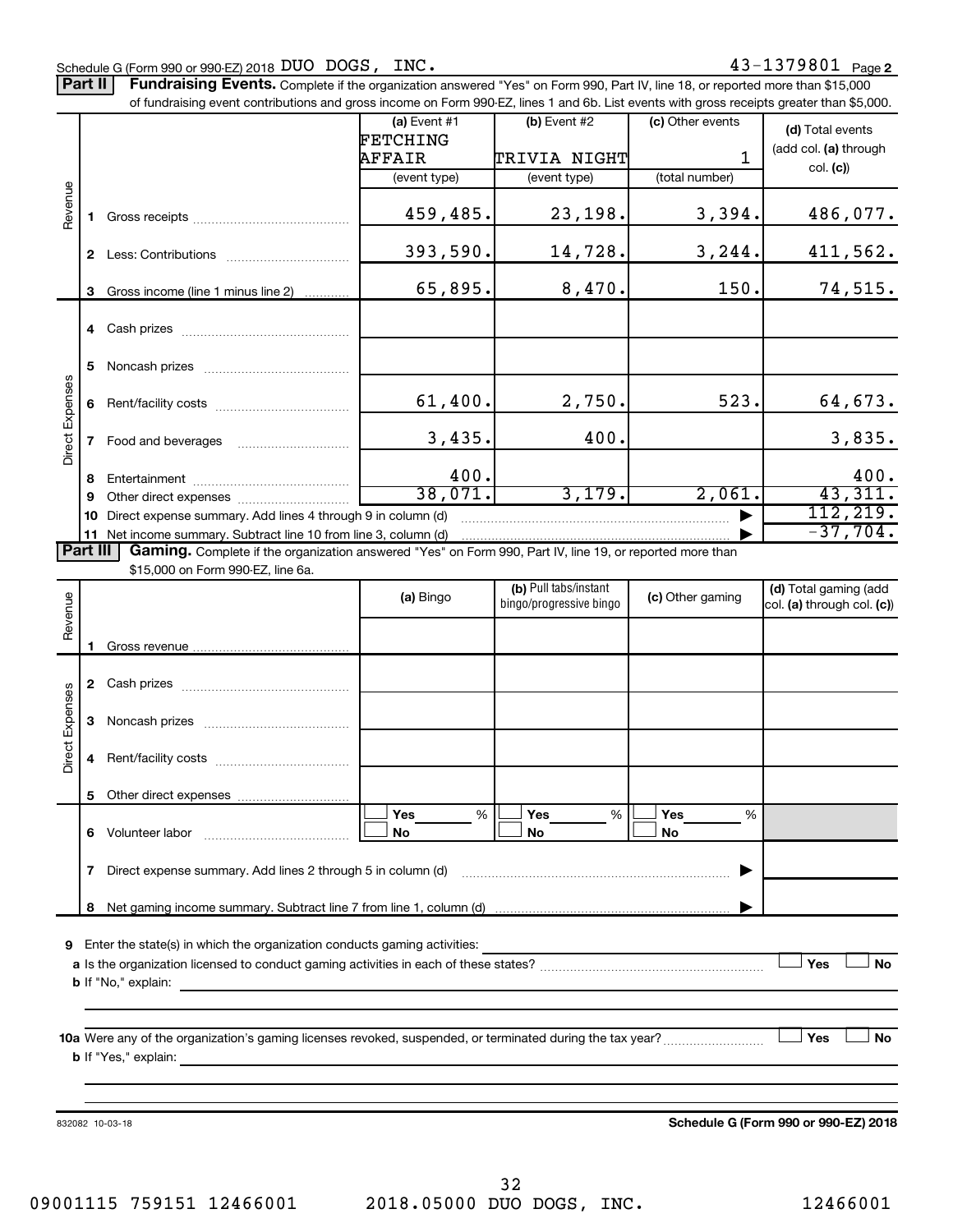Schedule G (Form 990 or 990-EZ) 2018 DUO DOGS, INC. 43-1379801 Page **2**

**Part II** **Fundraising Events.** Complete if the organization answered "Yes" on Form 990, Part IV, line 18, or reported more than $15,000 of fundraising event contributions and gross income on Form 990-EZ, lines 1 and 6b. List events with gross receipts greater than $5,000.

| | | (a) Event #1 FETCHING AFFAIR (event type) | (b) Event #2 TRIVIA NIGHT (event type) | (c) Other events 1 (total number) | (d) Total events (add col. (a) through col. (c)) |
|---|---|---|---|---|---|
| Revenue | 1 Gross receipts | 459,485. | 23,198. | 3,394. | 486,077. |
| | 2 Less: Contributions | 393,590. | 14,728. | 3,244. | 411,562. |
| | 3 Gross income (line 1 minus line 2) | 65,895. | 8,470. | 150. | 74,515. |
| Direct Expenses | 4 Cash prizes | | | | |
| | 5 Noncash prizes | | | | |
| | 6 Rent/facility costs | 61,400. | 2,750. | 523. | 64,673. |
| | 7 Food and beverages | 3,435. | 400. | | 3,835. |
| | 8 Entertainment | 400. | | | 400. |
| | 9 Other direct expenses | 38,071. | 3,179. | 2,061. | 43,311. |
| | 10 Direct expense summary. Add lines 4 through 9 in column (d) | | | | 112,219. |
| | 11 Net income summary. Subtract line 10 from line 3, column (d) | | | | -37,704. |

**Part III** **Gaming.** Complete if the organization answered "Yes" on Form 990, Part IV, line 19, or reported more than $15,000 on Form 990-EZ, line 6a.

| | | (a) Bingo | (b) Pull tabs/instant bingo/progressive bingo | (c) Other gaming | (d) Total gaming (add col. (a) through col. (c)) |
|---|---|---|---|---|---|
| Revenue | 1 Gross revenue | | | | |
| Direct Expenses | 2 Cash prizes | | | | |
| | 3 Noncash prizes | | | | |
| | 4 Rent/facility costs | | | | |
| | 5 Other direct expenses | | | | |
| | 6 Volunteer labor | ☐ Yes ___ % ☐ No | ☐ Yes ___ % ☐ No | ☐ Yes ___ % ☐ No | |
| | 7 Direct expense summary. Add lines 2 through 5 in column (d) | | | | |
| | 8 Net gaming income summary. Subtract line 7 from line 1, column (d) | | | | |

**9** Enter the state(s) in which the organization conducts gaming activities:

**a** Is the organization licensed to conduct gaming activities in each of these states? ☐ Yes ☐ No

**b** If "No," explain:

**10a** Were any of the organization's gaming licenses revoked, suspended, or terminated during the tax year? ☐ Yes ☐ No

**b** If "Yes," explain:

832082 10-03-18 **Schedule G (Form 990 or 990-EZ) 2018**

09001115 759151 12466001 2018.05000 DUO DOGS, INC. 12466001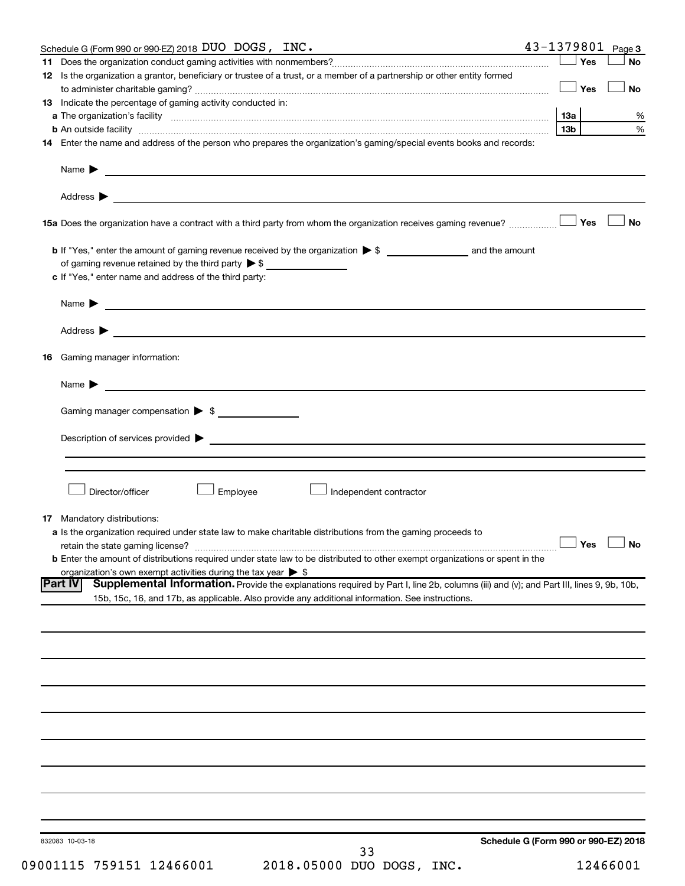Schedule G (Form 990 or 990-EZ) 2018 DUO DOGS, INC. 43-1379801 Page 3

**11** Does the organization conduct gaming activities with nonmembers? ☐ Yes ☐ No

**12** Is the organization a grantor, beneficiary or trustee of a trust, or a member of a partnership or other entity formed to administer charitable gaming? ☐ Yes ☐ No

**13** Indicate the percentage of gaming activity conducted in:

**a** The organization's facility **13a** %

**b** An outside facility **13b** %

**14** Enter the name and address of the person who prepares the organization's gaming/special events books and records:

Name ▶

Address ▶

**15a** Does the organization have a contract with a third party from whom the organization receives gaming revenue? ☐ Yes ☐ No

**b** If "Yes," enter the amount of gaming revenue received by the organization ▶ $ ______ and the amount of gaming revenue retained by the third party ▶ $ ______

**c** If "Yes," enter name and address of the third party:

Name ▶

Address ▶

**16** Gaming manager information:

Name ▶

Gaming manager compensation ▶ $

Description of services provided ▶

☐ Director/officer ☐ Employee ☐ Independent contractor

**17** Mandatory distributions:

**a** Is the organization required under state law to make charitable distributions from the gaming proceeds to retain the state gaming license? ☐ Yes ☐ No

**b** Enter the amount of distributions required under state law to be distributed to other exempt organizations or spent in the organization's own exempt activities during the tax year ▶ $

**Part IV** **Supplemental Information.** Provide the explanations required by Part I, line 2b, columns (iii) and (v); and Part III, lines 9, 9b, 10b, 15b, 15c, 16, and 17b, as applicable. Also provide any additional information. See instructions.

832083 10-03-18

**Schedule G (Form 990 or 990-EZ) 2018**

09001115 759151 12466001 2018.05000 DUO DOGS, INC. 12466001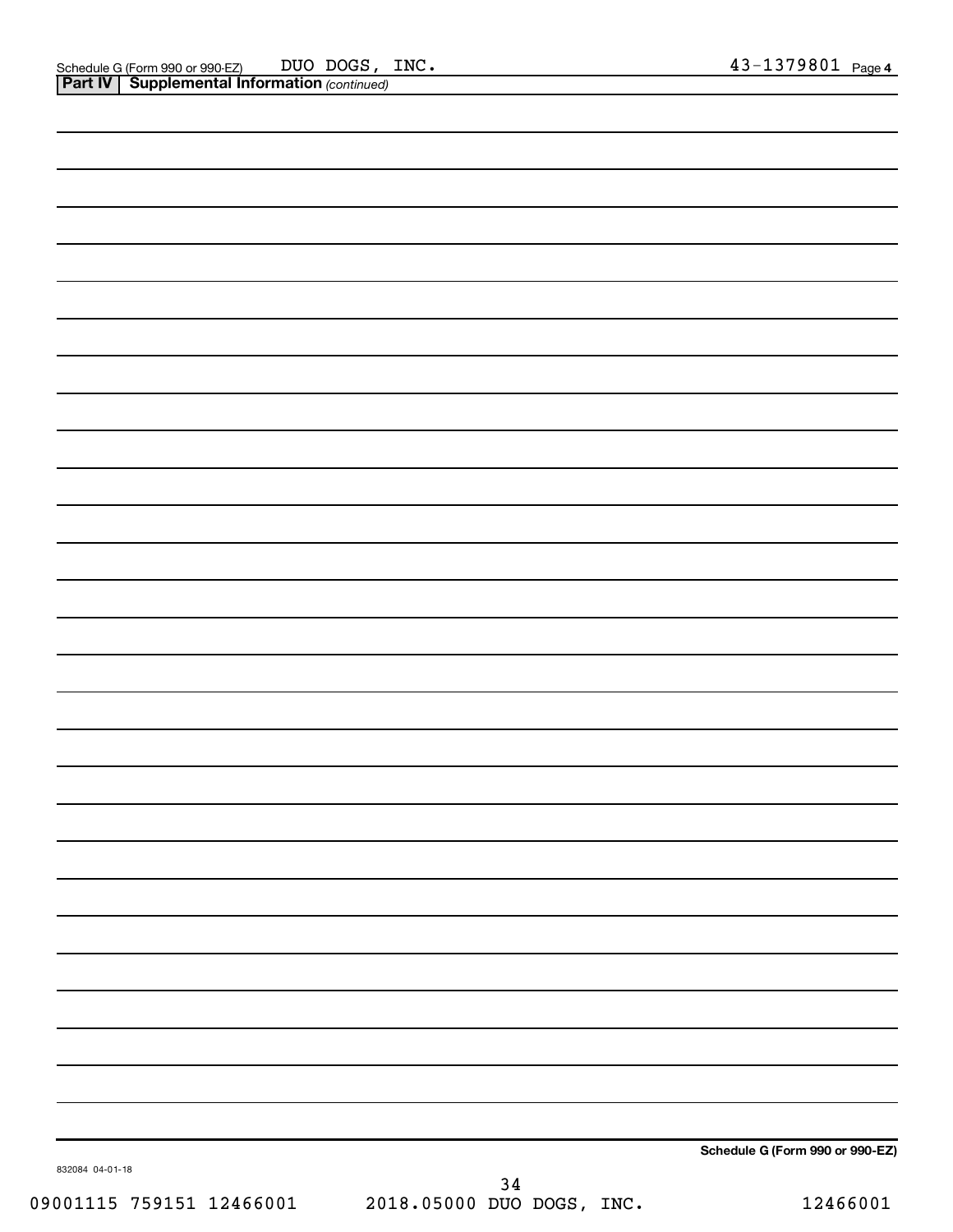Schedule G (Form 990 or 990-EZ) DUO DOGS, INC. 43-1379801 Page 4

**Part IV | Supplemental Information** *(continued)*

**Schedule G (Form 990 or 990-EZ)**

832084 04-01-18

09001115 759151 12466001 2018.05000 DUO DOGS, INC. 12466001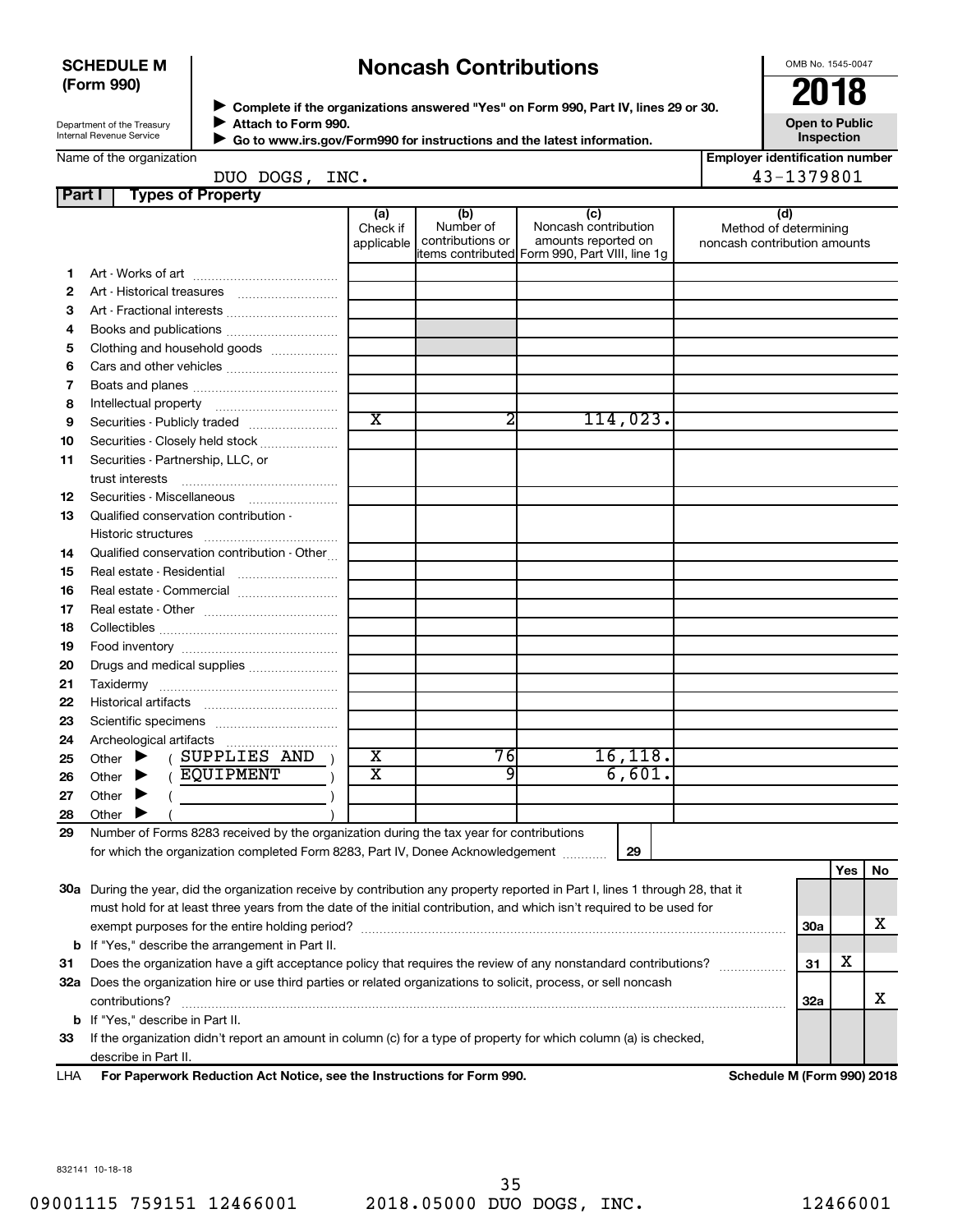**SCHEDULE M (Form 990)**

Department of the Treasury
Internal Revenue Service

# Noncash Contributions

▶ **Complete if the organizations answered "Yes" on Form 990, Part IV, lines 29 or 30.**
▶ **Attach to Form 990.**
▶ **Go to www.irs.gov/Form990 for instructions and the latest information.**

OMB No. 1545-0047

**2018**

**Open to Public Inspection**

Name of the organization: DUO DOGS, INC.

Employer identification number: 43-1379801

## Part I Types of Property

| | | (a) Check if applicable | (b) Number of contributions or items contributed | (c) Noncash contribution amounts reported on Form 990, Part VIII, line 1g | (d) Method of determining noncash contribution amounts |
|---|---|---|---|---|---|
| 1 | Art - Works of art | | | | |
| 2 | Art - Historical treasures | | | | |
| 3 | Art - Fractional interests | | | | |
| 4 | Books and publications | | | | |
| 5 | Clothing and household goods | | | | |
| 6 | Cars and other vehicles | | | | |
| 7 | Boats and planes | | | | |
| 8 | Intellectual property | | | | |
| 9 | Securities - Publicly traded | X | 2 | 114,023. | |
| 10 | Securities - Closely held stock | | | | |
| 11 | Securities - Partnership, LLC, or trust interests | | | | |
| 12 | Securities - Miscellaneous | | | | |
| 13 | Qualified conservation contribution - Historic structures | | | | |
| 14 | Qualified conservation contribution - Other | | | | |
| 15 | Real estate - Residential | | | | |
| 16 | Real estate - Commercial | | | | |
| 17 | Real estate - Other | | | | |
| 18 | Collectibles | | | | |
| 19 | Food inventory | | | | |
| 20 | Drugs and medical supplies | | | | |
| 21 | Taxidermy | | | | |
| 22 | Historical artifacts | | | | |
| 23 | Scientific specimens | | | | |
| 24 | Archeological artifacts | | | | |
| 25 | Other ▶ ( SUPPLIES AND ) | X | 76 | 16,118. | |
| 26 | Other ▶ ( EQUIPMENT ) | X | 9 | 6,601. | |
| 27 | Other ▶ ( ) | | | | |
| 28 | Other ▶ ( ) | | | | |

29 Number of Forms 8283 received by the organization during the tax year for contributions for which the organization completed Form 8283, Part IV, Donee Acknowledgement ..... 29

| | | | Yes | No |
|---|---|---|---|---|
| 30a | During the year, did the organization receive by contribution any property reported in Part I, lines 1 through 28, that it must hold for at least three years from the date of the initial contribution, and which isn't required to be used for exempt purposes for the entire holding period? | 30a | | X |
| b | If "Yes," describe the arrangement in Part II. | | | |
| 31 | Does the organization have a gift acceptance policy that requires the review of any nonstandard contributions? | 31 | X | |
| 32a | Does the organization hire or use third parties or related organizations to solicit, process, or sell noncash contributions? | 32a | | X |
| b | If "Yes," describe in Part II. | | | |
| 33 | If the organization didn't report an amount in column (c) for a type of property for which column (a) is checked, describe in Part II. | | | |

LHA **For Paperwork Reduction Act Notice, see the Instructions for Form 990.** **Schedule M (Form 990) 2018**

832141 10-18-18

09001115 759151 12466001 2018.05000 DUO DOGS, INC. 12466001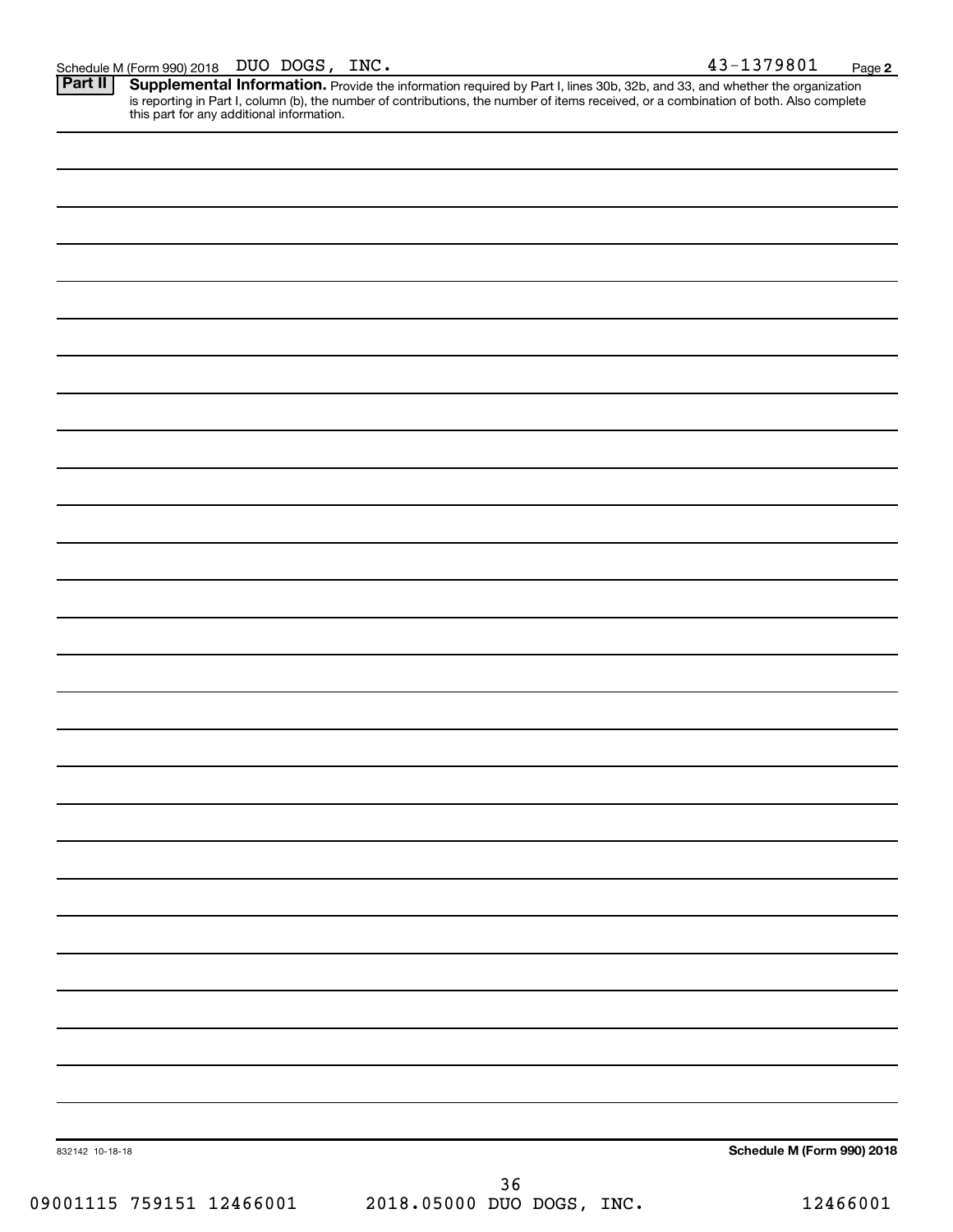Schedule M (Form 990) 2018 DUO DOGS, INC. 43-1379801

**Part II** **Supplemental Information.** Provide the information required by Part I, lines 30b, 32b, and 33, and whether the organization is reporting in Part I, column (b), the number of contributions, the number of items received, or a combination of both. Also complete this part for any additional information.

832142 10-18-18

**Schedule M (Form 990) 2018**

09001115 759151 12466001 2018.05000 DUO DOGS, INC. 12466001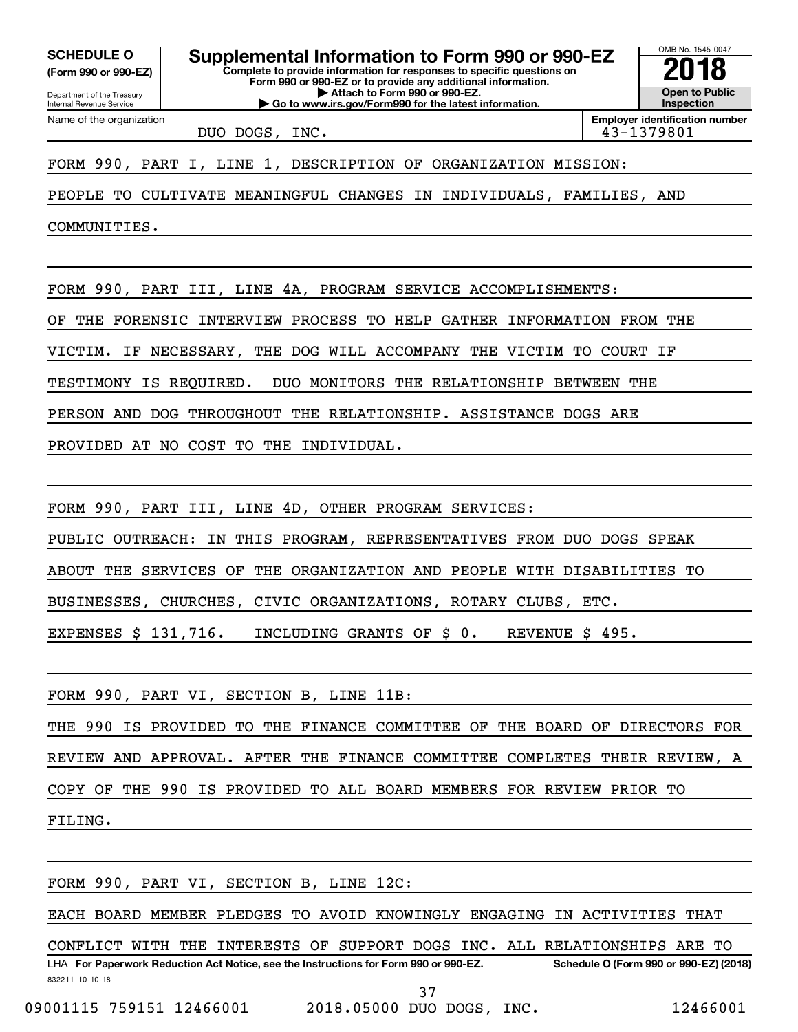**SCHEDULE O**
**(Form 990 or 990-EZ)**

Department of the Treasury
Internal Revenue Service

# Supplemental Information to Form 990 or 990-EZ

**Complete to provide information for responses to specific questions on Form 990 or 990-EZ or to provide any additional information.**
**▶ Attach to Form 990 or 990-EZ.**
**▶ Go to www.irs.gov/Form990 for the latest information.**

OMB No. 1545-0047
**2018**
**Open to Public Inspection**

| Name of the organization | Employer identification number |
|---|---|
| DUO DOGS, INC. | 43-1379801 |

FORM 990, PART I, LINE 1, DESCRIPTION OF ORGANIZATION MISSION:

PEOPLE TO CULTIVATE MEANINGFUL CHANGES IN INDIVIDUALS, FAMILIES, AND COMMUNITIES.

FORM 990, PART III, LINE 4A, PROGRAM SERVICE ACCOMPLISHMENTS:

OF THE FORENSIC INTERVIEW PROCESS TO HELP GATHER INFORMATION FROM THE VICTIM. IF NECESSARY, THE DOG WILL ACCOMPANY THE VICTIM TO COURT IF TESTIMONY IS REQUIRED. DUO MONITORS THE RELATIONSHIP BETWEEN THE PERSON AND DOG THROUGHOUT THE RELATIONSHIP. ASSISTANCE DOGS ARE PROVIDED AT NO COST TO THE INDIVIDUAL.

FORM 990, PART III, LINE 4D, OTHER PROGRAM SERVICES:

PUBLIC OUTREACH: IN THIS PROGRAM, REPRESENTATIVES FROM DUO DOGS SPEAK ABOUT THE SERVICES OF THE ORGANIZATION AND PEOPLE WITH DISABILITIES TO BUSINESSES, CHURCHES, CIVIC ORGANIZATIONS, ROTARY CLUBS, ETC.
EXPENSES $ 131,716. INCLUDING GRANTS OF $ 0. REVENUE $ 495.

FORM 990, PART VI, SECTION B, LINE 11B:

THE 990 IS PROVIDED TO THE FINANCE COMMITTEE OF THE BOARD OF DIRECTORS FOR REVIEW AND APPROVAL. AFTER THE FINANCE COMMITTEE COMPLETES THEIR REVIEW, A COPY OF THE 990 IS PROVIDED TO ALL BOARD MEMBERS FOR REVIEW PRIOR TO FILING.

FORM 990, PART VI, SECTION B, LINE 12C:

EACH BOARD MEMBER PLEDGES TO AVOID KNOWINGLY ENGAGING IN ACTIVITIES THAT CONFLICT WITH THE INTERESTS OF SUPPORT DOGS INC. ALL RELATIONSHIPS ARE TO

LHA **For Paperwork Reduction Act Notice, see the Instructions for Form 990 or 990-EZ.** **Schedule O (Form 990 or 990-EZ) (2018)**
832211 10-10-18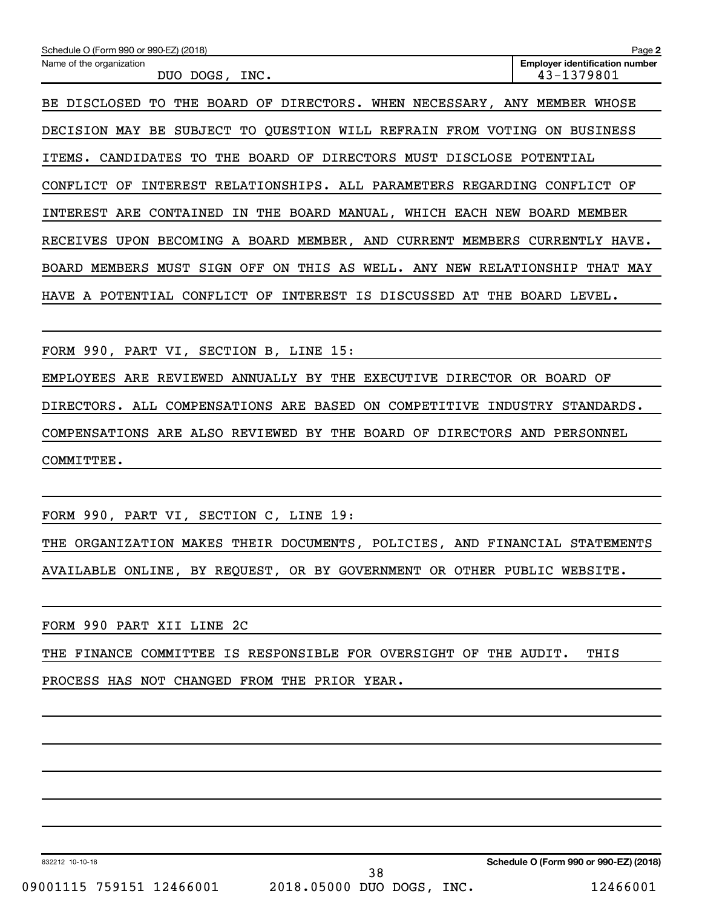Schedule O (Form 990 or 990-EZ) (2018)

Name of the organization: DUO DOGS, INC.

Employer identification number: 43-1379801

BE DISCLOSED TO THE BOARD OF DIRECTORS. WHEN NECESSARY, ANY MEMBER WHOSE DECISION MAY BE SUBJECT TO QUESTION WILL REFRAIN FROM VOTING ON BUSINESS ITEMS. CANDIDATES TO THE BOARD OF DIRECTORS MUST DISCLOSE POTENTIAL CONFLICT OF INTEREST RELATIONSHIPS. ALL PARAMETERS REGARDING CONFLICT OF INTEREST ARE CONTAINED IN THE BOARD MANUAL, WHICH EACH NEW BOARD MEMBER RECEIVES UPON BECOMING A BOARD MEMBER, AND CURRENT MEMBERS CURRENTLY HAVE. BOARD MEMBERS MUST SIGN OFF ON THIS AS WELL. ANY NEW RELATIONSHIP THAT MAY HAVE A POTENTIAL CONFLICT OF INTEREST IS DISCUSSED AT THE BOARD LEVEL.

FORM 990, PART VI, SECTION B, LINE 15:

EMPLOYEES ARE REVIEWED ANNUALLY BY THE EXECUTIVE DIRECTOR OR BOARD OF DIRECTORS. ALL COMPENSATIONS ARE BASED ON COMPETITIVE INDUSTRY STANDARDS. COMPENSATIONS ARE ALSO REVIEWED BY THE BOARD OF DIRECTORS AND PERSONNEL COMMITTEE.

FORM 990, PART VI, SECTION C, LINE 19:

THE ORGANIZATION MAKES THEIR DOCUMENTS, POLICIES, AND FINANCIAL STATEMENTS AVAILABLE ONLINE, BY REQUEST, OR BY GOVERNMENT OR OTHER PUBLIC WEBSITE.

FORM 990 PART XII LINE 2C

THE FINANCE COMMITTEE IS RESPONSIBLE FOR OVERSIGHT OF THE AUDIT. THIS PROCESS HAS NOT CHANGED FROM THE PRIOR YEAR.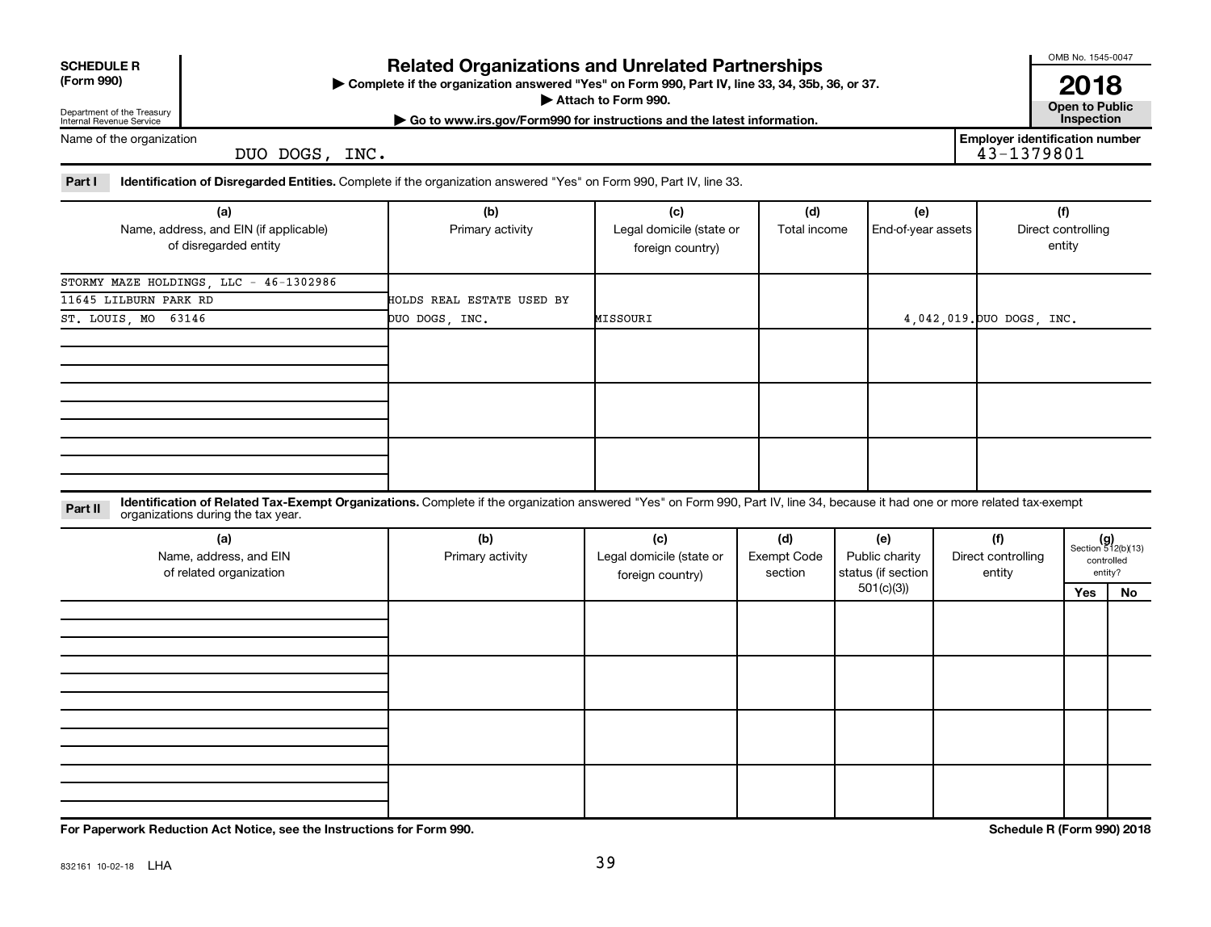**SCHEDULE R (Form 990)**

Department of the Treasury
Internal Revenue Service

# Related Organizations and Unrelated Partnerships

▶ Complete if the organization answered "Yes" on Form 990, Part IV, line 33, 34, 35b, 36, or 37.
▶ Attach to Form 990.
▶ Go to www.irs.gov/Form990 for instructions and the latest information.

OMB No. 1545-0047

**2018**

**Open to Public Inspection**

Name of the organization: DUO DOGS, INC.

Employer identification number: 43-1379801

**Part I** **Identification of Disregarded Entities.** Complete if the organization answered "Yes" on Form 990, Part IV, line 33.

| (a) Name, address, and EIN (if applicable) of disregarded entity | (b) Primary activity | (c) Legal domicile (state or foreign country) | (d) Total income | (e) End-of-year assets | (f) Direct controlling entity |
|---|---|---|---|---|---|
| STORMY MAZE HOLDINGS, LLC - 46-1302986<br>11645 LILBURN PARK RD<br>ST. LOUIS, MO 63146 | HOLDS REAL ESTATE USED BY DUO DOGS, INC. | MISSOURI | | 4,042,019. | DUO DOGS, INC. |
| | | | | | |
| | | | | | |
| | | | | | |

**Part II** **Identification of Related Tax-Exempt Organizations.** Complete if the organization answered "Yes" on Form 990, Part IV, line 34, because it had one or more related tax-exempt organizations during the tax year.

| (a) Name, address, and EIN of related organization | (b) Primary activity | (c) Legal domicile (state or foreign country) | (d) Exempt Code section | (e) Public charity status (if section 501(c)(3)) | (f) Direct controlling entity | (g) Section 512(b)(13) controlled entity? Yes | No |
|---|---|---|---|---|---|---|---|
| | | | | | | | |
| | | | | | | | |
| | | | | | | | |
| | | | | | | | |

**For Paperwork Reduction Act Notice, see the Instructions for Form 990.**

**Schedule R (Form 990) 2018**

832161 10-02-18 LHA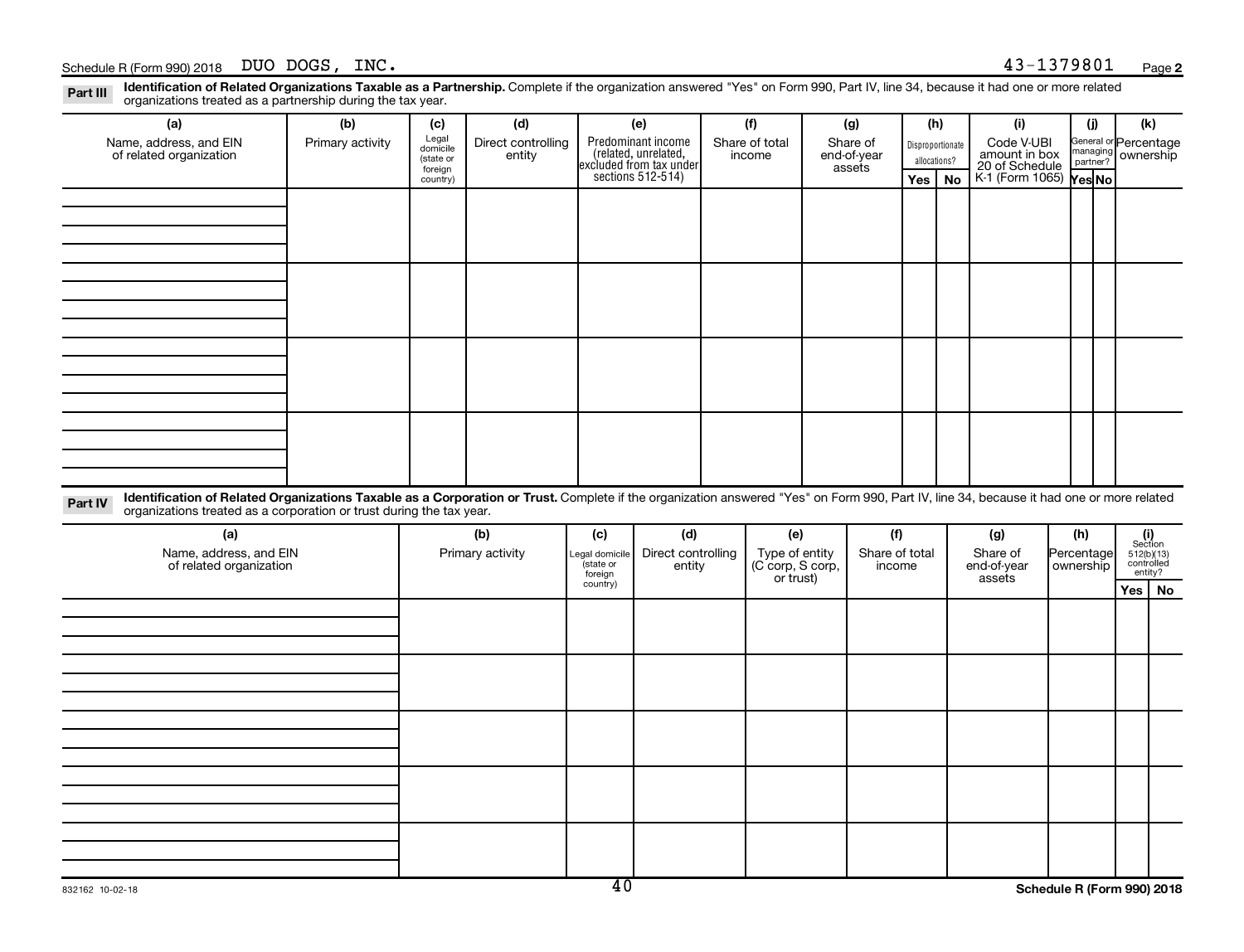Schedule R (Form 990) 2018 DUO DOGS, INC. 43-1379801 Page **2**

**Part III** **Identification of Related Organizations Taxable as a Partnership.** Complete if the organization answered "Yes" on Form 990, Part IV, line 34, because it had one or more related organizations treated as a partnership during the tax year.

| (a) Name, address, and EIN of related organization | (b) Primary activity | (c) Legal domicile (state or foreign country) | (d) Direct controlling entity | (e) Predominant income (related, unrelated, excluded from tax under sections 512-514) | (f) Share of total income | (g) Share of end-of-year assets | (h) Disproportionate allocations? Yes | (h) No | (i) Code V-UBI amount in box 20 of Schedule K-1 (Form 1065) | (j) General or managing partner? Yes | (j) No | (k) Percentage ownership |
|---|---|---|---|---|---|---|---|---|---|---|---|---|
| | | | | | | | | | | | | |
| | | | | | | | | | | | | |
| | | | | | | | | | | | | |
| | | | | | | | | | | | | |

**Part IV** **Identification of Related Organizations Taxable as a Corporation or Trust.** Complete if the organization answered "Yes" on Form 990, Part IV, line 34, because it had one or more related organizations treated as a corporation or trust during the tax year.

| (a) Name, address, and EIN of related organization | (b) Primary activity | (c) Legal domicile (state or foreign country) | (d) Direct controlling entity | (e) Type of entity (C corp, S corp, or trust) | (f) Share of total income | (g) Share of end-of-year assets | (h) Percentage ownership | (i) Section 512(b)(13) controlled entity? Yes | (i) No |
|---|---|---|---|---|---|---|---|---|---|
| | | | | | | | | | |
| | | | | | | | | | |
| | | | | | | | | | |
| | | | | | | | | | |
| | | | | | | | | | |

832162 10-02-18 **Schedule R (Form 990) 2018**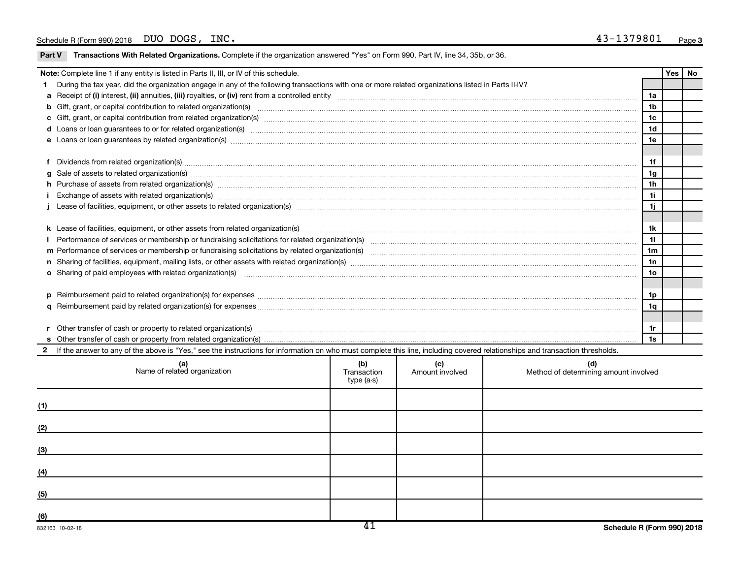Schedule R (Form 990) 2018 DUO DOGS, INC. 43-1379801

## Part V Transactions With Related Organizations. Complete if the organization answered "Yes" on Form 990, Part IV, line 34, 35b, or 36.

| Note: Complete line 1 if any entity is listed in Parts II, III, or IV of this schedule. | | Yes | No |
|---|---|---|---|
| **1** During the tax year, did the organization engage in any of the following transactions with one or more related organizations listed in Parts II-IV? | | | |
| **a** Receipt of **(i)** interest, **(ii)** annuities, **(iii)** royalties, or **(iv)** rent from a controlled entity | 1a | | |
| **b** Gift, grant, or capital contribution to related organization(s) | 1b | | |
| **c** Gift, grant, or capital contribution from related organization(s) | 1c | | |
| **d** Loans or loan guarantees to or for related organization(s) | 1d | | |
| **e** Loans or loan guarantees by related organization(s) | 1e | | |
| **f** Dividends from related organization(s) | 1f | | |
| **g** Sale of assets to related organization(s) | 1g | | |
| **h** Purchase of assets from related organization(s) | 1h | | |
| **i** Exchange of assets with related organization(s) | 1i | | |
| **j** Lease of facilities, equipment, or other assets to related organization(s) | 1j | | |
| **k** Lease of facilities, equipment, or other assets from related organization(s) | 1k | | |
| **l** Performance of services or membership or fundraising solicitations for related organization(s) | 1l | | |
| **m** Performance of services or membership or fundraising solicitations by related organization(s) | 1m | | |
| **n** Sharing of facilities, equipment, mailing lists, or other assets with related organization(s) | 1n | | |
| **o** Sharing of paid employees with related organization(s) | 1o | | |
| **p** Reimbursement paid to related organization(s) for expenses | 1p | | |
| **q** Reimbursement paid by related organization(s) for expenses | 1q | | |
| **r** Other transfer of cash or property to related organization(s) | 1r | | |
| **s** Other transfer of cash or property from related organization(s) | 1s | | |

**2** If the answer to any of the above is "Yes," see the instructions for information on who must complete this line, including covered relationships and transaction thresholds.

| (a) Name of related organization | (b) Transaction type (a-s) | (c) Amount involved | (d) Method of determining amount involved |
|---|---|---|---|
| (1) | | | |
| (2) | | | |
| (3) | | | |
| (4) | | | |
| (5) | | | |
| (6) | | | |

832163 10-02-18

Schedule R (Form 990) 2018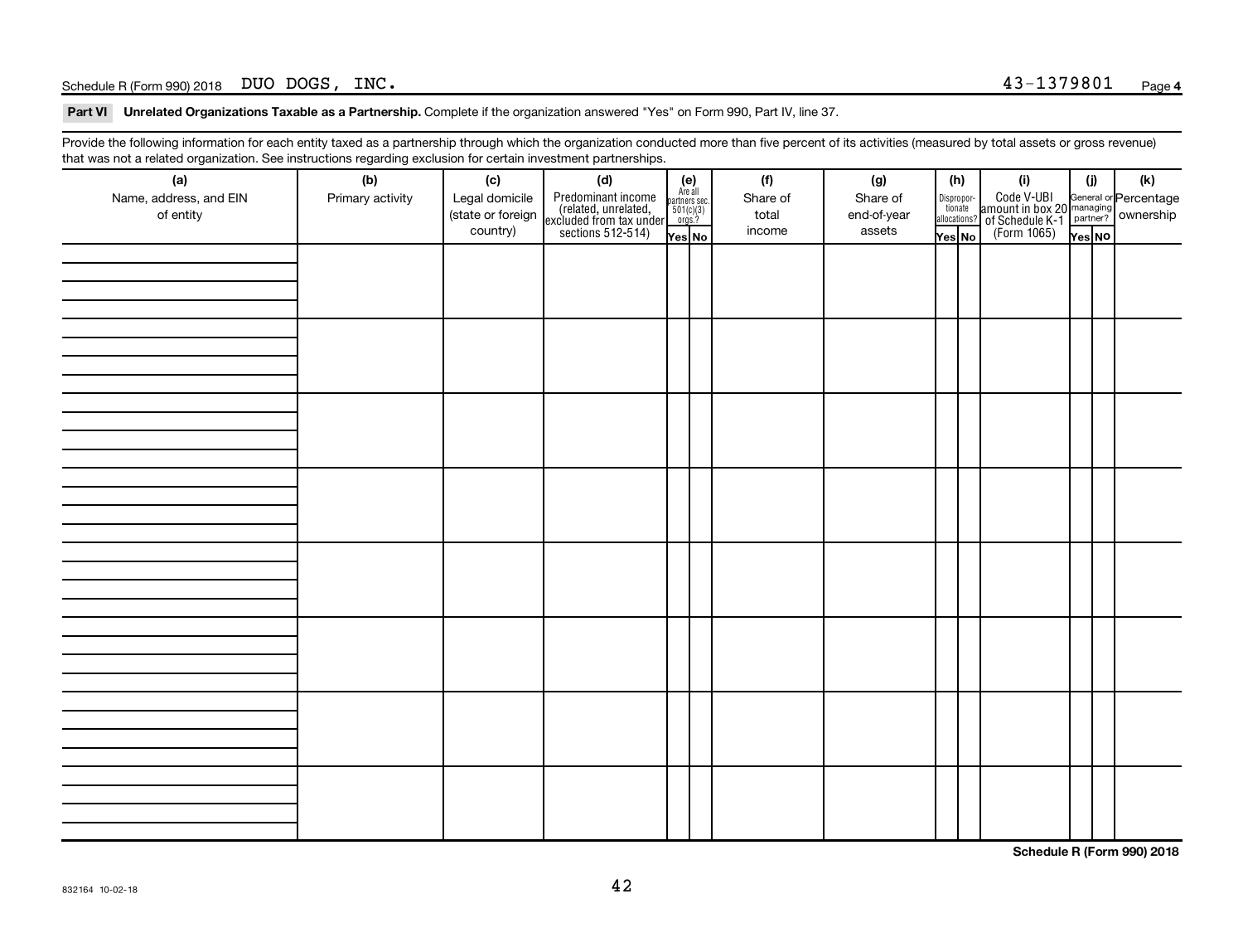Schedule R (Form 990) 2018 DUO DOGS, INC. 43-1379801 Page 4

**Part VI Unrelated Organizations Taxable as a Partnership.** Complete if the organization answered "Yes" on Form 990, Part IV, line 37.

Provide the following information for each entity taxed as a partnership through which the organization conducted more than five percent of its activities (measured by total assets or gross revenue) that was not a related organization. See instructions regarding exclusion for certain investment partnerships.

| (a) Name, address, and EIN of entity | (b) Primary activity | (c) Legal domicile (state or foreign country) | (d) Predominant income (related, unrelated, excluded from tax under sections 512-514) | (e) Are all partners sec. 501(c)(3) orgs.? | | (f) Share of total income | (g) Share of end-of-year assets | (h) Disproportionate allocations? | | (i) Code V-UBI amount in box 20 of Schedule K-1 (Form 1065) | (j) General or managing partner? | | (k) Percentage ownership |
|---|---|---|---|---|---|---|---|---|---|---|---|---|---|
| | | | | Yes | No | | | Yes | No | | Yes | No | |
| | | | | | | | | | | | | | |
| | | | | | | | | | | | | | |
| | | | | | | | | | | | | | |
| | | | | | | | | | | | | | |
| | | | | | | | | | | | | | |
| | | | | | | | | | | | | | |
| | | | | | | | | | | | | | |
| | | | | | | | | | | | | | |

Schedule R (Form 990) 2018

832164 10-02-18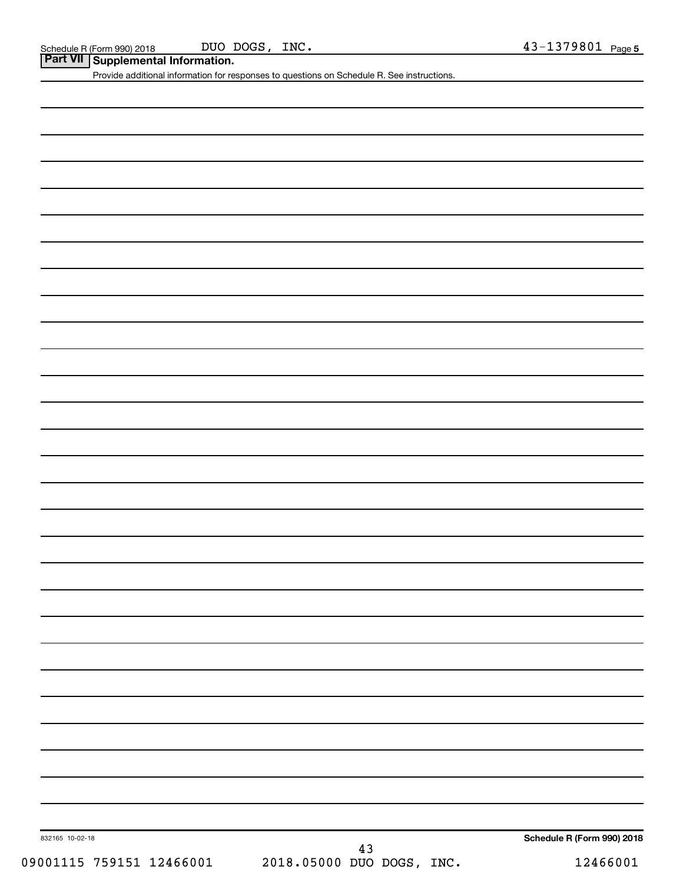## Part VII Supplemental Information.

Provide additional information for responses to questions on Schedule R. See instructions.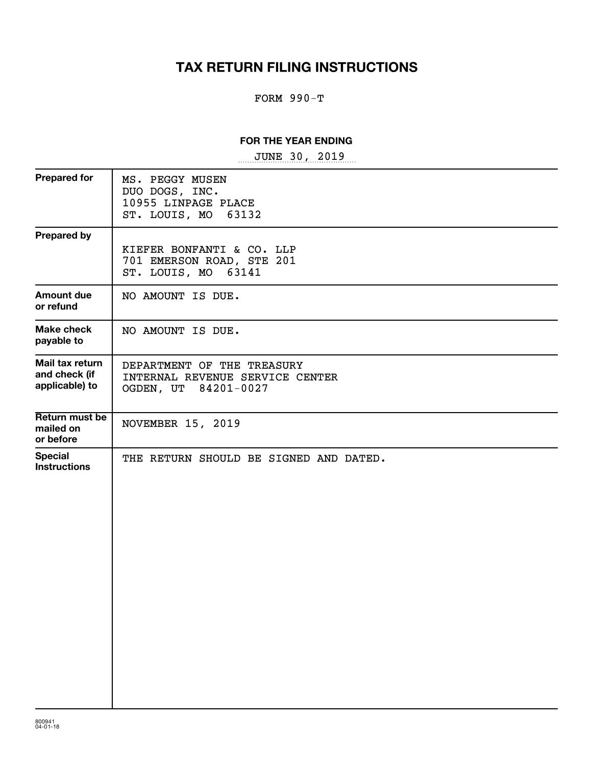# TAX RETURN FILING INSTRUCTIONS

FORM 990-T

**FOR THE YEAR ENDING**

JUNE 30, 2019

| | |
|---|---|
| **Prepared for** | MS. PEGGY MUSEN<br>DUO DOGS, INC.<br>10955 LINPAGE PLACE<br>ST. LOUIS, MO 63132 |
| **Prepared by** | KIEFER BONFANTI & CO. LLP<br>701 EMERSON ROAD, STE 201<br>ST. LOUIS, MO 63141 |
| **Amount due or refund** | NO AMOUNT IS DUE. |
| **Make check payable to** | NO AMOUNT IS DUE. |
| **Mail tax return and check (if applicable) to** | DEPARTMENT OF THE TREASURY<br>INTERNAL REVENUE SERVICE CENTER<br>OGDEN, UT 84201-0027 |
| **Return must be mailed on or before** | NOVEMBER 15, 2019 |
| **Special Instructions** | THE RETURN SHOULD BE SIGNED AND DATED. |

800941
04-01-18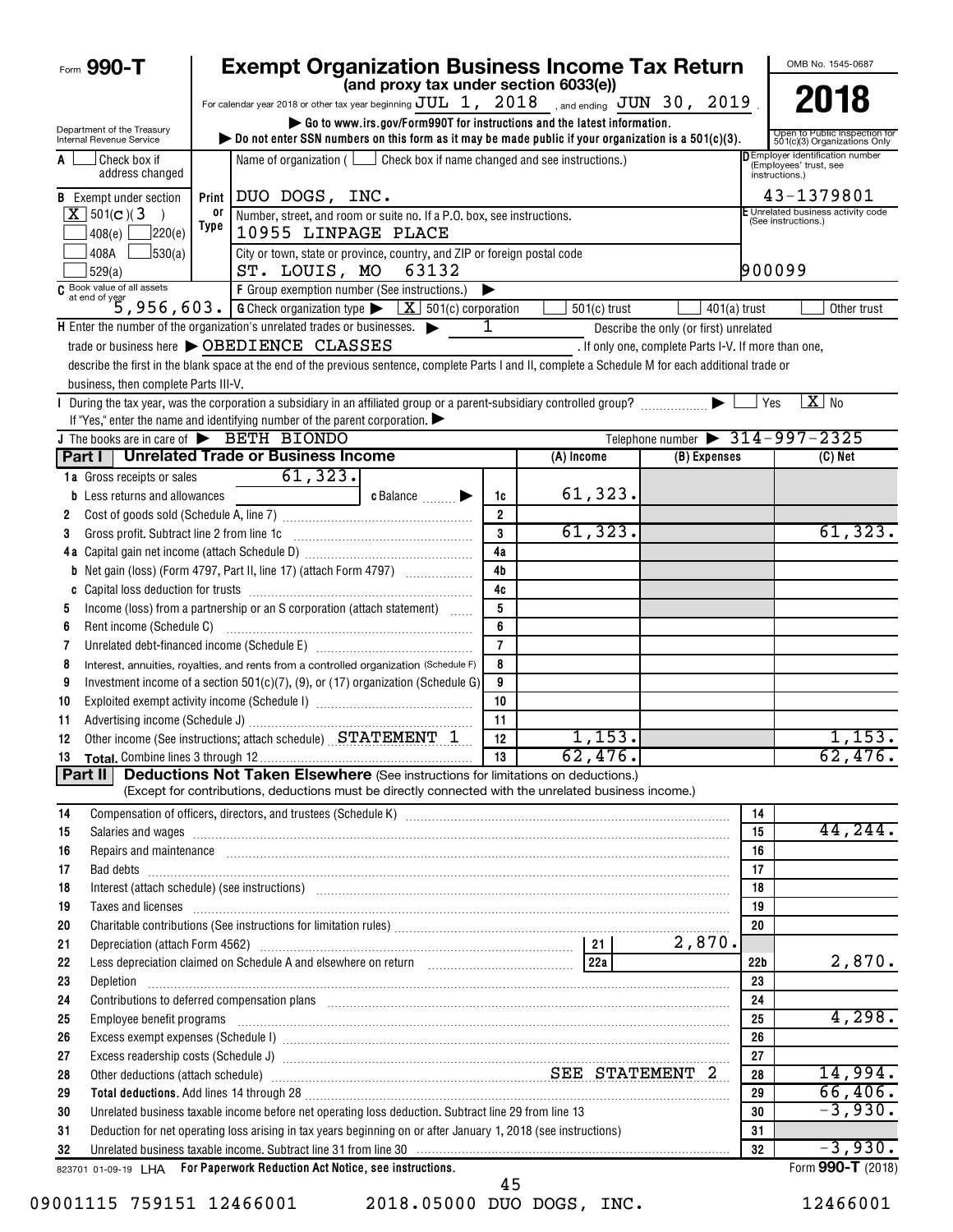# Form 990-T

## Exempt Organization Business Income Tax Return

**(and proxy tax under section 6033(e))**

For calendar year 2018 or other tax year beginning JUL 1, 2018, and ending JUN 30, 2019.

Go to www.irs.gov/Form990T for instructions and the latest information.

Do not enter SSN numbers on this form as it may be made public if your organization is a 501(c)(3).

OMB No. 1545-0687

**2018**

Open to Public Inspection for 501(c)(3) Organizations Only

Department of the Treasury
Internal Revenue Service

A [ ] Check box if address changed

B Exempt under section [X] 501(c)(3) [ ] 408(e) [ ] 220(e) [ ] 408A [ ] 530(a) [ ] 529(a)

Name of organization ( [ ] Check box if name changed and see instructions.)
DUO DOGS, INC.

Number, street, and room or suite no. If a P.O. box, see instructions.
10955 LINPAGE PLACE

City or town, state or province, country, and ZIP or foreign postal code
ST. LOUIS, MO 63132

D Employer identification number (Employees' trust, see instructions.)
43-1379801

E Unrelated business activity code (See instructions.)
900099

C Book value of all assets at end of year: 5,956,603.

F Group exemption number (See instructions.)

G Check organization type: [X] 501(c) corporation [ ] 501(c) trust [ ] 401(a) trust [ ] Other trust

H Enter the number of the organization's unrelated trades or businesses. 1 Describe the only (or first) unrelated trade or business here OBEDIENCE CLASSES. If only one, complete Parts I-V. If more than one, describe the first in the blank space at the end of the previous sentence, complete Parts I and II, complete a Schedule M for each additional trade or business, then complete Parts III-V.

I During the tax year, was the corporation a subsidiary in an affiliated group or a parent-subsidiary controlled group? [ ] Yes [X] No
If "Yes," enter the name and identifying number of the parent corporation.

J The books are in care of BETH BIONDO Telephone number 314-997-2325

## Part I Unrelated Trade or Business Income

| | | Line | (A) Income | (B) Expenses | (C) Net |
|---|---|---|---|---|---|
| 1a | Gross receipts or sales 61,323. | | | | |
| b | Less returns and allowances; c Balance | 1c | 61,323. | | |
| 2 | Cost of goods sold (Schedule A, line 7) | 2 | | | |
| 3 | Gross profit. Subtract line 2 from line 1c | 3 | 61,323. | | 61,323. |
| 4a | Capital gain net income (attach Schedule D) | 4a | | | |
| b | Net gain (loss) (Form 4797, Part II, line 17) (attach Form 4797) | 4b | | | |
| c | Capital loss deduction for trusts | 4c | | | |
| 5 | Income (loss) from a partnership or an S corporation (attach statement) | 5 | | | |
| 6 | Rent income (Schedule C) | 6 | | | |
| 7 | Unrelated debt-financed income (Schedule E) | 7 | | | |
| 8 | Interest, annuities, royalties, and rents from a controlled organization (Schedule F) | 8 | | | |
| 9 | Investment income of a section 501(c)(7), (9), or (17) organization (Schedule G) | 9 | | | |
| 10 | Exploited exempt activity income (Schedule I) | 10 | | | |
| 11 | Advertising income (Schedule J) | 11 | | | |
| 12 | Other income (See instructions; attach schedule) STATEMENT 1 | 12 | 1,153. | | 1,153. |
| 13 | Total. Combine lines 3 through 12 | 13 | 62,476. | | 62,476. |

## Part II Deductions Not Taken Elsewhere (See instructions for limitations on deductions.)

(Except for contributions, deductions must be directly connected with the unrelated business income.)

| | | Line | Amount |
|---|---|---|---|
| 14 | Compensation of officers, directors, and trustees (Schedule K) | 14 | |
| 15 | Salaries and wages | 15 | 44,244. |
| 16 | Repairs and maintenance | 16 | |
| 17 | Bad debts | 17 | |
| 18 | Interest (attach schedule) (see instructions) | 18 | |
| 19 | Taxes and licenses | 19 | |
| 20 | Charitable contributions (See instructions for limitation rules) | 20 | |
| 21 | Depreciation (attach Form 4562) — line 21: 2,870. | | |
| 22 | Less depreciation claimed on Schedule A and elsewhere on return — line 22a | 22b | 2,870. |
| 23 | Depletion | 23 | |
| 24 | Contributions to deferred compensation plans | 24 | |
| 25 | Employee benefit programs | 25 | 4,298. |
| 26 | Excess exempt expenses (Schedule I) | 26 | |
| 27 | Excess readership costs (Schedule J) | 27 | |
| 28 | Other deductions (attach schedule) SEE STATEMENT 2 | 28 | 14,994. |
| 29 | Total deductions. Add lines 14 through 28 | 29 | 66,406. |
| 30 | Unrelated business taxable income before net operating loss deduction. Subtract line 29 from line 13 | 30 | -3,930. |
| 31 | Deduction for net operating loss arising in tax years beginning on or after January 1, 2018 (see instructions) | 31 | |
| 32 | Unrelated business taxable income. Subtract line 31 from line 30 | 32 | -3,930. |

823701 01-09-19 LHA For Paperwork Reduction Act Notice, see instructions. Form 990-T (2018)

09001115 759151 12466001 2018.05000 DUO DOGS, INC. 12466001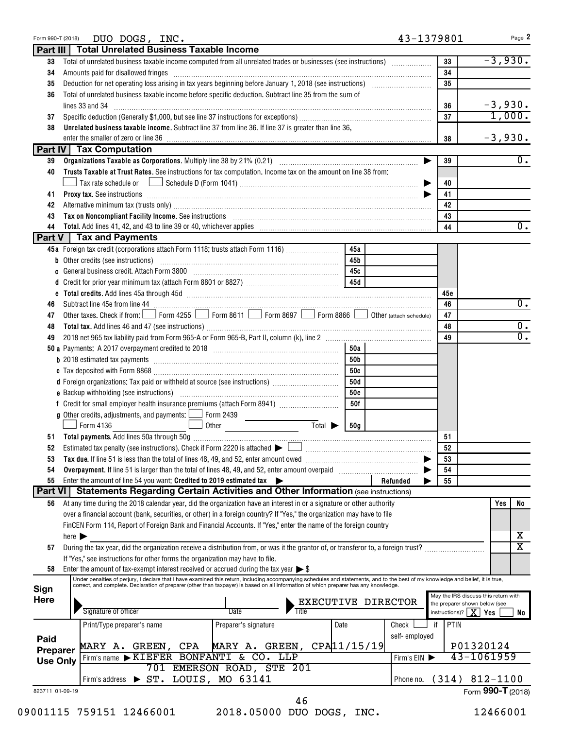Form 990-T (2018) DUO DOGS, INC. 43-1379801 Page 2

## Part III Total Unrelated Business Taxable Income

| | | | |
|---|---|---|---|
| 33 | Total of unrelated business taxable income computed from all unrelated trades or businesses (see instructions) | 33 | -3,930. |
| 34 | Amounts paid for disallowed fringes | 34 | |
| 35 | Deduction for net operating loss arising in tax years beginning before January 1, 2018 (see instructions) | 35 | |
| 36 | Total of unrelated business taxable income before specific deduction. Subtract line 35 from the sum of lines 33 and 34 | 36 | -3,930. |
| 37 | Specific deduction (Generally $1,000, but see line 37 instructions for exceptions) | 37 | 1,000. |
| 38 | **Unrelated business taxable income.** Subtract line 37 from line 36. If line 37 is greater than line 36, enter the smaller of zero or line 36 | 38 | -3,930. |

## Part IV Tax Computation

| | | | |
|---|---|---|---|
| 39 | **Organizations Taxable as Corporations.** Multiply line 38 by 21% (0.21) | 39 | 0. |
| 40 | **Trusts Taxable at Trust Rates.** See instructions for tax computation. Income tax on the amount on line 38 from: ☐ Tax rate schedule or ☐ Schedule D (Form 1041) | 40 | |
| 41 | **Proxy tax.** See instructions | 41 | |
| 42 | Alternative minimum tax (trusts only) | 42 | |
| 43 | **Tax on Noncompliant Facility Income.** See instructions | 43 | |
| 44 | **Total.** Add lines 41, 42, and 43 to line 39 or 40, whichever applies | 44 | 0. |

## Part V Tax and Payments

| | | | | | |
|---|---|---|---|---|---|
| 45a | Foreign tax credit (corporations attach Form 1118; trusts attach Form 1116) | 45a | | | |
| b | Other credits (see instructions) | 45b | | | |
| c | General business credit. Attach Form 3800 | 45c | | | |
| d | Credit for prior year minimum tax (attach Form 8801 or 8827) | 45d | | | |
| e | **Total credits.** Add lines 45a through 45d | | | 45e | |
| 46 | Subtract line 45e from line 44 | | | 46 | 0. |
| 47 | Other taxes. Check if from: ☐ Form 4255 ☐ Form 8611 ☐ Form 8697 ☐ Form 8866 ☐ Other (attach schedule) | | | 47 | |
| 48 | **Total tax.** Add lines 46 and 47 (see instructions) | | | 48 | 0. |
| 49 | 2018 net 965 tax liability paid from Form 965-A or Form 965-B, Part II, column (k), line 2 | | | 49 | 0. |
| 50a | Payments: A 2017 overpayment credited to 2018 | 50a | | | |
| b | 2018 estimated tax payments | 50b | | | |
| c | Tax deposited with Form 8868 | 50c | | | |
| d | Foreign organizations: Tax paid or withheld at source (see instructions) | 50d | | | |
| e | Backup withholding (see instructions) | 50e | | | |
| f | Credit for small employer health insurance premiums (attach Form 8941) | 50f | | | |
| g | Other credits, adjustments, and payments: ☐ Form 2439 ☐ Form 4136 ☐ Other Total ▶ | 50g | | | |
| 51 | **Total payments.** Add lines 50a through 50g | | | 51 | |
| 52 | Estimated tax penalty (see instructions). Check if Form 2220 is attached ▶ ☐ | | | 52 | |
| 53 | **Tax due.** If line 51 is less than the total of lines 48, 49, and 52, enter amount owed | | | 53 | |
| 54 | **Overpayment.** If line 51 is larger than the total of lines 48, 49, and 52, enter amount overpaid | | | 54 | |
| 55 | Enter the amount of line 54 you want: **Credited to 2019 estimated tax** ▶ | | Refunded ▶ | 55 | |

## Part VI Statements Regarding Certain Activities and Other Information (see instructions)

| | | Yes | No |
|---|---|---|---|
| 56 | At any time during the 2018 calendar year, did the organization have an interest in or a signature or other authority over a financial account (bank, securities, or other) in a foreign country? If "Yes," the organization may have to file FinCEN Form 114, Report of Foreign Bank and Financial Accounts. If "Yes," enter the name of the foreign country here ▶ | | X |
| 57 | During the tax year, did the organization receive a distribution from, or was it the grantor of, or transferor to, a foreign trust? If "Yes," see instructions for other forms the organization may have to file. | | X |
| 58 | Enter the amount of tax-exempt interest received or accrued during the tax year ▶ $ | | |

**Sign Here**

Under penalties of perjury, I declare that I have examined this return, including accompanying schedules and statements, and to the best of my knowledge and belief, it is true, correct, and complete. Declaration of preparer (other than taxpayer) is based on all information of which preparer has any knowledge.

Signature of officer | Date | Title: EXECUTIVE DIRECTOR

May the IRS discuss this return with the preparer shown below (see instructions)? ☒ Yes ☐ No

**Paid Preparer Use Only**

| Print/Type preparer's name | Preparer's signature | Date | Check ☐ if self-employed | PTIN |
|---|---|---|---|---|
| MARY A. GREEN, CPA | MARY A. GREEN, CPA | 11/15/19 | | P01320124 |

Firm's name ▶ KIEFER BONFANTI & CO. LLP — Firm's EIN ▶ 43-1061959

Firm's address ▶ 701 EMERSON ROAD, STE 201, ST. LOUIS, MO 63141 — Phone no. (314) 812-1100

823711 01-09-19 Form **990-T** (2018)

09001115 759151 12466001 2018.05000 DUO DOGS, INC. 12466001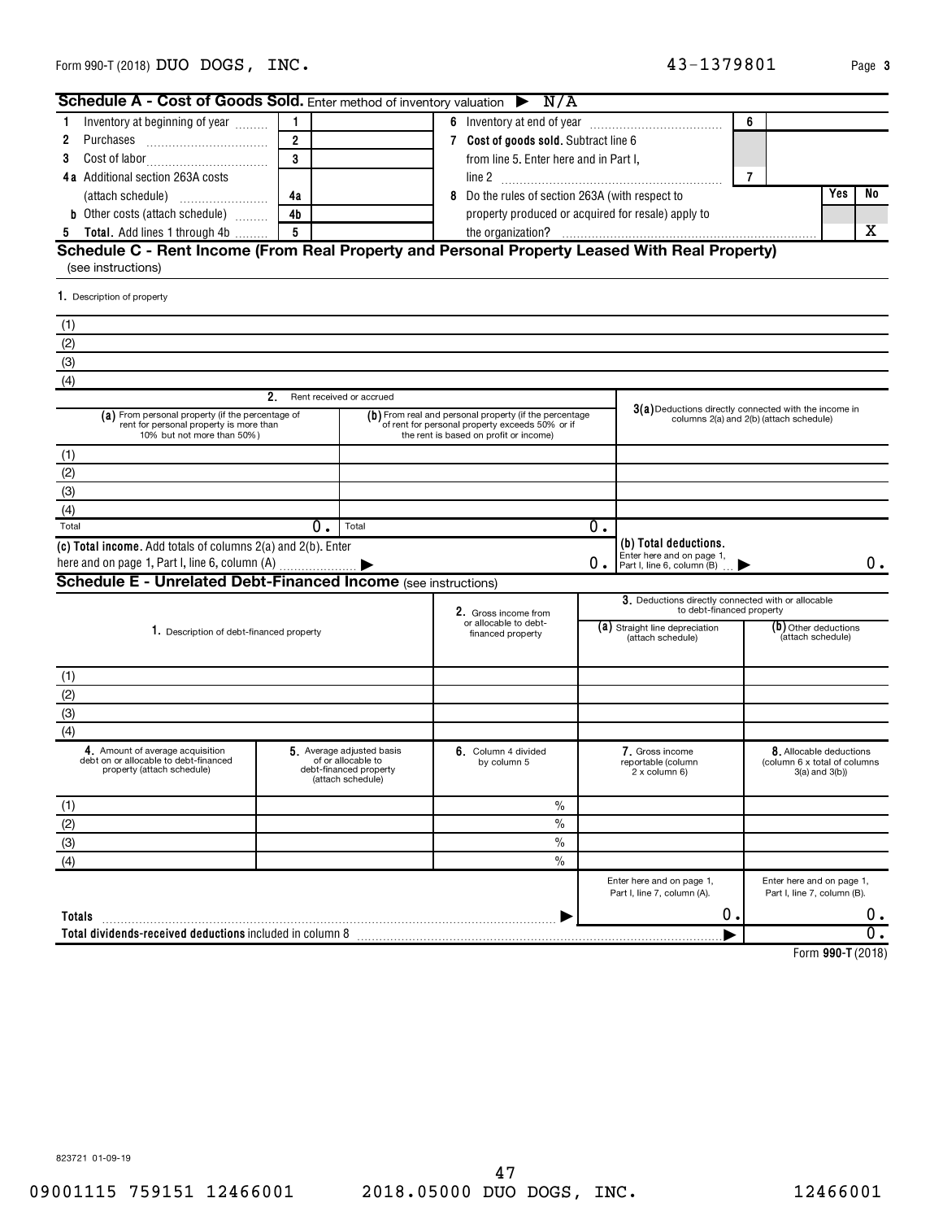Form 990-T (2018) DUO DOGS, INC. 43-1379801 Page 3

## Schedule A - Cost of Goods Sold. Enter method of inventory valuation ▶ N/A

| | | | | | | |
|---|---|---|---|---|---|---|
| 1 Inventory at beginning of year | 1 | | 6 Inventory at end of year | 6 | | |
| 2 Purchases | 2 | | 7 Cost of goods sold. Subtract line 6 from line 5. Enter here and in Part I, line 2 | 7 | | |
| 3 Cost of labor | 3 | | | | | |
| 4a Additional section 263A costs (attach schedule) | 4a | | 8 Do the rules of section 263A (with respect to property produced or acquired for resale) apply to the organization? | | Yes | No |
| b Other costs (attach schedule) | 4b | | | | | |
| 5 Total. Add lines 1 through 4b | 5 | | | | | X |

## Schedule C - Rent Income (From Real Property and Personal Property Leased With Real Property)

(see instructions)

1. Description of property

(1)
(2)
(3)
(4)

| | 2. Rent received or accrued (a) From personal property (if the percentage of rent for personal property is more than 10% but not more than 50%) | (b) From real and personal property (if the percentage of rent for personal property exceeds 50% or if the rent is based on profit or income) | 3(a) Deductions directly connected with the income in columns 2(a) and 2(b) (attach schedule) |
|---|---|---|---|
| (1) | | | |
| (2) | | | |
| (3) | | | |
| (4) | | | |
| Total | 0. | 0. | |
| (c) Total income. Add totals of columns 2(a) and 2(b). Enter here and on page 1, Part I, line 6, column (A) ▶ | | 0. | (b) Total deductions. Enter here and on page 1, Part I, line 6, column (B) ▶ 0. |

## Schedule E - Unrelated Debt-Financed Income (see instructions)

| 1. Description of debt-financed property | 2. Gross income from or allocable to debt-financed property | 3. Deductions directly connected with or allocable to debt-financed property (a) Straight line depreciation (attach schedule) | (b) Other deductions (attach schedule) |
|---|---|---|---|
| (1) | | | |
| (2) | | | |
| (3) | | | |
| (4) | | | |

| | 4. Amount of average acquisition debt on or allocable to debt-financed property (attach schedule) | 5. Average adjusted basis of or allocable to debt-financed property (attach schedule) | 6. Column 4 divided by column 5 | 7. Gross income reportable (column 2 x column 6) | 8. Allocable deductions (column 6 x total of columns 3(a) and 3(b)) |
|---|---|---|---|---|---|
| (1) | | | % | | |
| (2) | | | % | | |
| (3) | | | % | | |
| (4) | | | % | | |
| | | | | Enter here and on page 1, Part I, line 7, column (A). | Enter here and on page 1, Part I, line 7, column (B). |
| Totals ▶ | | | | 0. | 0. |
| Total dividends-received deductions included in column 8 ▶ | | | | | 0. |

Form 990-T (2018)

823721 01-09-19

09001115 759151 12466001 2018.05000 DUO DOGS, INC. 12466001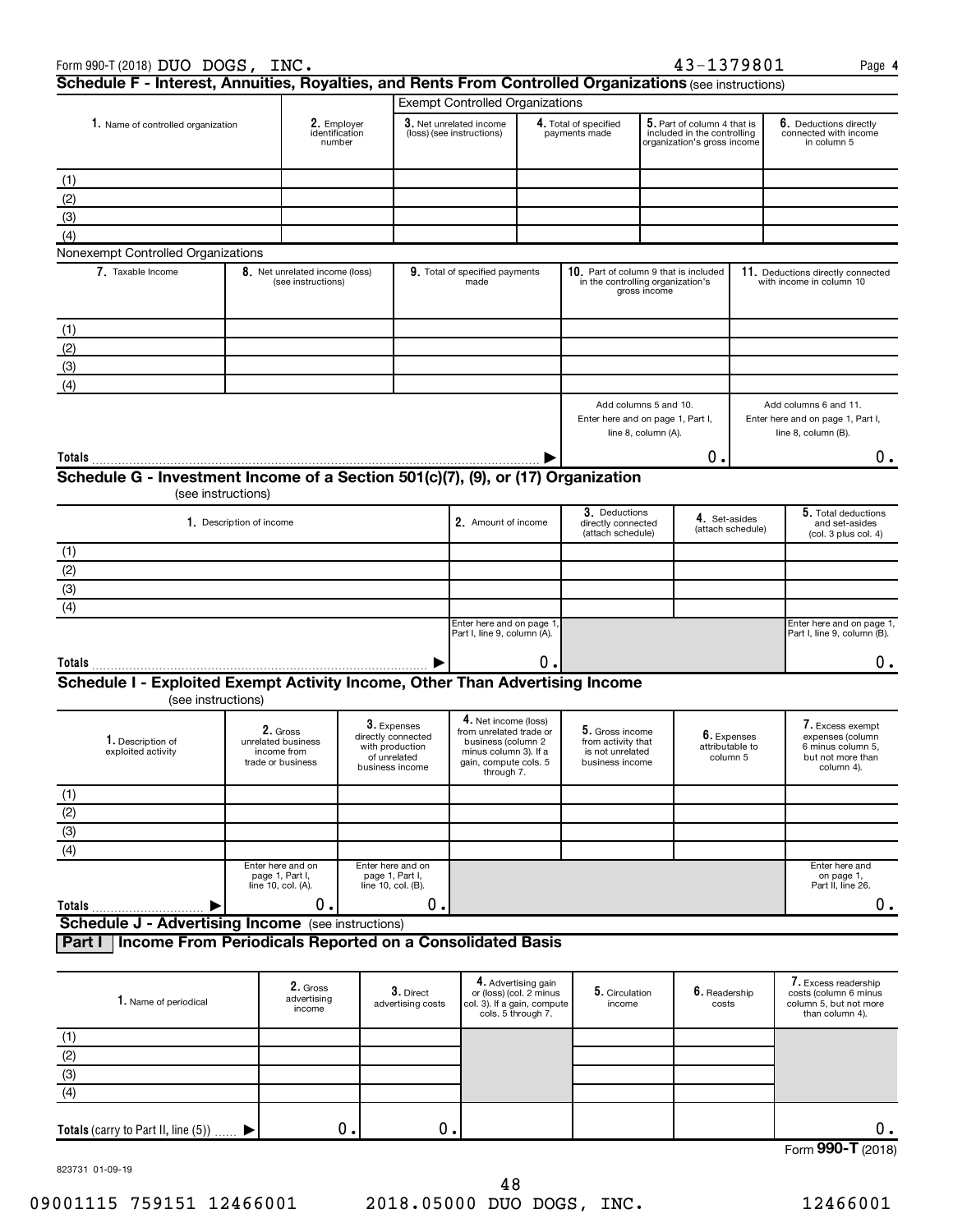Form 990-T (2018) DUO DOGS, INC. 43-1379801 Page 4

## Schedule F - Interest, Annuities, Royalties, and Rents From Controlled Organizations (see instructions)

| | | Exempt Controlled Organizations | | | |
|---|---|---|---|---|---|
| 1. Name of controlled organization | 2. Employer identification number | 3. Net unrelated income (loss) (see instructions) | 4. Total of specified payments made | 5. Part of column 4 that is included in the controlling organization's gross income | 6. Deductions directly connected with income in column 5 |
| (1) | | | | | |
| (2) | | | | | |
| (3) | | | | | |
| (4) | | | | | |

Nonexempt Controlled Organizations

| 7. Taxable Income | 8. Net unrelated income (loss) (see instructions) | 9. Total of specified payments made | 10. Part of column 9 that is included in the controlling organization's gross income | 11. Deductions directly connected with income in column 10 |
|---|---|---|---|---|
| (1) | | | | |
| (2) | | | | |
| (3) | | | | |
| (4) | | | | |
| | | | Add columns 5 and 10. Enter here and on page 1, Part I, line 8, column (A). | Add columns 6 and 11. Enter here and on page 1, Part I, line 8, column (B). |
| Totals | | | 0. | 0. |

## Schedule G - Investment Income of a Section 501(c)(7), (9), or (17) Organization
(see instructions)

| 1. Description of income | 2. Amount of income | 3. Deductions directly connected (attach schedule) | 4. Set-asides (attach schedule) | 5. Total deductions and set-asides (col. 3 plus col. 4) |
|---|---|---|---|---|
| (1) | | | | |
| (2) | | | | |
| (3) | | | | |
| (4) | | | | |
| | Enter here and on page 1, Part I, line 9, column (A). | | | Enter here and on page 1, Part I, line 9, column (B). |
| Totals | 0. | | | 0. |

## Schedule I - Exploited Exempt Activity Income, Other Than Advertising Income
(see instructions)

| 1. Description of exploited activity | 2. Gross unrelated business income from trade or business | 3. Expenses directly connected with production of unrelated business income | 4. Net income (loss) from unrelated trade or business (column 2 minus column 3). If a gain, compute cols. 5 through 7. | 5. Gross income from activity that is not unrelated business income | 6. Expenses attributable to column 5 | 7. Excess exempt expenses (column 6 minus column 5, but not more than column 4). |
|---|---|---|---|---|---|---|
| (1) | | | | | | |
| (2) | | | | | | |
| (3) | | | | | | |
| (4) | | | | | | |
| | Enter here and on page 1, Part I, line 10, col. (A). | Enter here and on page 1, Part I, line 10, col. (B). | | | | Enter here and on page 1, Part II, line 26. |
| Totals | 0. | 0. | | | | 0. |

## Schedule J - Advertising Income (see instructions)

### Part I Income From Periodicals Reported on a Consolidated Basis

| 1. Name of periodical | 2. Gross advertising income | 3. Direct advertising costs | 4. Advertising gain or (loss) (col. 2 minus col. 3). If a gain, compute cols. 5 through 7. | 5. Circulation income | 6. Readership costs | 7. Excess readership costs (column 6 minus column 5, but not more than column 4). |
|---|---|---|---|---|---|---|
| (1) | | | | | | |
| (2) | | | | | | |
| (3) | | | | | | |
| (4) | | | | | | |
| Totals (carry to Part II, line (5)) | 0. | 0. | | | | 0. |

Form 990-T (2018)

823731 01-09-19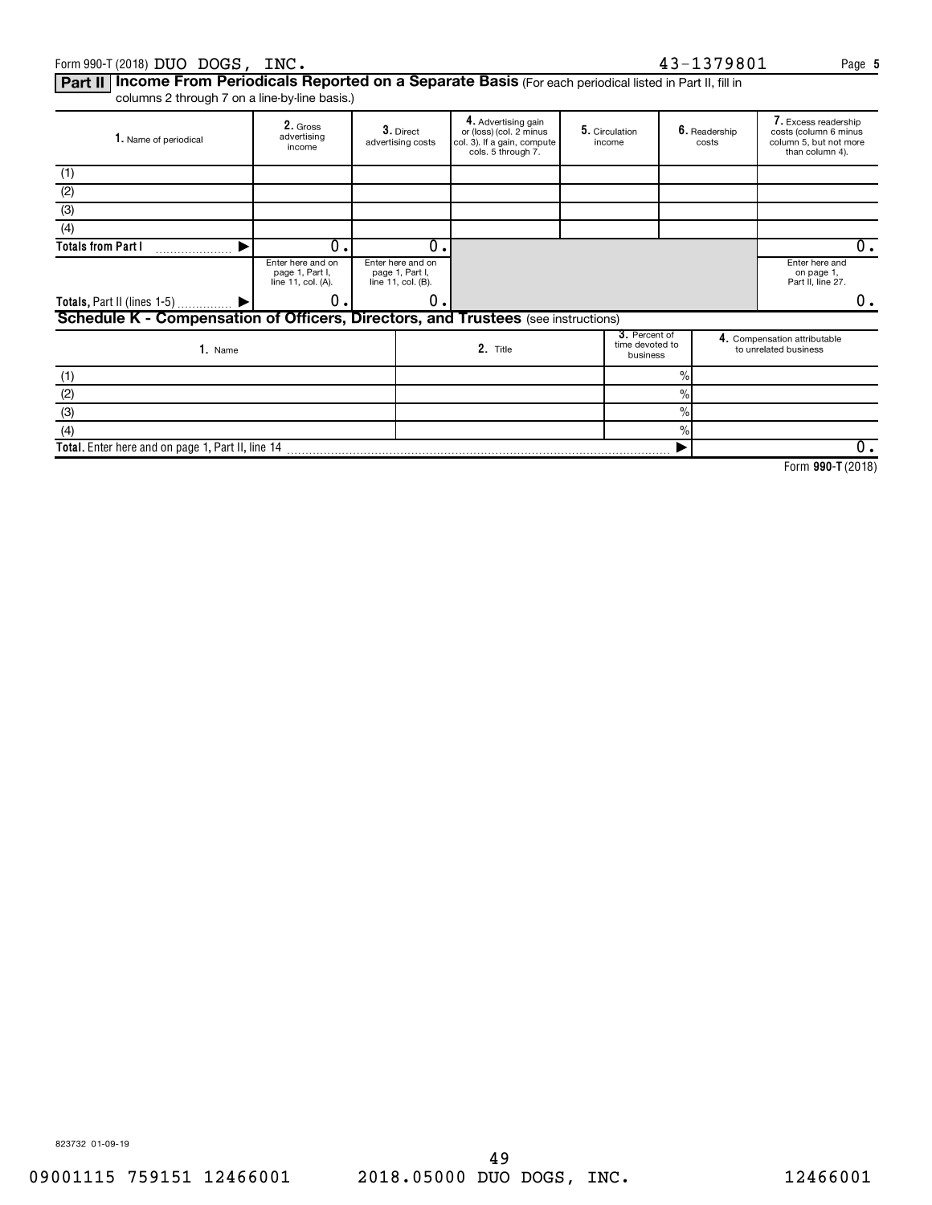Form 990-T (2018) DUO DOGS, INC. 43-1379801 Page 5

**Part II** **Income From Periodicals Reported on a Separate Basis** (For each periodical listed in Part II, fill in columns 2 through 7 on a line-by-line basis.)

| 1. Name of periodical | 2. Gross advertising income | 3. Direct advertising costs | 4. Advertising gain or (loss) (col. 2 minus col. 3). If a gain, compute cols. 5 through 7. | 5. Circulation income | 6. Readership costs | 7. Excess readership costs (column 6 minus column 5, but not more than column 4). |
|---|---|---|---|---|---|---|
| (1) | | | | | | |
| (2) | | | | | | |
| (3) | | | | | | |
| (4) | | | | | | |
| **Totals from Part I** ▶ | 0. | 0. | | | | 0. |
| | Enter here and on page 1, Part I, line 11, col. (A). | Enter here and on page 1, Part I, line 11, col. (B). | | | | Enter here and on page 1, Part II, line 27. |
| **Totals,** Part II (lines 1-5) ▶ | 0. | 0. | | | | 0. |

**Schedule K - Compensation of Officers, Directors, and Trustees** (see instructions)

| 1. Name | 2. Title | 3. Percent of time devoted to business | 4. Compensation attributable to unrelated business |
|---|---|---|---|
| (1) | | % | |
| (2) | | % | |
| (3) | | % | |
| (4) | | % | |
| **Total.** Enter here and on page 1, Part II, line 14 ▶ | | | 0. |

Form **990-T** (2018)

823732 01-09-19

09001115 759151 12466001 2018.05000 DUO DOGS, INC. 12466001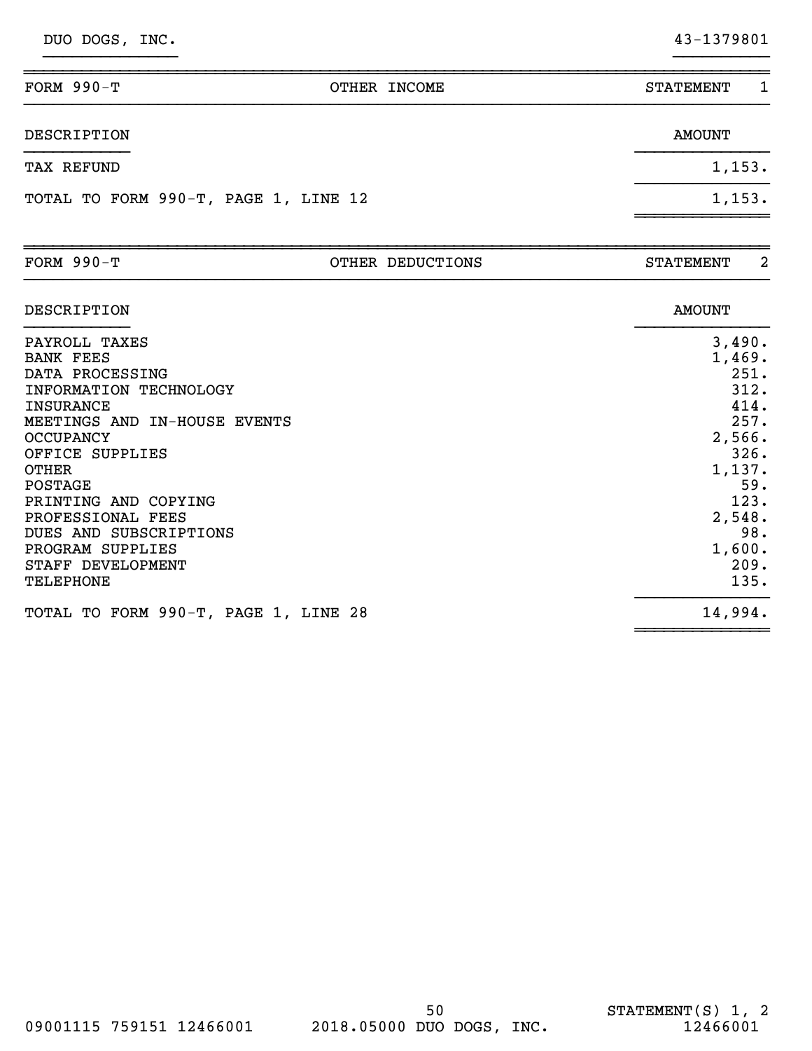DUO DOGS, INC. 43-1379801

| FORM 990-T | OTHER INCOME | STATEMENT 1 |
|---|---|---|
| DESCRIPTION | | AMOUNT |
| TAX REFUND | | 1,153. |
| TOTAL TO FORM 990-T, PAGE 1, LINE 12 | | 1,153. |

| FORM 990-T | OTHER DEDUCTIONS | STATEMENT 2 |
|---|---|---|
| DESCRIPTION | | AMOUNT |
| PAYROLL TAXES | | 3,490. |
| BANK FEES | | 1,469. |
| DATA PROCESSING | | 251. |
| INFORMATION TECHNOLOGY | | 312. |
| INSURANCE | | 414. |
| MEETINGS AND IN-HOUSE EVENTS | | 257. |
| OCCUPANCY | | 2,566. |
| OFFICE SUPPLIES | | 326. |
| OTHER | | 1,137. |
| POSTAGE | | 59. |
| PRINTING AND COPYING | | 123. |
| PROFESSIONAL FEES | | 2,548. |
| DUES AND SUBSCRIPTIONS | | 98. |
| PROGRAM SUPPLIES | | 1,600. |
| STAFF DEVELOPMENT | | 209. |
| TELEPHONE | | 135. |
| TOTAL TO FORM 990-T, PAGE 1, LINE 28 | | 14,994. |

STATEMENT(S) 1, 2